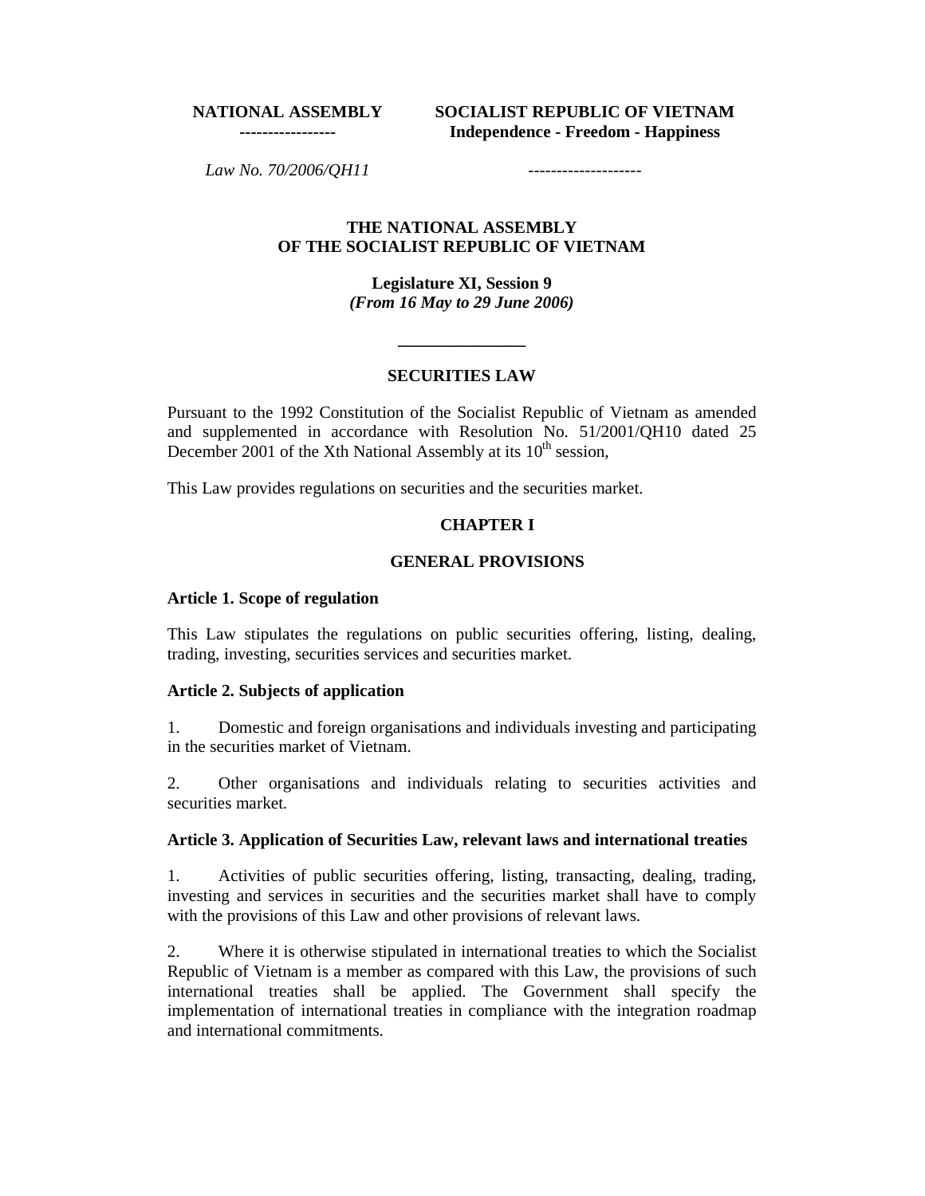**NATIONAL ASSEMBLY**
----------------

**SOCIALIST REPUBLIC OF VIETNAM**
**Independence - Freedom - Happiness**
--------------------

*Law No. 70/2006/QH11*

**THE NATIONAL ASSEMBLY**
**OF THE SOCIALIST REPUBLIC OF VIETNAM**

**Legislature XI, Session 9**
***(From 16 May to 29 June 2006)***

---

# SECURITIES LAW

Pursuant to the 1992 Constitution of the Socialist Republic of Vietnam as amended and supplemented in accordance with Resolution No. 51/2001/QH10 dated 25 December 2001 of the Xth National Assembly at its 10th session,

This Law provides regulations on securities and the securities market.

## CHAPTER I

## GENERAL PROVISIONS

### Article 1. Scope of regulation

This Law stipulates the regulations on public securities offering, listing, dealing, trading, investing, securities services and securities market.

### Article 2. Subjects of application

1. Domestic and foreign organisations and individuals investing and participating in the securities market of Vietnam.

2. Other organisations and individuals relating to securities activities and securities market.

### Article 3. Application of Securities Law, relevant laws and international treaties

1. Activities of public securities offering, listing, transacting, dealing, trading, investing and services in securities and the securities market shall have to comply with the provisions of this Law and other provisions of relevant laws.

2. Where it is otherwise stipulated in international treaties to which the Socialist Republic of Vietnam is a member as compared with this Law, the provisions of such international treaties shall be applied. The Government shall specify the implementation of international treaties in compliance with the integration roadmap and international commitments.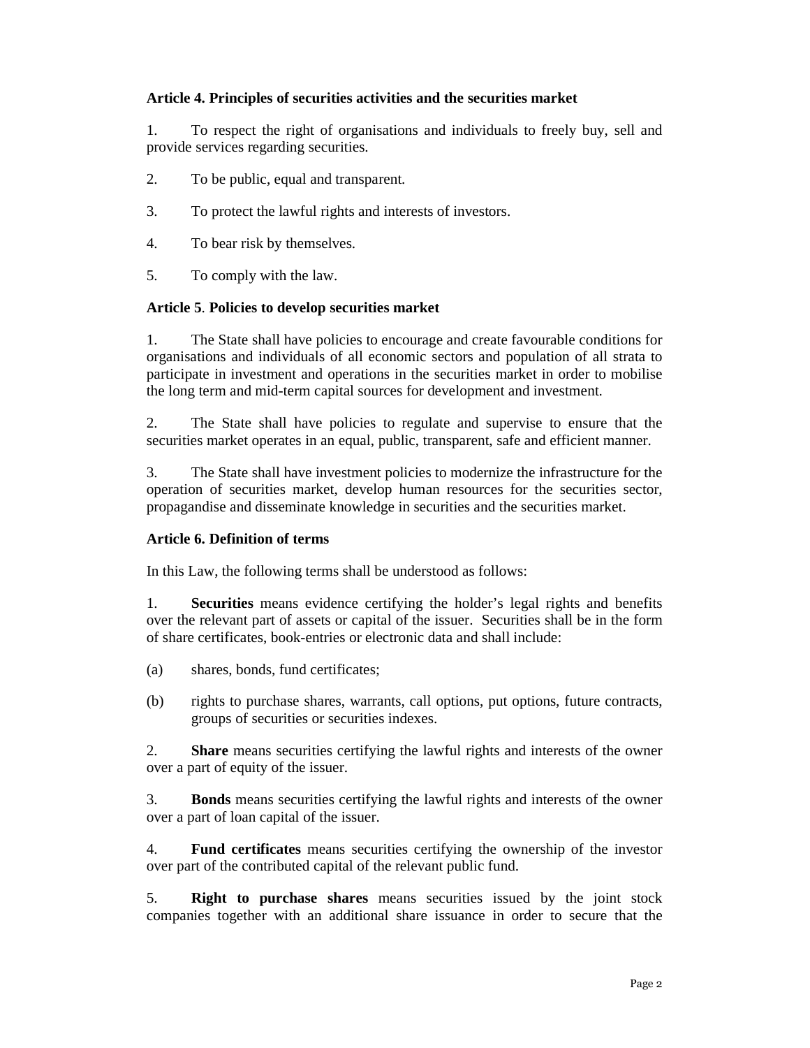**Article 4. Principles of securities activities and the securities market**

1. To respect the right of organisations and individuals to freely buy, sell and provide services regarding securities.

2. To be public, equal and transparent.

3. To protect the lawful rights and interests of investors.

4. To bear risk by themselves.

5. To comply with the law.

**Article 5. Policies to develop securities market**

1. The State shall have policies to encourage and create favourable conditions for organisations and individuals of all economic sectors and population of all strata to participate in investment and operations in the securities market in order to mobilise the long term and mid-term capital sources for development and investment.

2. The State shall have policies to regulate and supervise to ensure that the securities market operates in an equal, public, transparent, safe and efficient manner.

3. The State shall have investment policies to modernize the infrastructure for the operation of securities market, develop human resources for the securities sector, propagandise and disseminate knowledge in securities and the securities market.

**Article 6. Definition of terms**

In this Law, the following terms shall be understood as follows:

1. **Securities** means evidence certifying the holder's legal rights and benefits over the relevant part of assets or capital of the issuer. Securities shall be in the form of share certificates, book-entries or electronic data and shall include:

(a) shares, bonds, fund certificates;

(b) rights to purchase shares, warrants, call options, put options, future contracts, groups of securities or securities indexes.

2. **Share** means securities certifying the lawful rights and interests of the owner over a part of equity of the issuer.

3. **Bonds** means securities certifying the lawful rights and interests of the owner over a part of loan capital of the issuer.

4. **Fund certificates** means securities certifying the ownership of the investor over part of the contributed capital of the relevant public fund.

5. **Right to purchase shares** means securities issued by the joint stock companies together with an additional share issuance in order to secure that the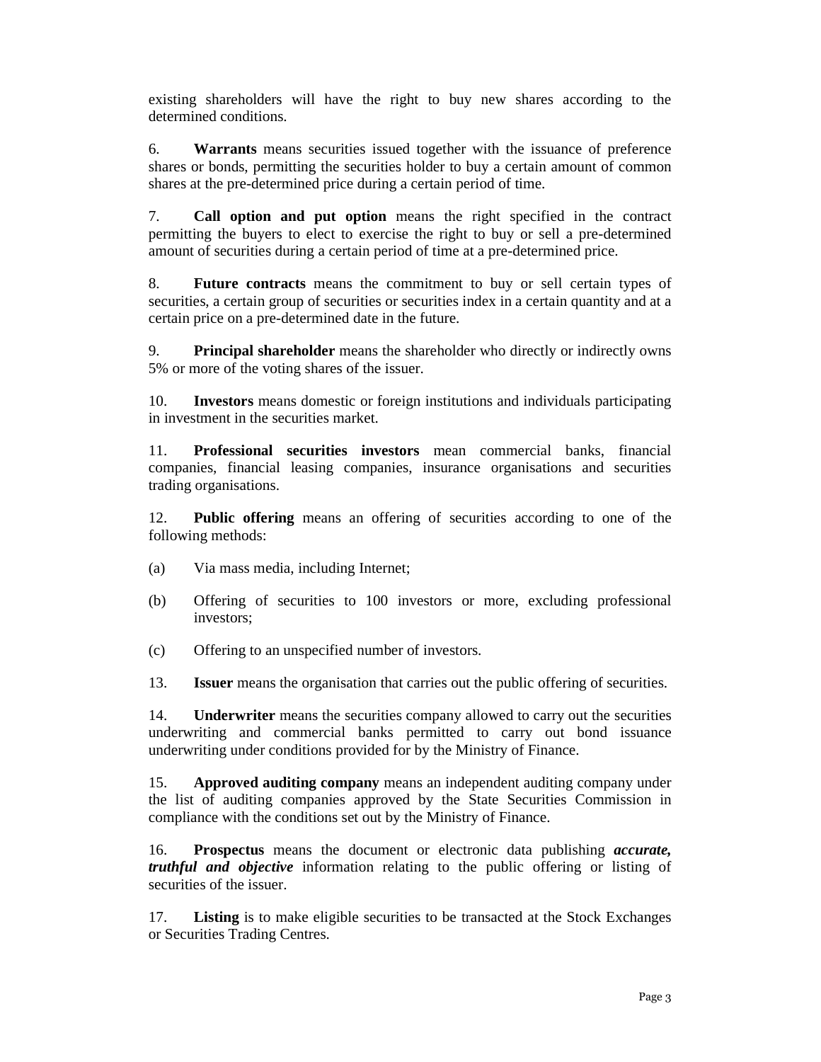existing shareholders will have the right to buy new shares according to the determined conditions.

6. **Warrants** means securities issued together with the issuance of preference shares or bonds, permitting the securities holder to buy a certain amount of common shares at the pre-determined price during a certain period of time.

7. **Call option and put option** means the right specified in the contract permitting the buyers to elect to exercise the right to buy or sell a pre-determined amount of securities during a certain period of time at a pre-determined price.

8. **Future contracts** means the commitment to buy or sell certain types of securities, a certain group of securities or securities index in a certain quantity and at a certain price on a pre-determined date in the future.

9. **Principal shareholder** means the shareholder who directly or indirectly owns 5% or more of the voting shares of the issuer.

10. **Investors** means domestic or foreign institutions and individuals participating in investment in the securities market.

11. **Professional securities investors** mean commercial banks, financial companies, financial leasing companies, insurance organisations and securities trading organisations.

12. **Public offering** means an offering of securities according to one of the following methods:

(a) Via mass media, including Internet;

(b) Offering of securities to 100 investors or more, excluding professional investors;

(c) Offering to an unspecified number of investors.

13. **Issuer** means the organisation that carries out the public offering of securities.

14. **Underwriter** means the securities company allowed to carry out the securities underwriting and commercial banks permitted to carry out bond issuance underwriting under conditions provided for by the Ministry of Finance.

15. **Approved auditing company** means an independent auditing company under the list of auditing companies approved by the State Securities Commission in compliance with the conditions set out by the Ministry of Finance.

16. **Prospectus** means the document or electronic data publishing ***accurate, truthful and objective*** information relating to the public offering or listing of securities of the issuer.

17. **Listing** is to make eligible securities to be transacted at the Stock Exchanges or Securities Trading Centres.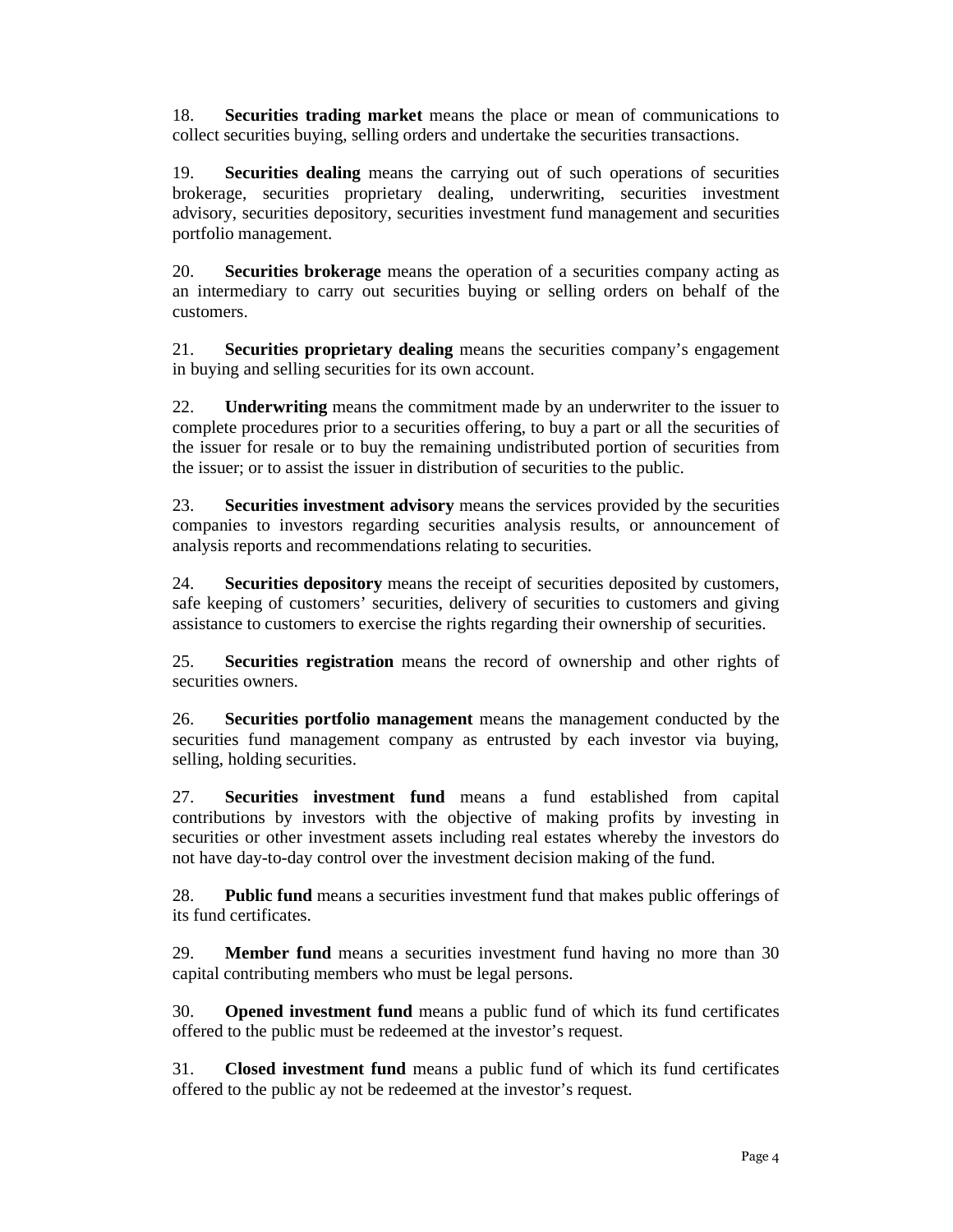18. **Securities trading market** means the place or mean of communications to collect securities buying, selling orders and undertake the securities transactions.

19. **Securities dealing** means the carrying out of such operations of securities brokerage, securities proprietary dealing, underwriting, securities investment advisory, securities depository, securities investment fund management and securities portfolio management.

20. **Securities brokerage** means the operation of a securities company acting as an intermediary to carry out securities buying or selling orders on behalf of the customers.

21. **Securities proprietary dealing** means the securities company's engagement in buying and selling securities for its own account.

22. **Underwriting** means the commitment made by an underwriter to the issuer to complete procedures prior to a securities offering, to buy a part or all the securities of the issuer for resale or to buy the remaining undistributed portion of securities from the issuer; or to assist the issuer in distribution of securities to the public.

23. **Securities investment advisory** means the services provided by the securities companies to investors regarding securities analysis results, or announcement of analysis reports and recommendations relating to securities.

24. **Securities depository** means the receipt of securities deposited by customers, safe keeping of customers' securities, delivery of securities to customers and giving assistance to customers to exercise the rights regarding their ownership of securities.

25. **Securities registration** means the record of ownership and other rights of securities owners.

26. **Securities portfolio management** means the management conducted by the securities fund management company as entrusted by each investor via buying, selling, holding securities.

27. **Securities investment fund** means a fund established from capital contributions by investors with the objective of making profits by investing in securities or other investment assets including real estates whereby the investors do not have day-to-day control over the investment decision making of the fund.

28. **Public fund** means a securities investment fund that makes public offerings of its fund certificates.

29. **Member fund** means a securities investment fund having no more than 30 capital contributing members who must be legal persons.

30. **Opened investment fund** means a public fund of which its fund certificates offered to the public must be redeemed at the investor's request.

31. **Closed investment fund** means a public fund of which its fund certificates offered to the public ay not be redeemed at the investor's request.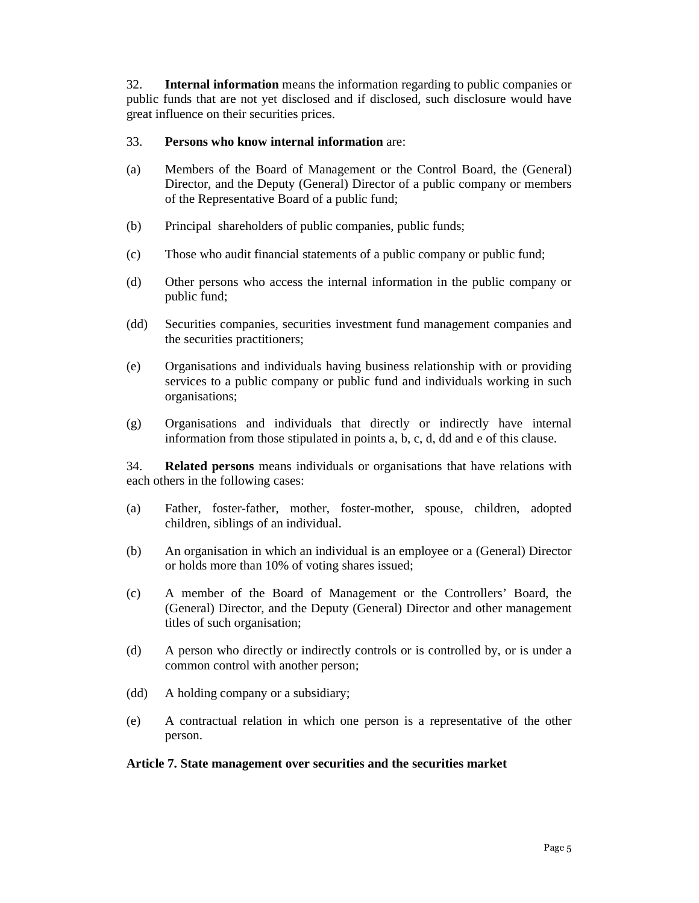32. **Internal information** means the information regarding to public companies or public funds that are not yet disclosed and if disclosed, such disclosure would have great influence on their securities prices.

33. **Persons who know internal information** are:

(a) Members of the Board of Management or the Control Board, the (General) Director, and the Deputy (General) Director of a public company or members of the Representative Board of a public fund;

(b) Principal shareholders of public companies, public funds;

(c) Those who audit financial statements of a public company or public fund;

(d) Other persons who access the internal information in the public company or public fund;

(dd) Securities companies, securities investment fund management companies and the securities practitioners;

(e) Organisations and individuals having business relationship with or providing services to a public company or public fund and individuals working in such organisations;

(g) Organisations and individuals that directly or indirectly have internal information from those stipulated in points a, b, c, d, dd and e of this clause.

34. **Related persons** means individuals or organisations that have relations with each others in the following cases:

(a) Father, foster-father, mother, foster-mother, spouse, children, adopted children, siblings of an individual.

(b) An organisation in which an individual is an employee or a (General) Director or holds more than 10% of voting shares issued;

(c) A member of the Board of Management or the Controllers' Board, the (General) Director, and the Deputy (General) Director and other management titles of such organisation;

(d) A person who directly or indirectly controls or is controlled by, or is under a common control with another person;

(dd) A holding company or a subsidiary;

(e) A contractual relation in which one person is a representative of the other person.

**Article 7. State management over securities and the securities market**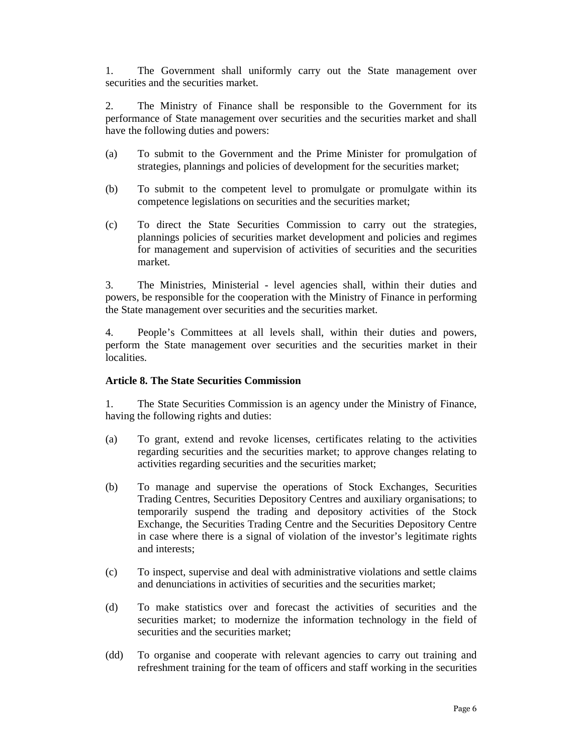1. The Government shall uniformly carry out the State management over securities and the securities market.

2. The Ministry of Finance shall be responsible to the Government for its performance of State management over securities and the securities market and shall have the following duties and powers:

(a) To submit to the Government and the Prime Minister for promulgation of strategies, plannings and policies of development for the securities market;

(b) To submit to the competent level to promulgate or promulgate within its competence legislations on securities and the securities market;

(c) To direct the State Securities Commission to carry out the strategies, plannings policies of securities market development and policies and regimes for management and supervision of activities of securities and the securities market.

3. The Ministries, Ministerial - level agencies shall, within their duties and powers, be responsible for the cooperation with the Ministry of Finance in performing the State management over securities and the securities market.

4. People's Committees at all levels shall, within their duties and powers, perform the State management over securities and the securities market in their localities.

**Article 8. The State Securities Commission**

1. The State Securities Commission is an agency under the Ministry of Finance, having the following rights and duties:

(a) To grant, extend and revoke licenses, certificates relating to the activities regarding securities and the securities market; to approve changes relating to activities regarding securities and the securities market;

(b) To manage and supervise the operations of Stock Exchanges, Securities Trading Centres, Securities Depository Centres and auxiliary organisations; to temporarily suspend the trading and depository activities of the Stock Exchange, the Securities Trading Centre and the Securities Depository Centre in case where there is a signal of violation of the investor's legitimate rights and interests;

(c) To inspect, supervise and deal with administrative violations and settle claims and denunciations in activities of securities and the securities market;

(d) To make statistics over and forecast the activities of securities and the securities market; to modernize the information technology in the field of securities and the securities market;

(dd) To organise and cooperate with relevant agencies to carry out training and refreshment training for the team of officers and staff working in the securities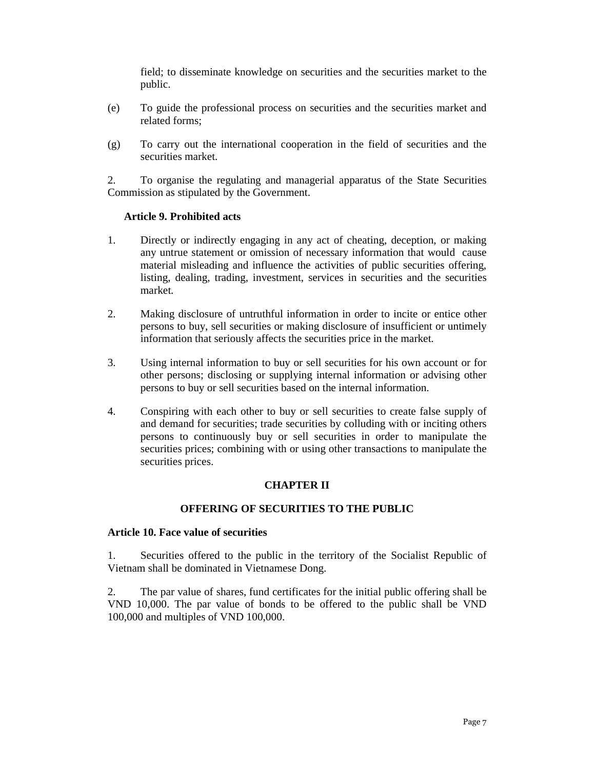field; to disseminate knowledge on securities and the securities market to the public.

(e) To guide the professional process on securities and the securities market and related forms;

(g) To carry out the international cooperation in the field of securities and the securities market.

2. To organise the regulating and managerial apparatus of the State Securities Commission as stipulated by the Government.

**Article 9. Prohibited acts**

1. Directly or indirectly engaging in any act of cheating, deception, or making any untrue statement or omission of necessary information that would cause material misleading and influence the activities of public securities offering, listing, dealing, trading, investment, services in securities and the securities market.

2. Making disclosure of untruthful information in order to incite or entice other persons to buy, sell securities or making disclosure of insufficient or untimely information that seriously affects the securities price in the market.

3. Using internal information to buy or sell securities for his own account or for other persons; disclosing or supplying internal information or advising other persons to buy or sell securities based on the internal information.

4. Conspiring with each other to buy or sell securities to create false supply of and demand for securities; trade securities by colluding with or inciting others persons to continuously buy or sell securities in order to manipulate the securities prices; combining with or using other transactions to manipulate the securities prices.

## CHAPTER II

## OFFERING OF SECURITIES TO THE PUBLIC

**Article 10. Face value of securities**

1. Securities offered to the public in the territory of the Socialist Republic of Vietnam shall be dominated in Vietnamese Dong.

2. The par value of shares, fund certificates for the initial public offering shall be VND 10,000. The par value of bonds to be offered to the public shall be VND 100,000 and multiples of VND 100,000.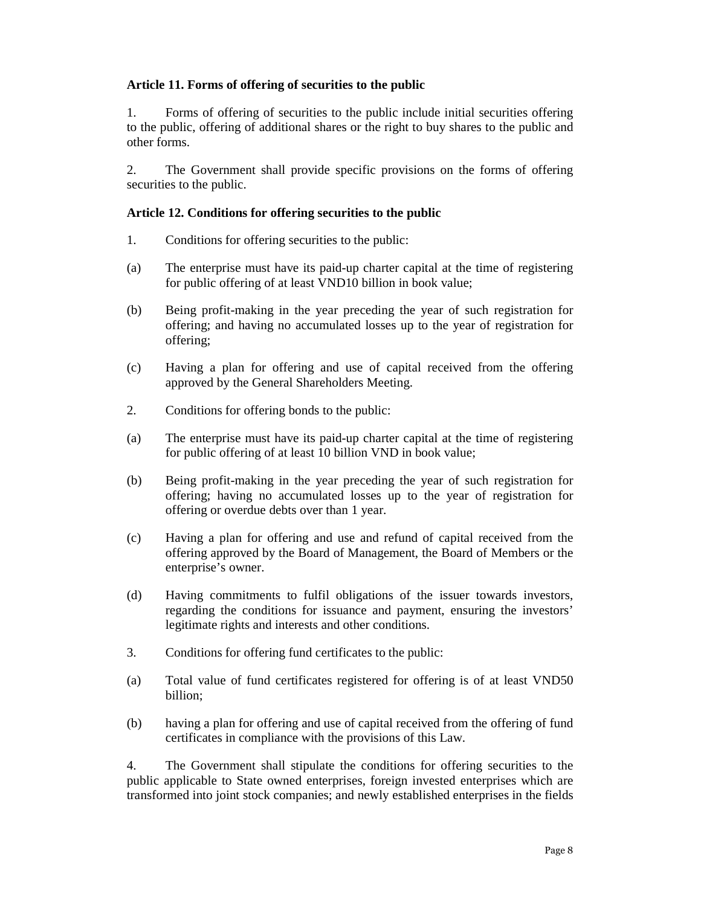**Article 11. Forms of offering of securities to the public**

1. Forms of offering of securities to the public include initial securities offering to the public, offering of additional shares or the right to buy shares to the public and other forms.

2. The Government shall provide specific provisions on the forms of offering securities to the public.

**Article 12. Conditions for offering securities to the public**

1. Conditions for offering securities to the public:

(a) The enterprise must have its paid-up charter capital at the time of registering for public offering of at least VND10 billion in book value;

(b) Being profit-making in the year preceding the year of such registration for offering; and having no accumulated losses up to the year of registration for offering;

(c) Having a plan for offering and use of capital received from the offering approved by the General Shareholders Meeting.

2. Conditions for offering bonds to the public:

(a) The enterprise must have its paid-up charter capital at the time of registering for public offering of at least 10 billion VND in book value;

(b) Being profit-making in the year preceding the year of such registration for offering; having no accumulated losses up to the year of registration for offering or overdue debts over than 1 year.

(c) Having a plan for offering and use and refund of capital received from the offering approved by the Board of Management, the Board of Members or the enterprise's owner.

(d) Having commitments to fulfil obligations of the issuer towards investors, regarding the conditions for issuance and payment, ensuring the investors' legitimate rights and interests and other conditions.

3. Conditions for offering fund certificates to the public:

(a) Total value of fund certificates registered for offering is of at least VND50 billion;

(b) having a plan for offering and use of capital received from the offering of fund certificates in compliance with the provisions of this Law.

4. The Government shall stipulate the conditions for offering securities to the public applicable to State owned enterprises, foreign invested enterprises which are transformed into joint stock companies; and newly established enterprises in the fields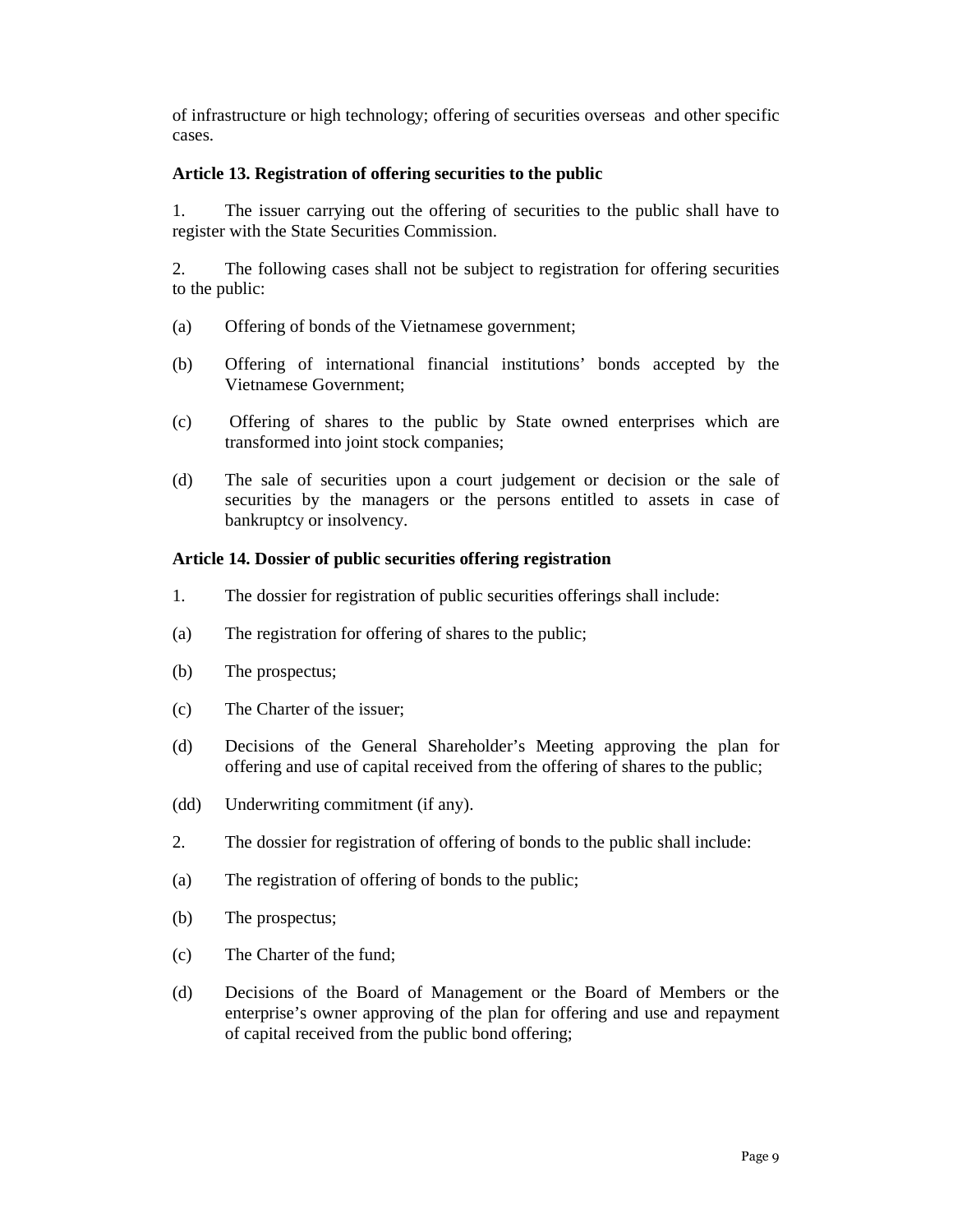of infrastructure or high technology; offering of securities overseas and other specific cases.

**Article 13. Registration of offering securities to the public**

1. The issuer carrying out the offering of securities to the public shall have to register with the State Securities Commission.

2. The following cases shall not be subject to registration for offering securities to the public:

(a) Offering of bonds of the Vietnamese government;

(b) Offering of international financial institutions' bonds accepted by the Vietnamese Government;

(c) Offering of shares to the public by State owned enterprises which are transformed into joint stock companies;

(d) The sale of securities upon a court judgement or decision or the sale of securities by the managers or the persons entitled to assets in case of bankruptcy or insolvency.

**Article 14. Dossier of public securities offering registration**

1. The dossier for registration of public securities offerings shall include:

(a) The registration for offering of shares to the public;

(b) The prospectus;

(c) The Charter of the issuer;

(d) Decisions of the General Shareholder's Meeting approving the plan for offering and use of capital received from the offering of shares to the public;

(dd) Underwriting commitment (if any).

2. The dossier for registration of offering of bonds to the public shall include:

(a) The registration of offering of bonds to the public;

(b) The prospectus;

(c) The Charter of the fund;

(d) Decisions of the Board of Management or the Board of Members or the enterprise's owner approving of the plan for offering and use and repayment of capital received from the public bond offering;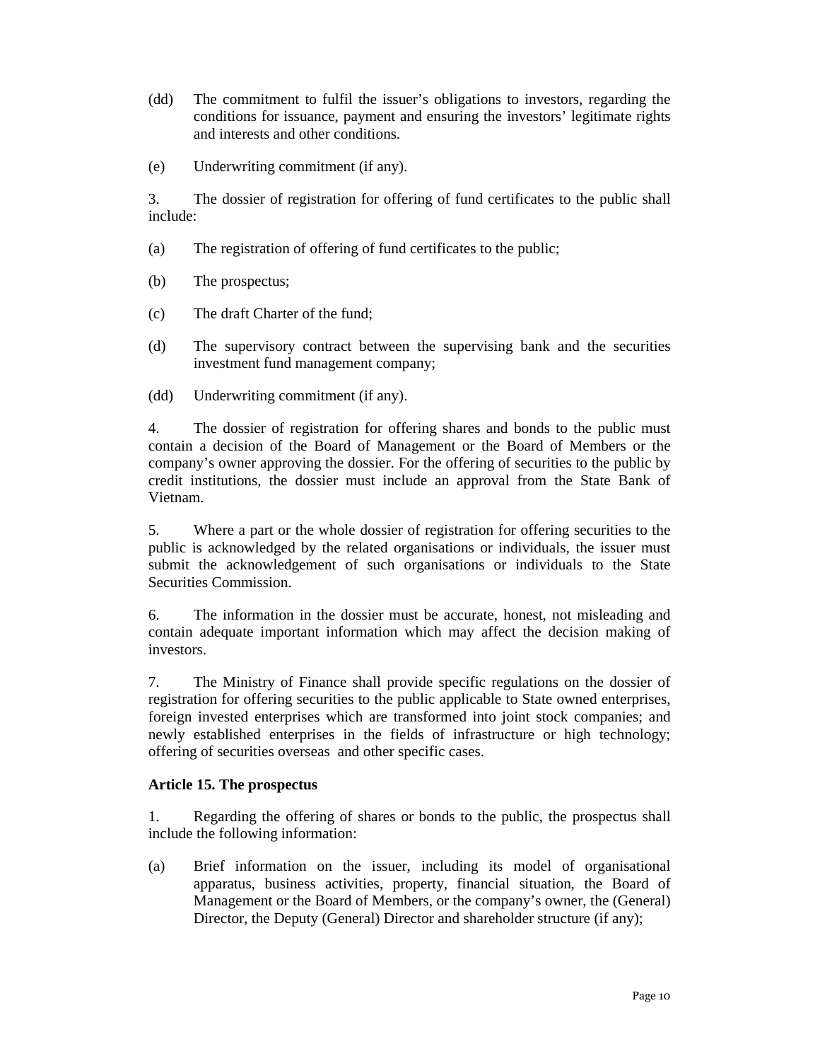(dd) The commitment to fulfil the issuer's obligations to investors, regarding the conditions for issuance, payment and ensuring the investors' legitimate rights and interests and other conditions.

(e) Underwriting commitment (if any).

3. The dossier of registration for offering of fund certificates to the public shall include:

(a) The registration of offering of fund certificates to the public;

(b) The prospectus;

(c) The draft Charter of the fund;

(d) The supervisory contract between the supervising bank and the securities investment fund management company;

(dd) Underwriting commitment (if any).

4. The dossier of registration for offering shares and bonds to the public must contain a decision of the Board of Management or the Board of Members or the company's owner approving the dossier. For the offering of securities to the public by credit institutions, the dossier must include an approval from the State Bank of Vietnam.

5. Where a part or the whole dossier of registration for offering securities to the public is acknowledged by the related organisations or individuals, the issuer must submit the acknowledgement of such organisations or individuals to the State Securities Commission.

6. The information in the dossier must be accurate, honest, not misleading and contain adequate important information which may affect the decision making of investors.

7. The Ministry of Finance shall provide specific regulations on the dossier of registration for offering securities to the public applicable to State owned enterprises, foreign invested enterprises which are transformed into joint stock companies; and newly established enterprises in the fields of infrastructure or high technology; offering of securities overseas and other specific cases.

**Article 15. The prospectus**

1. Regarding the offering of shares or bonds to the public, the prospectus shall include the following information:

(a) Brief information on the issuer, including its model of organisational apparatus, business activities, property, financial situation, the Board of Management or the Board of Members, or the company's owner, the (General) Director, the Deputy (General) Director and shareholder structure (if any);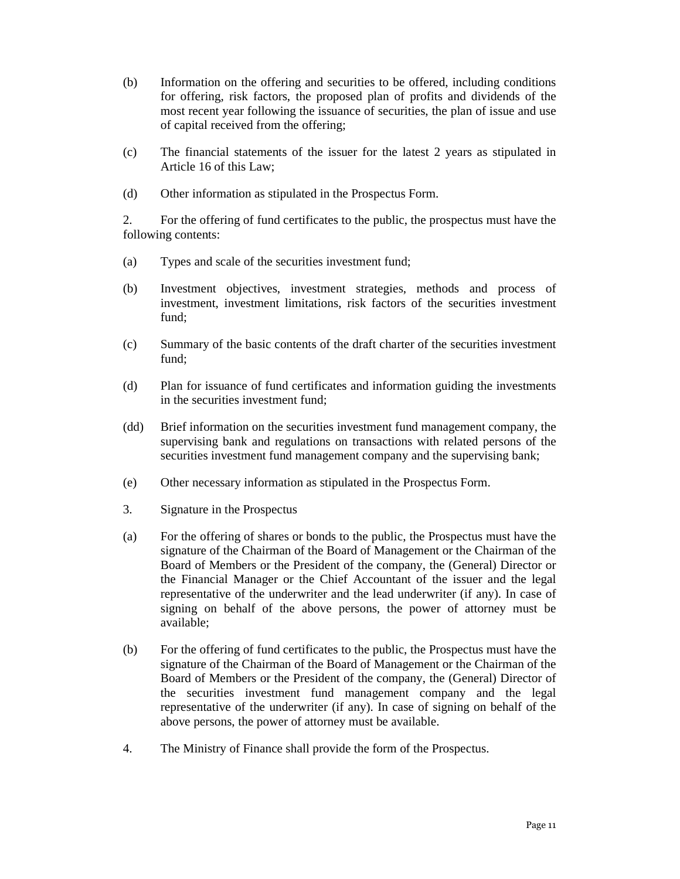(b) Information on the offering and securities to be offered, including conditions for offering, risk factors, the proposed plan of profits and dividends of the most recent year following the issuance of securities, the plan of issue and use of capital received from the offering;

(c) The financial statements of the issuer for the latest 2 years as stipulated in Article 16 of this Law;

(d) Other information as stipulated in the Prospectus Form.

2. For the offering of fund certificates to the public, the prospectus must have the following contents:

(a) Types and scale of the securities investment fund;

(b) Investment objectives, investment strategies, methods and process of investment, investment limitations, risk factors of the securities investment fund;

(c) Summary of the basic contents of the draft charter of the securities investment fund;

(d) Plan for issuance of fund certificates and information guiding the investments in the securities investment fund;

(dd) Brief information on the securities investment fund management company, the supervising bank and regulations on transactions with related persons of the securities investment fund management company and the supervising bank;

(e) Other necessary information as stipulated in the Prospectus Form.

3. Signature in the Prospectus

(a) For the offering of shares or bonds to the public, the Prospectus must have the signature of the Chairman of the Board of Management or the Chairman of the Board of Members or the President of the company, the (General) Director or the Financial Manager or the Chief Accountant of the issuer and the legal representative of the underwriter and the lead underwriter (if any). In case of signing on behalf of the above persons, the power of attorney must be available;

(b) For the offering of fund certificates to the public, the Prospectus must have the signature of the Chairman of the Board of Management or the Chairman of the Board of Members or the President of the company, the (General) Director of the securities investment fund management company and the legal representative of the underwriter (if any). In case of signing on behalf of the above persons, the power of attorney must be available.

4. The Ministry of Finance shall provide the form of the Prospectus.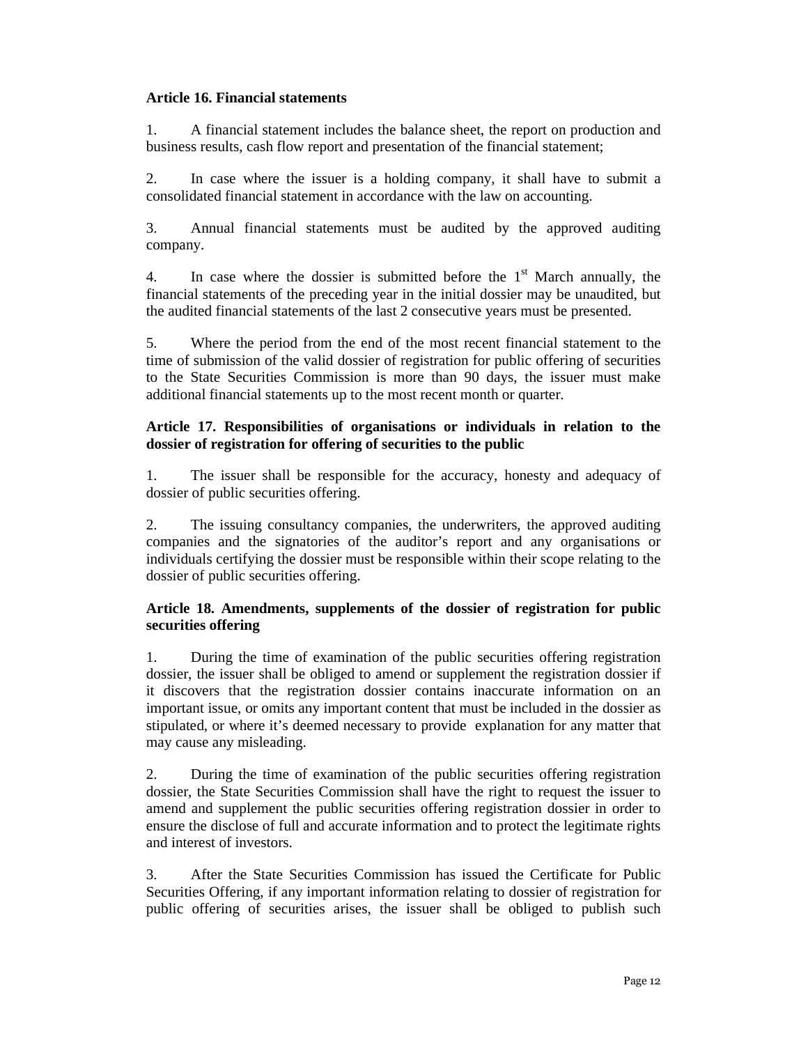**Article 16. Financial statements**

1. A financial statement includes the balance sheet, the report on production and business results, cash flow report and presentation of the financial statement;

2. In case where the issuer is a holding company, it shall have to submit a consolidated financial statement in accordance with the law on accounting.

3. Annual financial statements must be audited by the approved auditing company.

4. In case where the dossier is submitted before the 1st March annually, the financial statements of the preceding year in the initial dossier may be unaudited, but the audited financial statements of the last 2 consecutive years must be presented.

5. Where the period from the end of the most recent financial statement to the time of submission of the valid dossier of registration for public offering of securities to the State Securities Commission is more than 90 days, the issuer must make additional financial statements up to the most recent month or quarter.

**Article 17. Responsibilities of organisations or individuals in relation to the dossier of registration for offering of securities to the public**

1. The issuer shall be responsible for the accuracy, honesty and adequacy of dossier of public securities offering.

2. The issuing consultancy companies, the underwriters, the approved auditing companies and the signatories of the auditor's report and any organisations or individuals certifying the dossier must be responsible within their scope relating to the dossier of public securities offering.

**Article 18. Amendments, supplements of the dossier of registration for public securities offering**

1. During the time of examination of the public securities offering registration dossier, the issuer shall be obliged to amend or supplement the registration dossier if it discovers that the registration dossier contains inaccurate information on an important issue, or omits any important content that must be included in the dossier as stipulated, or where it's deemed necessary to provide explanation for any matter that may cause any misleading.

2. During the time of examination of the public securities offering registration dossier, the State Securities Commission shall have the right to request the issuer to amend and supplement the public securities offering registration dossier in order to ensure the disclose of full and accurate information and to protect the legitimate rights and interest of investors.

3. After the State Securities Commission has issued the Certificate for Public Securities Offering, if any important information relating to dossier of registration for public offering of securities arises, the issuer shall be obliged to publish such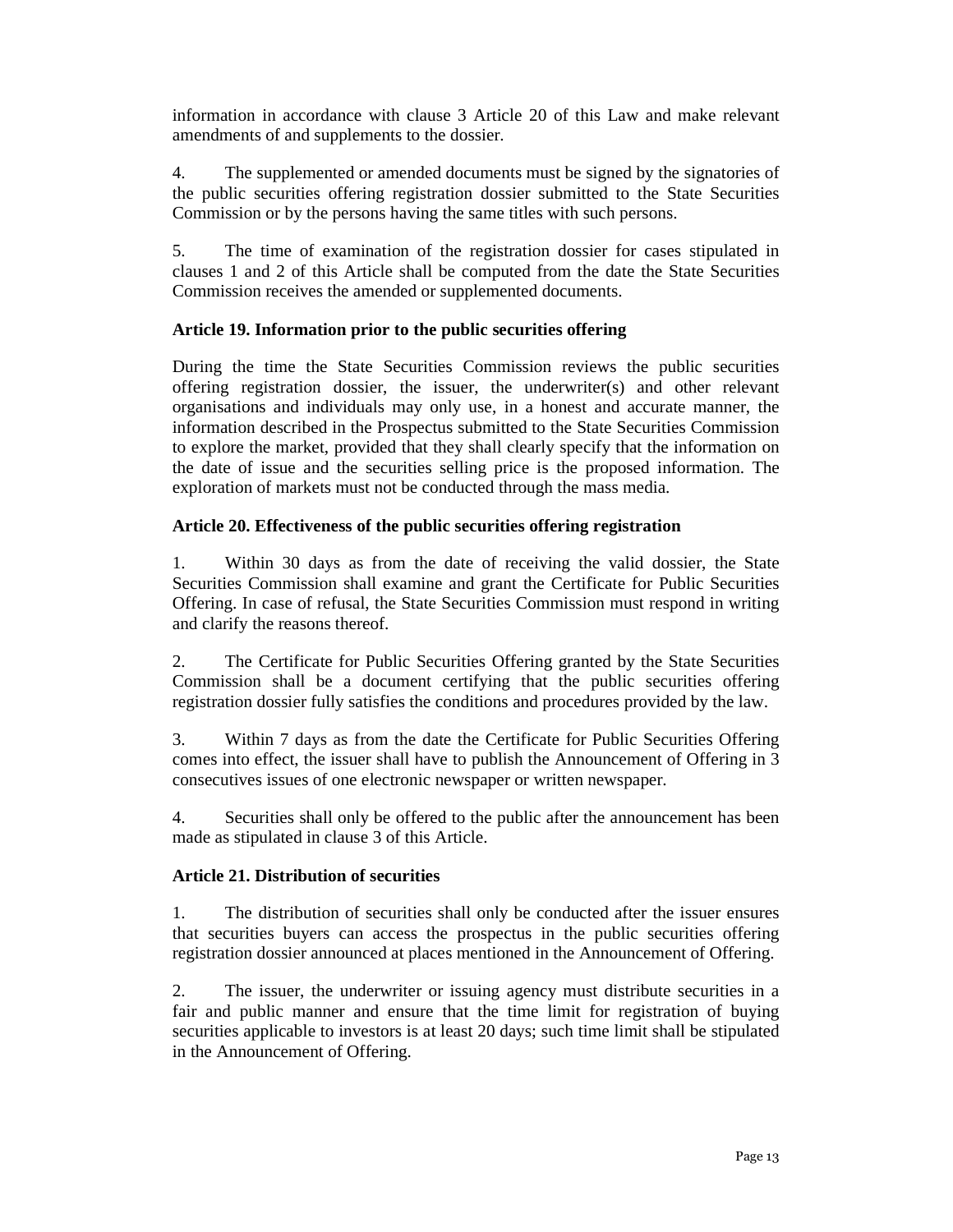information in accordance with clause 3 Article 20 of this Law and make relevant amendments of and supplements to the dossier.

4. The supplemented or amended documents must be signed by the signatories of the public securities offering registration dossier submitted to the State Securities Commission or by the persons having the same titles with such persons.

5. The time of examination of the registration dossier for cases stipulated in clauses 1 and 2 of this Article shall be computed from the date the State Securities Commission receives the amended or supplemented documents.

**Article 19. Information prior to the public securities offering**

During the time the State Securities Commission reviews the public securities offering registration dossier, the issuer, the underwriter(s) and other relevant organisations and individuals may only use, in a honest and accurate manner, the information described in the Prospectus submitted to the State Securities Commission to explore the market, provided that they shall clearly specify that the information on the date of issue and the securities selling price is the proposed information. The exploration of markets must not be conducted through the mass media.

**Article 20. Effectiveness of the public securities offering registration**

1. Within 30 days as from the date of receiving the valid dossier, the State Securities Commission shall examine and grant the Certificate for Public Securities Offering. In case of refusal, the State Securities Commission must respond in writing and clarify the reasons thereof.

2. The Certificate for Public Securities Offering granted by the State Securities Commission shall be a document certifying that the public securities offering registration dossier fully satisfies the conditions and procedures provided by the law.

3. Within 7 days as from the date the Certificate for Public Securities Offering comes into effect, the issuer shall have to publish the Announcement of Offering in 3 consecutives issues of one electronic newspaper or written newspaper.

4. Securities shall only be offered to the public after the announcement has been made as stipulated in clause 3 of this Article.

**Article 21. Distribution of securities**

1. The distribution of securities shall only be conducted after the issuer ensures that securities buyers can access the prospectus in the public securities offering registration dossier announced at places mentioned in the Announcement of Offering.

2. The issuer, the underwriter or issuing agency must distribute securities in a fair and public manner and ensure that the time limit for registration of buying securities applicable to investors is at least 20 days; such time limit shall be stipulated in the Announcement of Offering.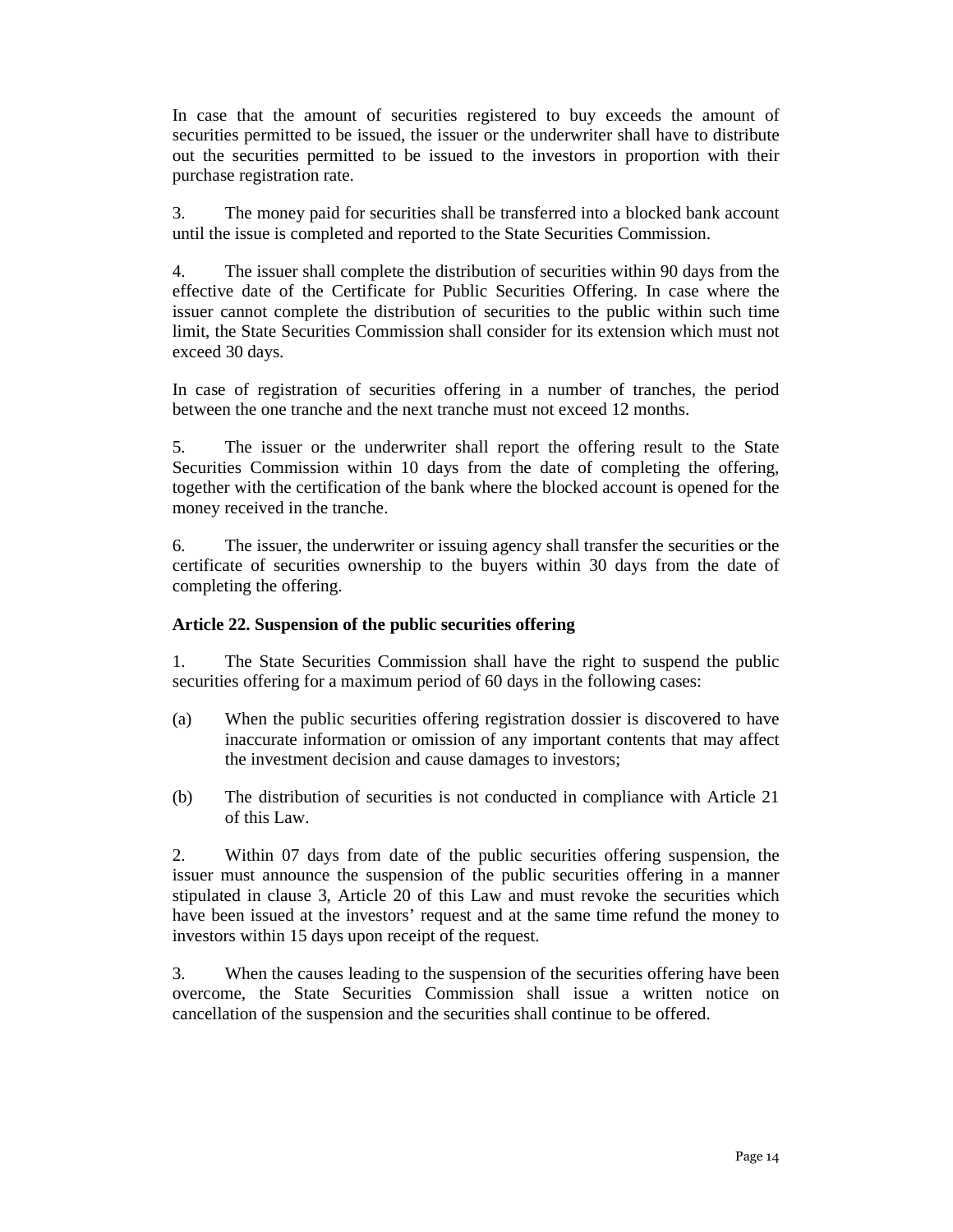In case that the amount of securities registered to buy exceeds the amount of securities permitted to be issued, the issuer or the underwriter shall have to distribute out the securities permitted to be issued to the investors in proportion with their purchase registration rate.

3. The money paid for securities shall be transferred into a blocked bank account until the issue is completed and reported to the State Securities Commission.

4. The issuer shall complete the distribution of securities within 90 days from the effective date of the Certificate for Public Securities Offering. In case where the issuer cannot complete the distribution of securities to the public within such time limit, the State Securities Commission shall consider for its extension which must not exceed 30 days.

In case of registration of securities offering in a number of tranches, the period between the one tranche and the next tranche must not exceed 12 months.

5. The issuer or the underwriter shall report the offering result to the State Securities Commission within 10 days from the date of completing the offering, together with the certification of the bank where the blocked account is opened for the money received in the tranche.

6. The issuer, the underwriter or issuing agency shall transfer the securities or the certificate of securities ownership to the buyers within 30 days from the date of completing the offering.

**Article 22. Suspension of the public securities offering**

1. The State Securities Commission shall have the right to suspend the public securities offering for a maximum period of 60 days in the following cases:

(a) When the public securities offering registration dossier is discovered to have inaccurate information or omission of any important contents that may affect the investment decision and cause damages to investors;

(b) The distribution of securities is not conducted in compliance with Article 21 of this Law.

2. Within 07 days from date of the public securities offering suspension, the issuer must announce the suspension of the public securities offering in a manner stipulated in clause 3, Article 20 of this Law and must revoke the securities which have been issued at the investors' request and at the same time refund the money to investors within 15 days upon receipt of the request.

3. When the causes leading to the suspension of the securities offering have been overcome, the State Securities Commission shall issue a written notice on cancellation of the suspension and the securities shall continue to be offered.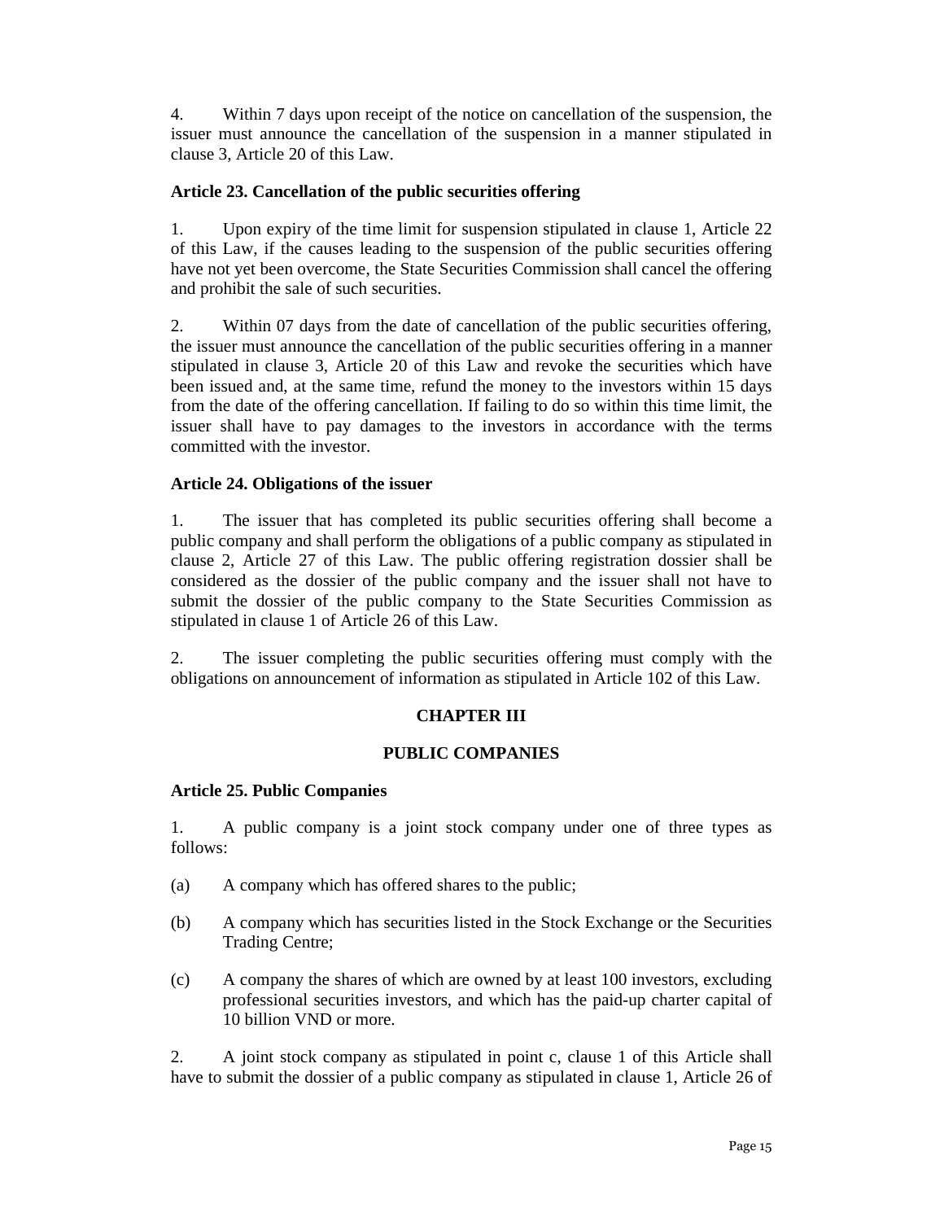4. Within 7 days upon receipt of the notice on cancellation of the suspension, the issuer must announce the cancellation of the suspension in a manner stipulated in clause 3, Article 20 of this Law.

**Article 23. Cancellation of the public securities offering**

1. Upon expiry of the time limit for suspension stipulated in clause 1, Article 22 of this Law, if the causes leading to the suspension of the public securities offering have not yet been overcome, the State Securities Commission shall cancel the offering and prohibit the sale of such securities.

2. Within 07 days from the date of cancellation of the public securities offering, the issuer must announce the cancellation of the public securities offering in a manner stipulated in clause 3, Article 20 of this Law and revoke the securities which have been issued and, at the same time, refund the money to the investors within 15 days from the date of the offering cancellation. If failing to do so within this time limit, the issuer shall have to pay damages to the investors in accordance with the terms committed with the investor.

**Article 24. Obligations of the issuer**

1. The issuer that has completed its public securities offering shall become a public company and shall perform the obligations of a public company as stipulated in clause 2, Article 27 of this Law. The public offering registration dossier shall be considered as the dossier of the public company and the issuer shall not have to submit the dossier of the public company to the State Securities Commission as stipulated in clause 1 of Article 26 of this Law.

2. The issuer completing the public securities offering must comply with the obligations on announcement of information as stipulated in Article 102 of this Law.

## CHAPTER III

## PUBLIC COMPANIES

**Article 25. Public Companies**

1. A public company is a joint stock company under one of three types as follows:

(a) A company which has offered shares to the public;

(b) A company which has securities listed in the Stock Exchange or the Securities Trading Centre;

(c) A company the shares of which are owned by at least 100 investors, excluding professional securities investors, and which has the paid-up charter capital of 10 billion VND or more.

2. A joint stock company as stipulated in point c, clause 1 of this Article shall have to submit the dossier of a public company as stipulated in clause 1, Article 26 of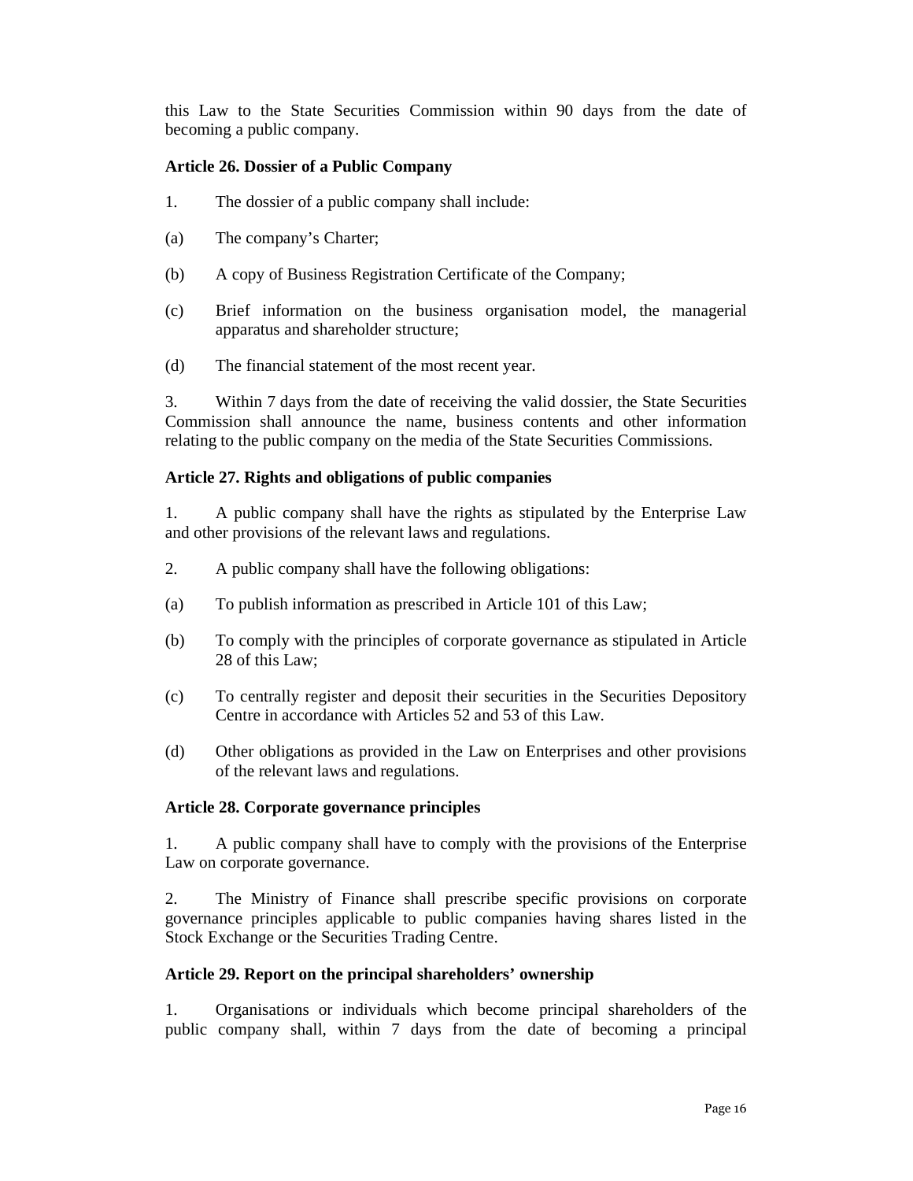this Law to the State Securities Commission within 90 days from the date of becoming a public company.

**Article 26. Dossier of a Public Company**

1. The dossier of a public company shall include:

(a) The company's Charter;

(b) A copy of Business Registration Certificate of the Company;

(c) Brief information on the business organisation model, the managerial apparatus and shareholder structure;

(d) The financial statement of the most recent year.

3. Within 7 days from the date of receiving the valid dossier, the State Securities Commission shall announce the name, business contents and other information relating to the public company on the media of the State Securities Commissions.

**Article 27. Rights and obligations of public companies**

1. A public company shall have the rights as stipulated by the Enterprise Law and other provisions of the relevant laws and regulations.

2. A public company shall have the following obligations:

(a) To publish information as prescribed in Article 101 of this Law;

(b) To comply with the principles of corporate governance as stipulated in Article 28 of this Law;

(c) To centrally register and deposit their securities in the Securities Depository Centre in accordance with Articles 52 and 53 of this Law.

(d) Other obligations as provided in the Law on Enterprises and other provisions of the relevant laws and regulations.

**Article 28. Corporate governance principles**

1. A public company shall have to comply with the provisions of the Enterprise Law on corporate governance.

2. The Ministry of Finance shall prescribe specific provisions on corporate governance principles applicable to public companies having shares listed in the Stock Exchange or the Securities Trading Centre.

**Article 29. Report on the principal shareholders' ownership**

1. Organisations or individuals which become principal shareholders of the public company shall, within 7 days from the date of becoming a principal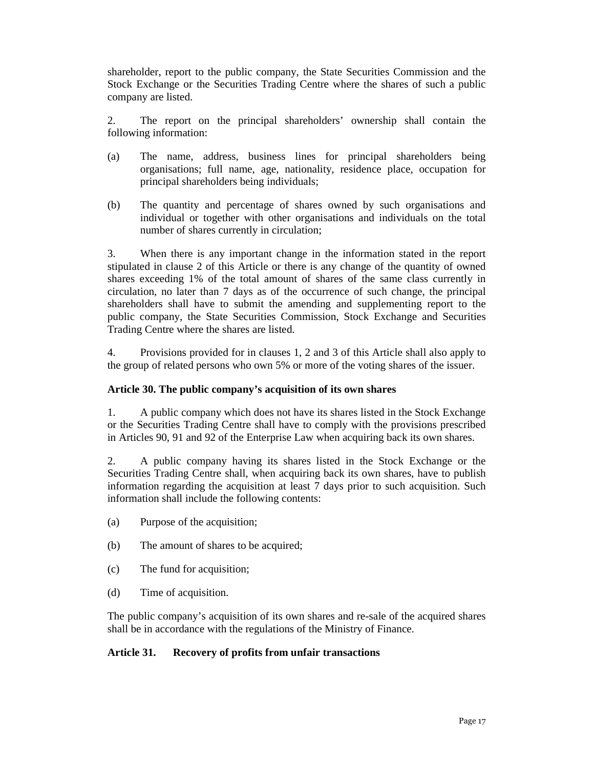shareholder, report to the public company, the State Securities Commission and the Stock Exchange or the Securities Trading Centre where the shares of such a public company are listed.

2. The report on the principal shareholders' ownership shall contain the following information:

(a) The name, address, business lines for principal shareholders being organisations; full name, age, nationality, residence place, occupation for principal shareholders being individuals;

(b) The quantity and percentage of shares owned by such organisations and individual or together with other organisations and individuals on the total number of shares currently in circulation;

3. When there is any important change in the information stated in the report stipulated in clause 2 of this Article or there is any change of the quantity of owned shares exceeding 1% of the total amount of shares of the same class currently in circulation, no later than 7 days as of the occurrence of such change, the principal shareholders shall have to submit the amending and supplementing report to the public company, the State Securities Commission, Stock Exchange and Securities Trading Centre where the shares are listed.

4. Provisions provided for in clauses 1, 2 and 3 of this Article shall also apply to the group of related persons who own 5% or more of the voting shares of the issuer.

**Article 30. The public company's acquisition of its own shares**

1. A public company which does not have its shares listed in the Stock Exchange or the Securities Trading Centre shall have to comply with the provisions prescribed in Articles 90, 91 and 92 of the Enterprise Law when acquiring back its own shares.

2. A public company having its shares listed in the Stock Exchange or the Securities Trading Centre shall, when acquiring back its own shares, have to publish information regarding the acquisition at least 7 days prior to such acquisition. Such information shall include the following contents:

(a) Purpose of the acquisition;

(b) The amount of shares to be acquired;

(c) The fund for acquisition;

(d) Time of acquisition.

The public company's acquisition of its own shares and re-sale of the acquired shares shall be in accordance with the regulations of the Ministry of Finance.

**Article 31. Recovery of profits from unfair transactions**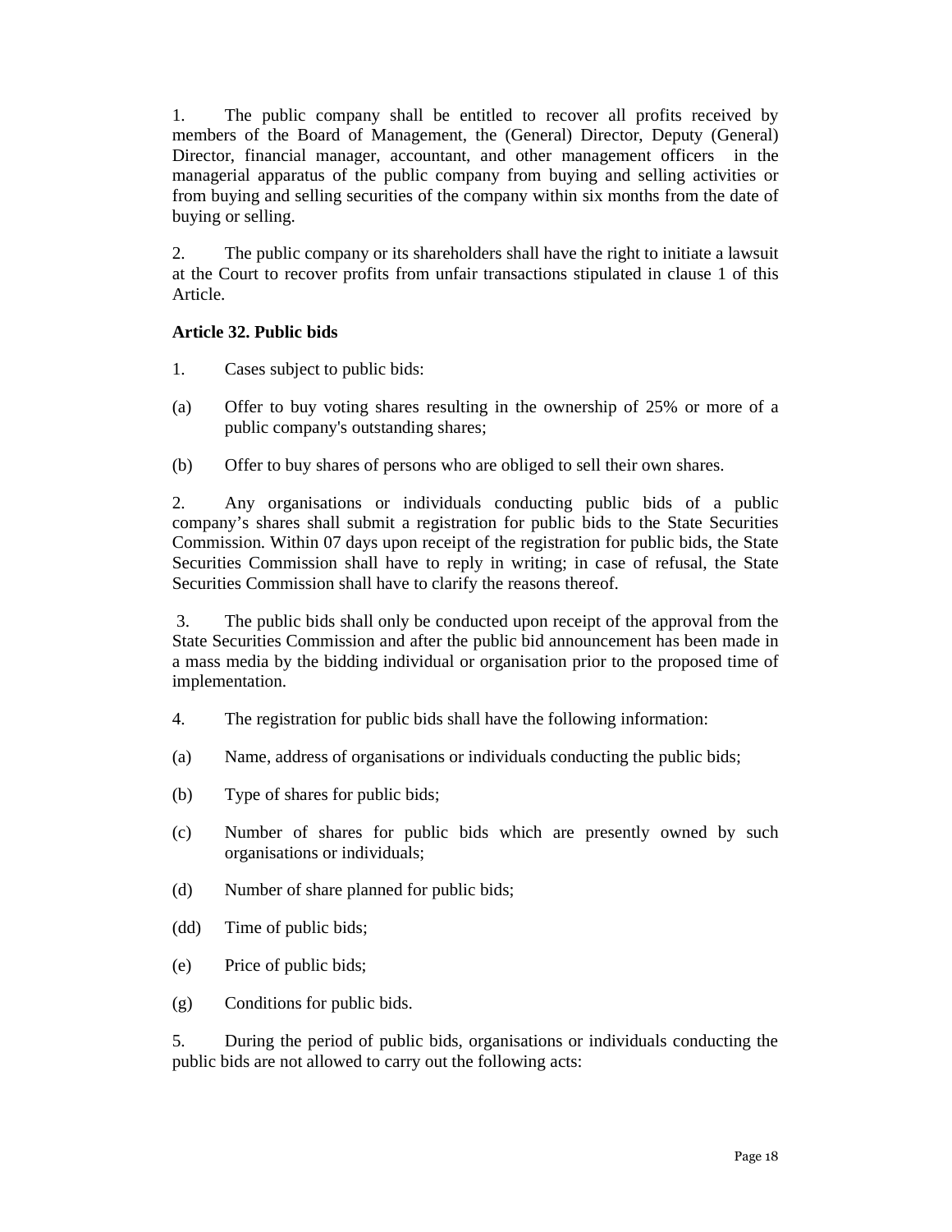1. The public company shall be entitled to recover all profits received by members of the Board of Management, the (General) Director, Deputy (General) Director, financial manager, accountant, and other management officers in the managerial apparatus of the public company from buying and selling activities or from buying and selling securities of the company within six months from the date of buying or selling.

2. The public company or its shareholders shall have the right to initiate a lawsuit at the Court to recover profits from unfair transactions stipulated in clause 1 of this Article.

**Article 32. Public bids**

1. Cases subject to public bids:

(a) Offer to buy voting shares resulting in the ownership of 25% or more of a public company's outstanding shares;

(b) Offer to buy shares of persons who are obliged to sell their own shares.

2. Any organisations or individuals conducting public bids of a public company's shares shall submit a registration for public bids to the State Securities Commission. Within 07 days upon receipt of the registration for public bids, the State Securities Commission shall have to reply in writing; in case of refusal, the State Securities Commission shall have to clarify the reasons thereof.

3. The public bids shall only be conducted upon receipt of the approval from the State Securities Commission and after the public bid announcement has been made in a mass media by the bidding individual or organisation prior to the proposed time of implementation.

4. The registration for public bids shall have the following information:

(a) Name, address of organisations or individuals conducting the public bids;

(b) Type of shares for public bids;

(c) Number of shares for public bids which are presently owned by such organisations or individuals;

(d) Number of share planned for public bids;

(dd) Time of public bids;

(e) Price of public bids;

(g) Conditions for public bids.

5. During the period of public bids, organisations or individuals conducting the public bids are not allowed to carry out the following acts: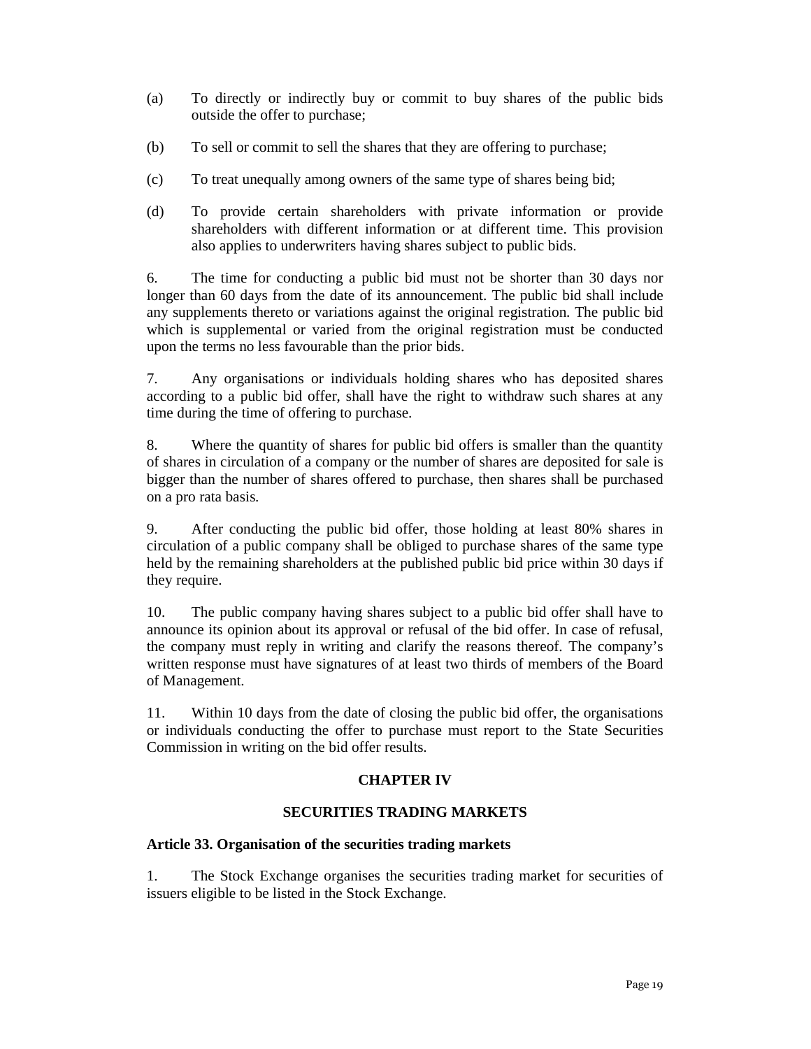(a) To directly or indirectly buy or commit to buy shares of the public bids outside the offer to purchase;

(b) To sell or commit to sell the shares that they are offering to purchase;

(c) To treat unequally among owners of the same type of shares being bid;

(d) To provide certain shareholders with private information or provide shareholders with different information or at different time. This provision also applies to underwriters having shares subject to public bids.

6. The time for conducting a public bid must not be shorter than 30 days nor longer than 60 days from the date of its announcement. The public bid shall include any supplements thereto or variations against the original registration. The public bid which is supplemental or varied from the original registration must be conducted upon the terms no less favourable than the prior bids.

7. Any organisations or individuals holding shares who has deposited shares according to a public bid offer, shall have the right to withdraw such shares at any time during the time of offering to purchase.

8. Where the quantity of shares for public bid offers is smaller than the quantity of shares in circulation of a company or the number of shares are deposited for sale is bigger than the number of shares offered to purchase, then shares shall be purchased on a pro rata basis.

9. After conducting the public bid offer, those holding at least 80% shares in circulation of a public company shall be obliged to purchase shares of the same type held by the remaining shareholders at the published public bid price within 30 days if they require.

10. The public company having shares subject to a public bid offer shall have to announce its opinion about its approval or refusal of the bid offer. In case of refusal, the company must reply in writing and clarify the reasons thereof. The company's written response must have signatures of at least two thirds of members of the Board of Management.

11. Within 10 days from the date of closing the public bid offer, the organisations or individuals conducting the offer to purchase must report to the State Securities Commission in writing on the bid offer results.

## CHAPTER IV

## SECURITIES TRADING MARKETS

### Article 33. Organisation of the securities trading markets

1. The Stock Exchange organises the securities trading market for securities of issuers eligible to be listed in the Stock Exchange.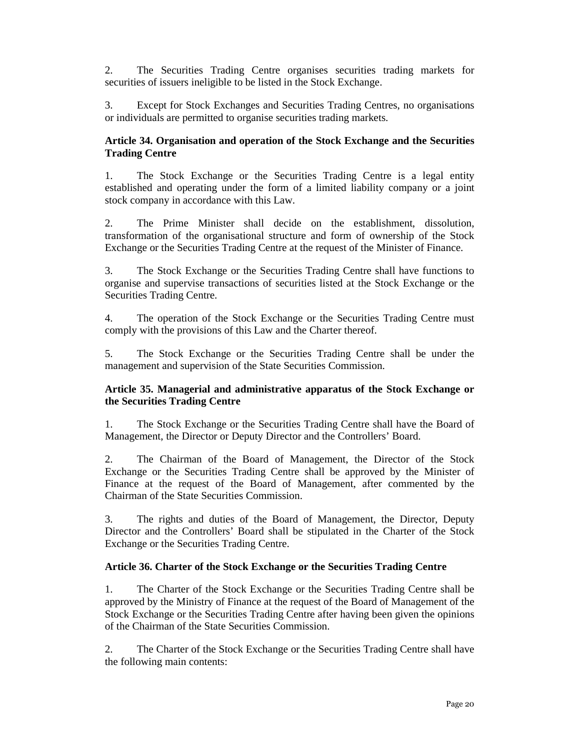2. The Securities Trading Centre organises securities trading markets for securities of issuers ineligible to be listed in the Stock Exchange.

3. Except for Stock Exchanges and Securities Trading Centres, no organisations or individuals are permitted to organise securities trading markets.

**Article 34. Organisation and operation of the Stock Exchange and the Securities Trading Centre**

1. The Stock Exchange or the Securities Trading Centre is a legal entity established and operating under the form of a limited liability company or a joint stock company in accordance with this Law.

2. The Prime Minister shall decide on the establishment, dissolution, transformation of the organisational structure and form of ownership of the Stock Exchange or the Securities Trading Centre at the request of the Minister of Finance.

3. The Stock Exchange or the Securities Trading Centre shall have functions to organise and supervise transactions of securities listed at the Stock Exchange or the Securities Trading Centre.

4. The operation of the Stock Exchange or the Securities Trading Centre must comply with the provisions of this Law and the Charter thereof.

5. The Stock Exchange or the Securities Trading Centre shall be under the management and supervision of the State Securities Commission.

**Article 35. Managerial and administrative apparatus of the Stock Exchange or the Securities Trading Centre**

1. The Stock Exchange or the Securities Trading Centre shall have the Board of Management, the Director or Deputy Director and the Controllers' Board.

2. The Chairman of the Board of Management, the Director of the Stock Exchange or the Securities Trading Centre shall be approved by the Minister of Finance at the request of the Board of Management, after commented by the Chairman of the State Securities Commission.

3. The rights and duties of the Board of Management, the Director, Deputy Director and the Controllers' Board shall be stipulated in the Charter of the Stock Exchange or the Securities Trading Centre.

**Article 36. Charter of the Stock Exchange or the Securities Trading Centre**

1. The Charter of the Stock Exchange or the Securities Trading Centre shall be approved by the Ministry of Finance at the request of the Board of Management of the Stock Exchange or the Securities Trading Centre after having been given the opinions of the Chairman of the State Securities Commission.

2. The Charter of the Stock Exchange or the Securities Trading Centre shall have the following main contents: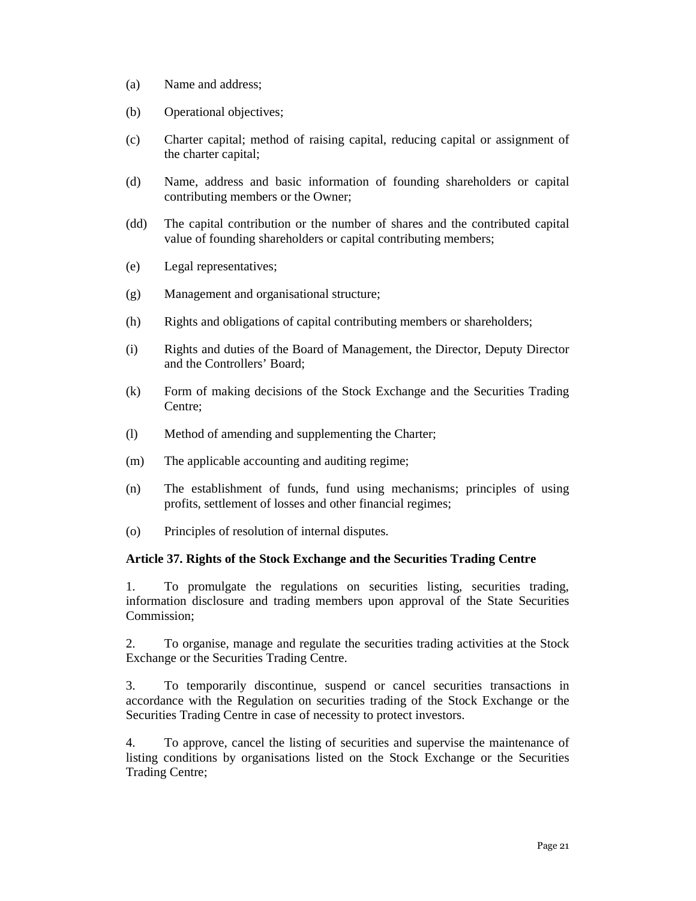(a) Name and address;

(b) Operational objectives;

(c) Charter capital; method of raising capital, reducing capital or assignment of the charter capital;

(d) Name, address and basic information of founding shareholders or capital contributing members or the Owner;

(dd) The capital contribution or the number of shares and the contributed capital value of founding shareholders or capital contributing members;

(e) Legal representatives;

(g) Management and organisational structure;

(h) Rights and obligations of capital contributing members or shareholders;

(i) Rights and duties of the Board of Management, the Director, Deputy Director and the Controllers' Board;

(k) Form of making decisions of the Stock Exchange and the Securities Trading Centre;

(l) Method of amending and supplementing the Charter;

(m) The applicable accounting and auditing regime;

(n) The establishment of funds, fund using mechanisms; principles of using profits, settlement of losses and other financial regimes;

(o) Principles of resolution of internal disputes.

**Article 37. Rights of the Stock Exchange and the Securities Trading Centre**

1. To promulgate the regulations on securities listing, securities trading, information disclosure and trading members upon approval of the State Securities Commission;

2. To organise, manage and regulate the securities trading activities at the Stock Exchange or the Securities Trading Centre.

3. To temporarily discontinue, suspend or cancel securities transactions in accordance with the Regulation on securities trading of the Stock Exchange or the Securities Trading Centre in case of necessity to protect investors.

4. To approve, cancel the listing of securities and supervise the maintenance of listing conditions by organisations listed on the Stock Exchange or the Securities Trading Centre;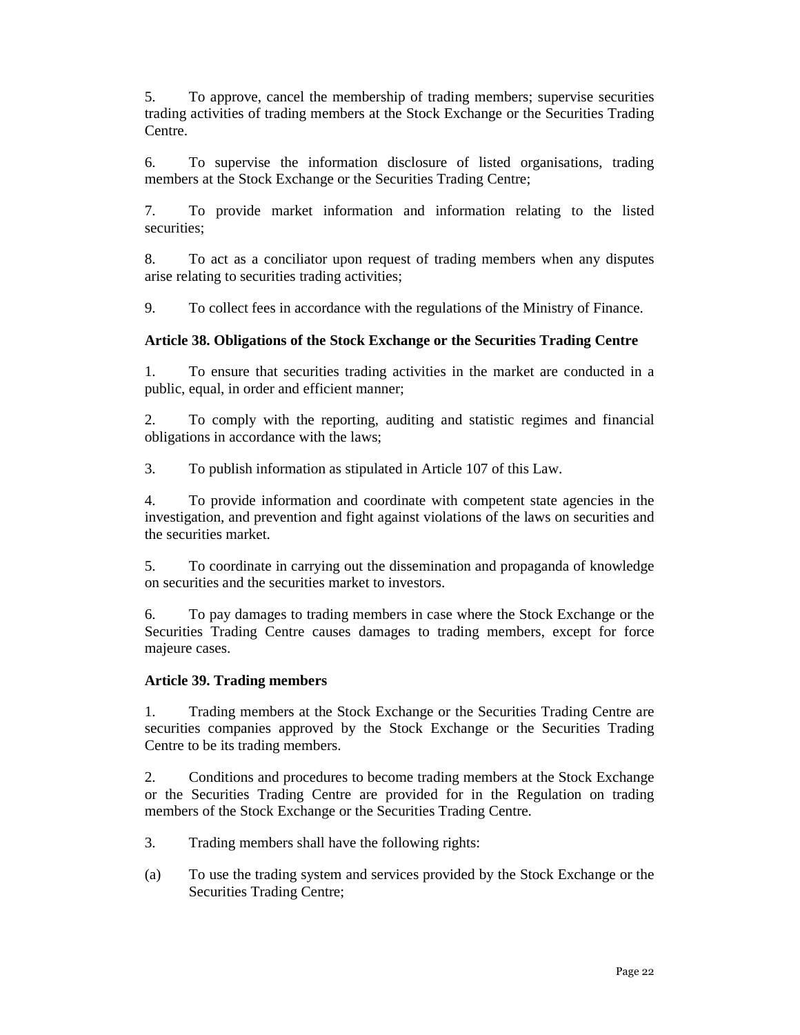5. To approve, cancel the membership of trading members; supervise securities trading activities of trading members at the Stock Exchange or the Securities Trading Centre.

6. To supervise the information disclosure of listed organisations, trading members at the Stock Exchange or the Securities Trading Centre;

7. To provide market information and information relating to the listed securities;

8. To act as a conciliator upon request of trading members when any disputes arise relating to securities trading activities;

9. To collect fees in accordance with the regulations of the Ministry of Finance.

**Article 38. Obligations of the Stock Exchange or the Securities Trading Centre**

1. To ensure that securities trading activities in the market are conducted in a public, equal, in order and efficient manner;

2. To comply with the reporting, auditing and statistic regimes and financial obligations in accordance with the laws;

3. To publish information as stipulated in Article 107 of this Law.

4. To provide information and coordinate with competent state agencies in the investigation, and prevention and fight against violations of the laws on securities and the securities market.

5. To coordinate in carrying out the dissemination and propaganda of knowledge on securities and the securities market to investors.

6. To pay damages to trading members in case where the Stock Exchange or the Securities Trading Centre causes damages to trading members, except for force majeure cases.

**Article 39. Trading members**

1. Trading members at the Stock Exchange or the Securities Trading Centre are securities companies approved by the Stock Exchange or the Securities Trading Centre to be its trading members.

2. Conditions and procedures to become trading members at the Stock Exchange or the Securities Trading Centre are provided for in the Regulation on trading members of the Stock Exchange or the Securities Trading Centre.

3. Trading members shall have the following rights:

(a) To use the trading system and services provided by the Stock Exchange or the Securities Trading Centre;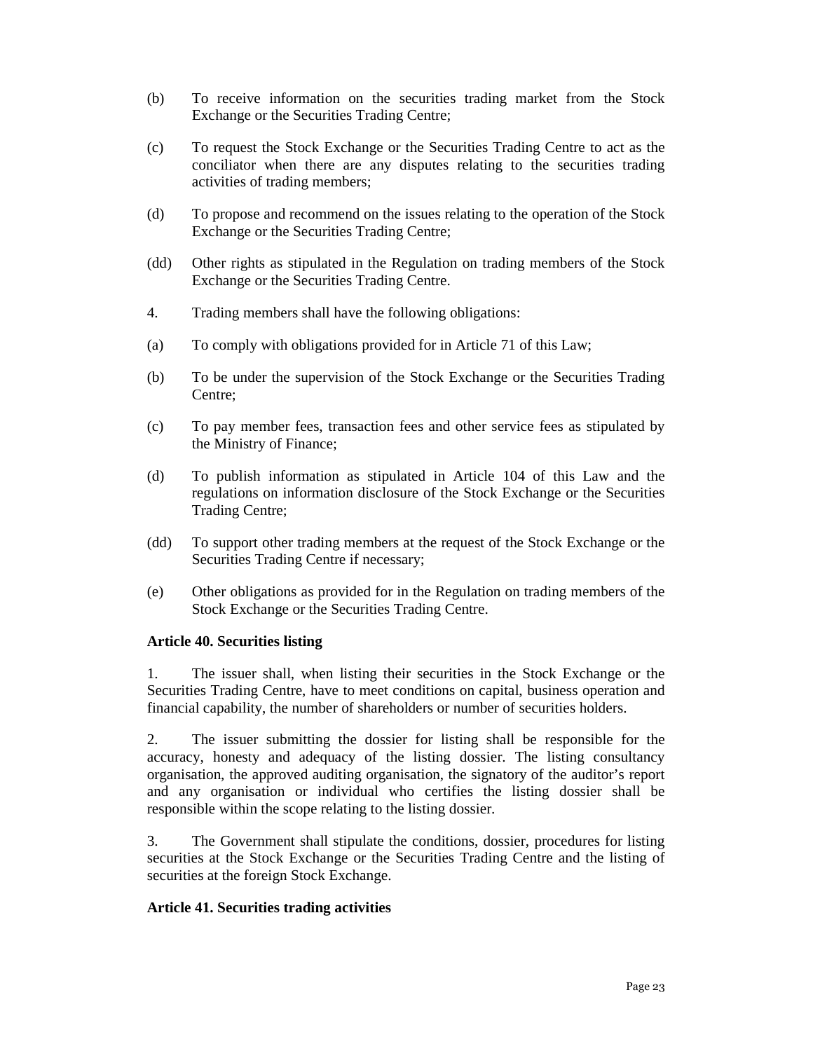(b) To receive information on the securities trading market from the Stock Exchange or the Securities Trading Centre;

(c) To request the Stock Exchange or the Securities Trading Centre to act as the conciliator when there are any disputes relating to the securities trading activities of trading members;

(d) To propose and recommend on the issues relating to the operation of the Stock Exchange or the Securities Trading Centre;

(dd) Other rights as stipulated in the Regulation on trading members of the Stock Exchange or the Securities Trading Centre.

4. Trading members shall have the following obligations:

(a) To comply with obligations provided for in Article 71 of this Law;

(b) To be under the supervision of the Stock Exchange or the Securities Trading Centre;

(c) To pay member fees, transaction fees and other service fees as stipulated by the Ministry of Finance;

(d) To publish information as stipulated in Article 104 of this Law and the regulations on information disclosure of the Stock Exchange or the Securities Trading Centre;

(dd) To support other trading members at the request of the Stock Exchange or the Securities Trading Centre if necessary;

(e) Other obligations as provided for in the Regulation on trading members of the Stock Exchange or the Securities Trading Centre.

**Article 40. Securities listing**

1. The issuer shall, when listing their securities in the Stock Exchange or the Securities Trading Centre, have to meet conditions on capital, business operation and financial capability, the number of shareholders or number of securities holders.

2. The issuer submitting the dossier for listing shall be responsible for the accuracy, honesty and adequacy of the listing dossier. The listing consultancy organisation, the approved auditing organisation, the signatory of the auditor's report and any organisation or individual who certifies the listing dossier shall be responsible within the scope relating to the listing dossier.

3. The Government shall stipulate the conditions, dossier, procedures for listing securities at the Stock Exchange or the Securities Trading Centre and the listing of securities at the foreign Stock Exchange.

**Article 41. Securities trading activities**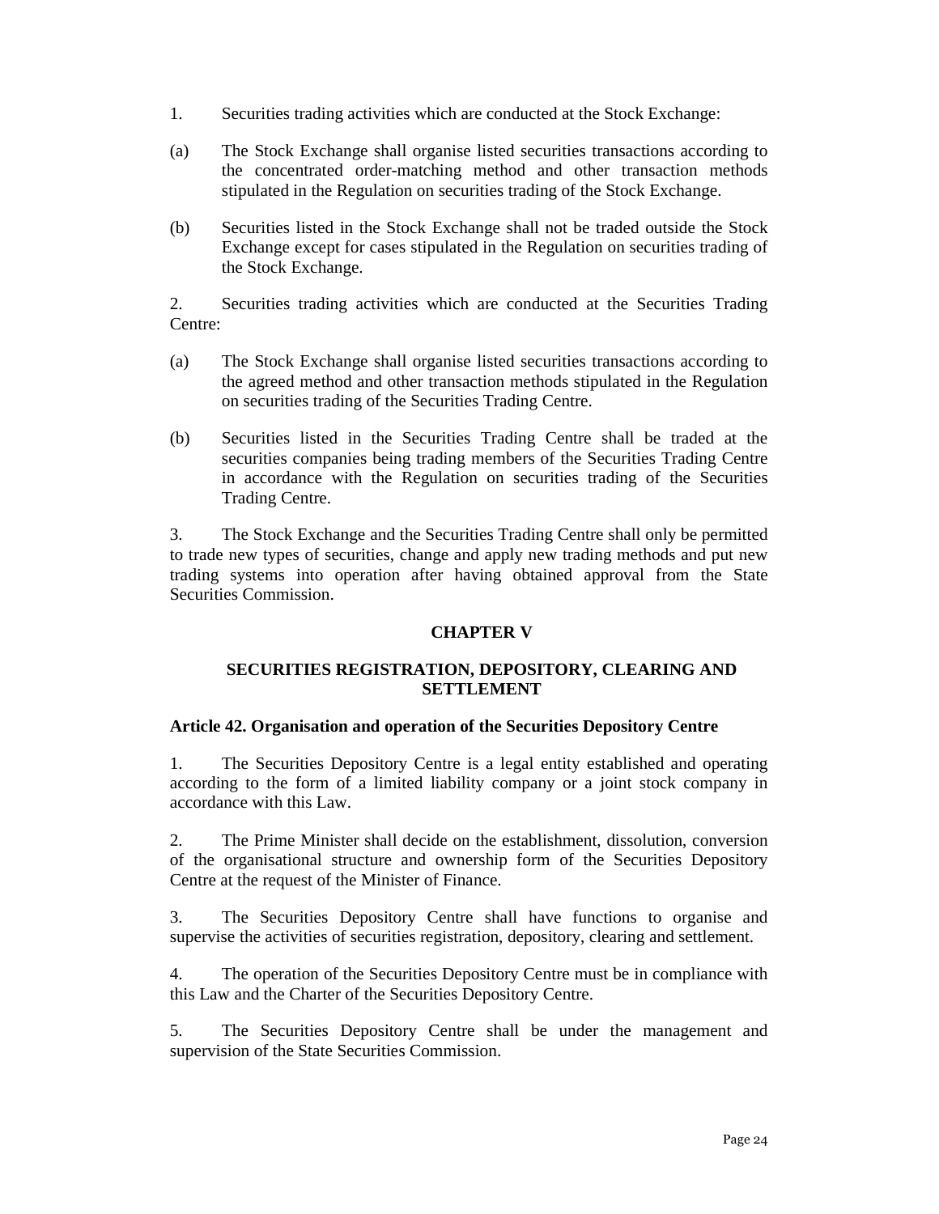1. Securities trading activities which are conducted at the Stock Exchange:

(a) The Stock Exchange shall organise listed securities transactions according to the concentrated order-matching method and other transaction methods stipulated in the Regulation on securities trading of the Stock Exchange.

(b) Securities listed in the Stock Exchange shall not be traded outside the Stock Exchange except for cases stipulated in the Regulation on securities trading of the Stock Exchange.

2. Securities trading activities which are conducted at the Securities Trading Centre:

(a) The Stock Exchange shall organise listed securities transactions according to the agreed method and other transaction methods stipulated in the Regulation on securities trading of the Securities Trading Centre.

(b) Securities listed in the Securities Trading Centre shall be traded at the securities companies being trading members of the Securities Trading Centre in accordance with the Regulation on securities trading of the Securities Trading Centre.

3. The Stock Exchange and the Securities Trading Centre shall only be permitted to trade new types of securities, change and apply new trading methods and put new trading systems into operation after having obtained approval from the State Securities Commission.

## CHAPTER V

## SECURITIES REGISTRATION, DEPOSITORY, CLEARING AND SETTLEMENT

### Article 42. Organisation and operation of the Securities Depository Centre

1. The Securities Depository Centre is a legal entity established and operating according to the form of a limited liability company or a joint stock company in accordance with this Law.

2. The Prime Minister shall decide on the establishment, dissolution, conversion of the organisational structure and ownership form of the Securities Depository Centre at the request of the Minister of Finance.

3. The Securities Depository Centre shall have functions to organise and supervise the activities of securities registration, depository, clearing and settlement.

4. The operation of the Securities Depository Centre must be in compliance with this Law and the Charter of the Securities Depository Centre.

5. The Securities Depository Centre shall be under the management and supervision of the State Securities Commission.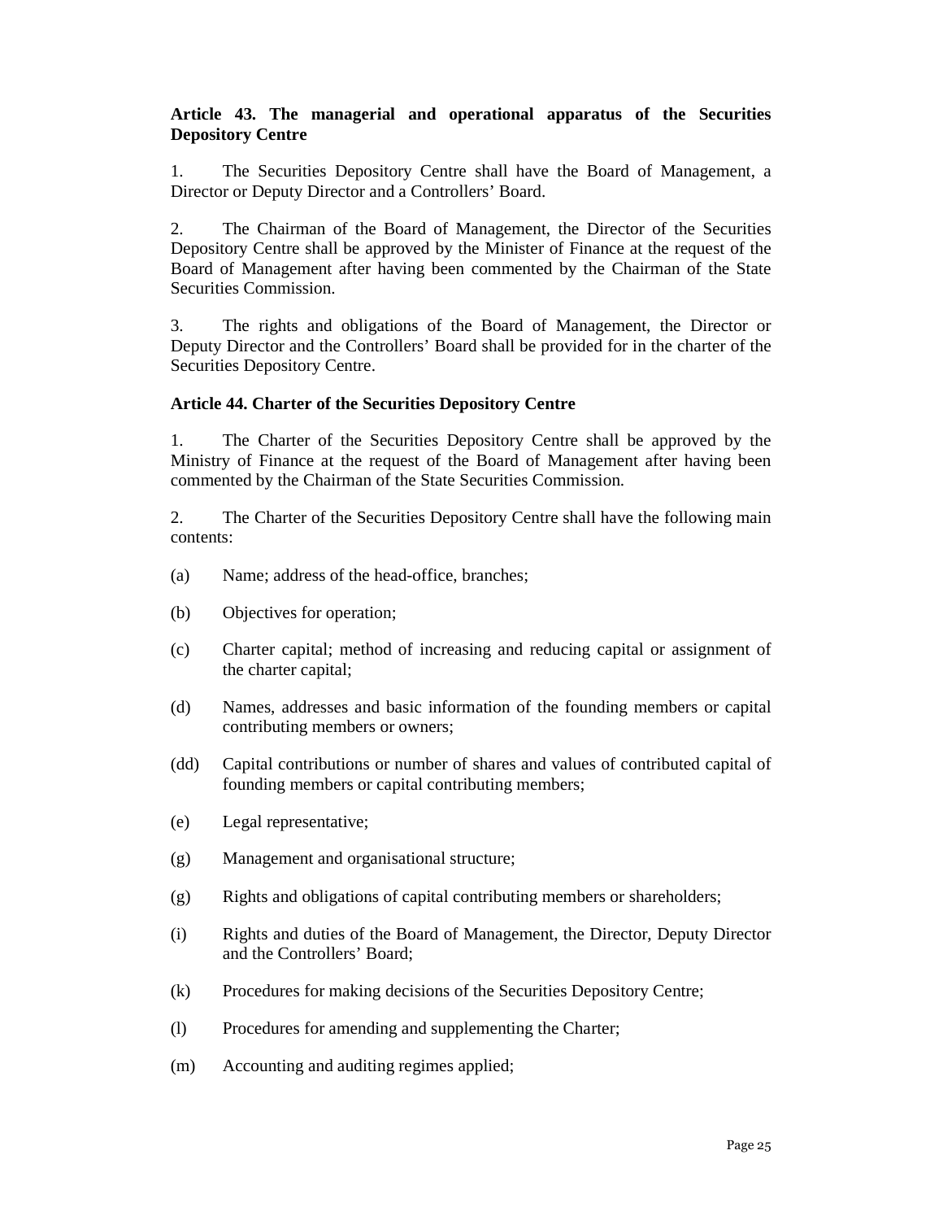**Article 43. The managerial and operational apparatus of the Securities Depository Centre**

1. The Securities Depository Centre shall have the Board of Management, a Director or Deputy Director and a Controllers' Board.

2. The Chairman of the Board of Management, the Director of the Securities Depository Centre shall be approved by the Minister of Finance at the request of the Board of Management after having been commented by the Chairman of the State Securities Commission.

3. The rights and obligations of the Board of Management, the Director or Deputy Director and the Controllers' Board shall be provided for in the charter of the Securities Depository Centre.

**Article 44. Charter of the Securities Depository Centre**

1. The Charter of the Securities Depository Centre shall be approved by the Ministry of Finance at the request of the Board of Management after having been commented by the Chairman of the State Securities Commission.

2. The Charter of the Securities Depository Centre shall have the following main contents:

(a) Name; address of the head-office, branches;

(b) Objectives for operation;

(c) Charter capital; method of increasing and reducing capital or assignment of the charter capital;

(d) Names, addresses and basic information of the founding members or capital contributing members or owners;

(dd) Capital contributions or number of shares and values of contributed capital of founding members or capital contributing members;

(e) Legal representative;

(g) Management and organisational structure;

(g) Rights and obligations of capital contributing members or shareholders;

(i) Rights and duties of the Board of Management, the Director, Deputy Director and the Controllers' Board;

(k) Procedures for making decisions of the Securities Depository Centre;

(l) Procedures for amending and supplementing the Charter;

(m) Accounting and auditing regimes applied;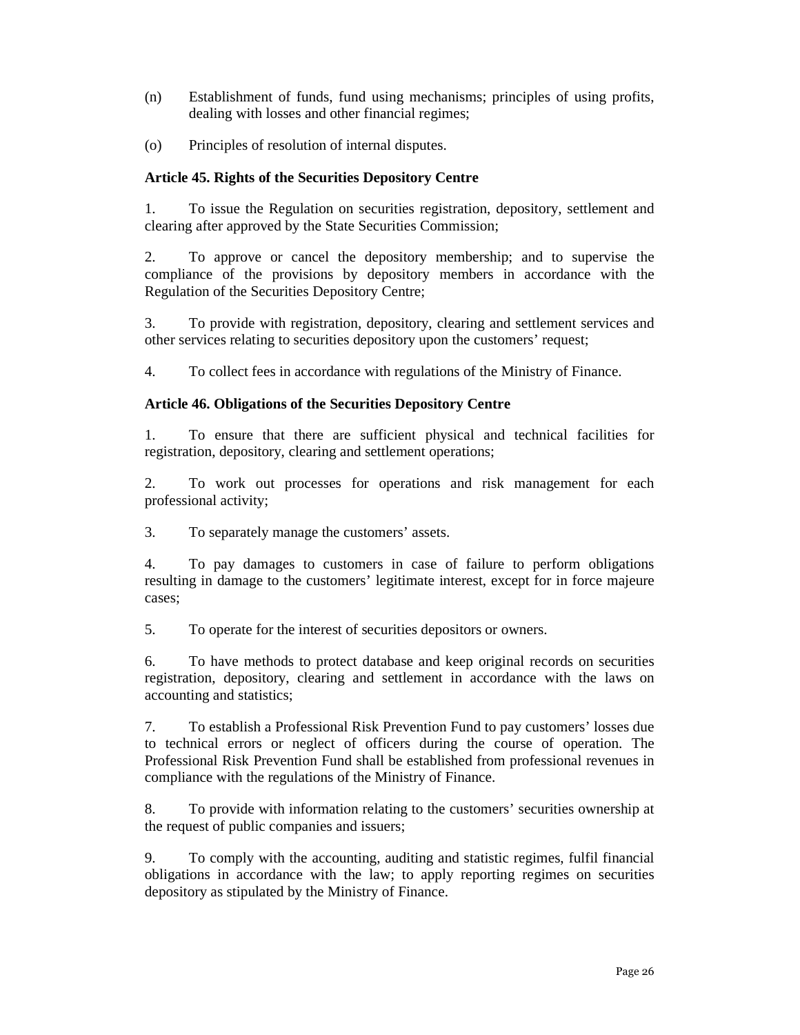(n) Establishment of funds, fund using mechanisms; principles of using profits, dealing with losses and other financial regimes;

(o) Principles of resolution of internal disputes.

**Article 45. Rights of the Securities Depository Centre**

1. To issue the Regulation on securities registration, depository, settlement and clearing after approved by the State Securities Commission;

2. To approve or cancel the depository membership; and to supervise the compliance of the provisions by depository members in accordance with the Regulation of the Securities Depository Centre;

3. To provide with registration, depository, clearing and settlement services and other services relating to securities depository upon the customers' request;

4. To collect fees in accordance with regulations of the Ministry of Finance.

**Article 46. Obligations of the Securities Depository Centre**

1. To ensure that there are sufficient physical and technical facilities for registration, depository, clearing and settlement operations;

2. To work out processes for operations and risk management for each professional activity;

3. To separately manage the customers' assets.

4. To pay damages to customers in case of failure to perform obligations resulting in damage to the customers' legitimate interest, except for in force majeure cases;

5. To operate for the interest of securities depositors or owners.

6. To have methods to protect database and keep original records on securities registration, depository, clearing and settlement in accordance with the laws on accounting and statistics;

7. To establish a Professional Risk Prevention Fund to pay customers' losses due to technical errors or neglect of officers during the course of operation. The Professional Risk Prevention Fund shall be established from professional revenues in compliance with the regulations of the Ministry of Finance.

8. To provide with information relating to the customers' securities ownership at the request of public companies and issuers;

9. To comply with the accounting, auditing and statistic regimes, fulfil financial obligations in accordance with the law; to apply reporting regimes on securities depository as stipulated by the Ministry of Finance.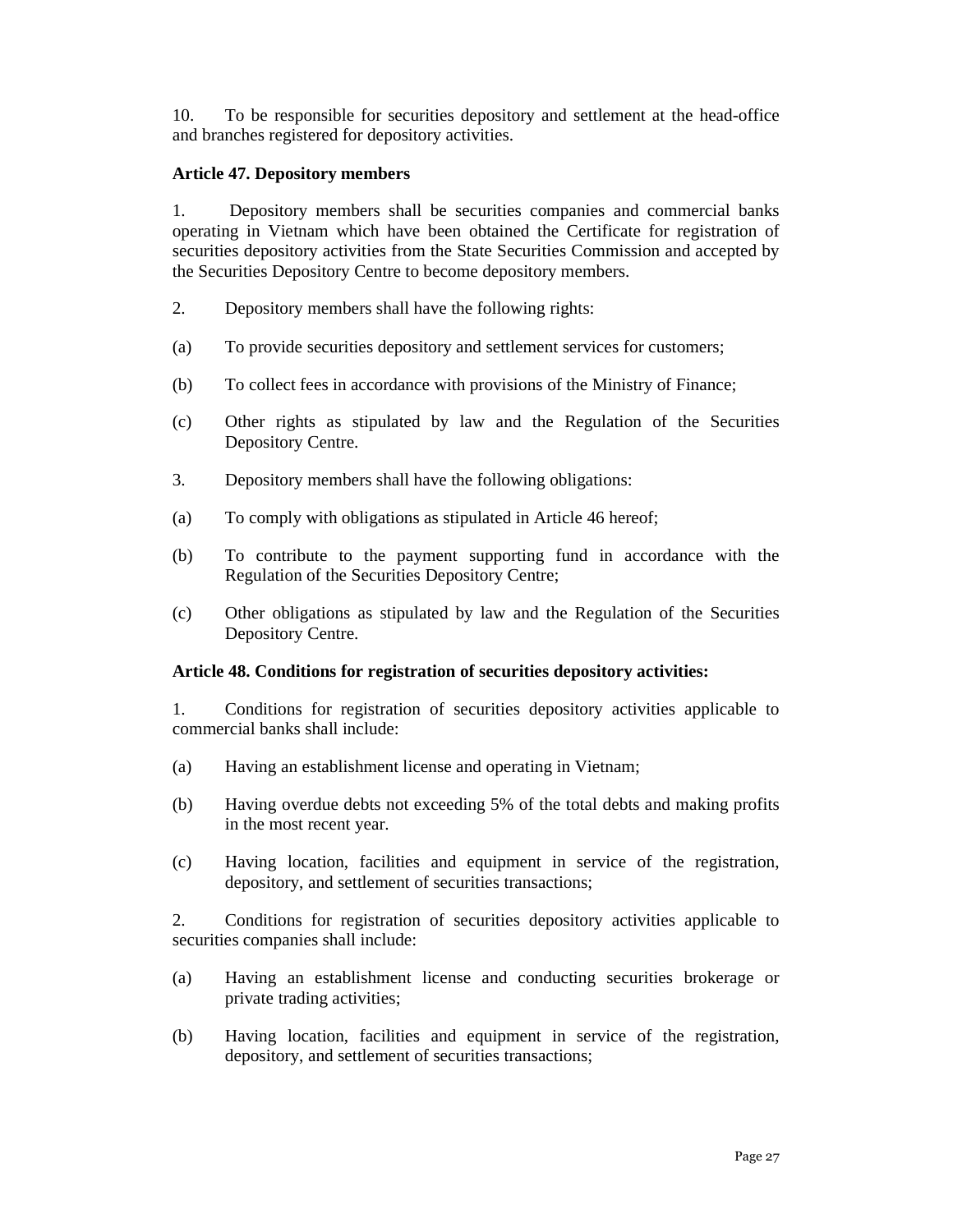10. To be responsible for securities depository and settlement at the head-office and branches registered for depository activities.

**Article 47. Depository members**

1. Depository members shall be securities companies and commercial banks operating in Vietnam which have been obtained the Certificate for registration of securities depository activities from the State Securities Commission and accepted by the Securities Depository Centre to become depository members.

2. Depository members shall have the following rights:

(a) To provide securities depository and settlement services for customers;

(b) To collect fees in accordance with provisions of the Ministry of Finance;

(c) Other rights as stipulated by law and the Regulation of the Securities Depository Centre.

3. Depository members shall have the following obligations:

(a) To comply with obligations as stipulated in Article 46 hereof;

(b) To contribute to the payment supporting fund in accordance with the Regulation of the Securities Depository Centre;

(c) Other obligations as stipulated by law and the Regulation of the Securities Depository Centre.

**Article 48. Conditions for registration of securities depository activities:**

1. Conditions for registration of securities depository activities applicable to commercial banks shall include:

(a) Having an establishment license and operating in Vietnam;

(b) Having overdue debts not exceeding 5% of the total debts and making profits in the most recent year.

(c) Having location, facilities and equipment in service of the registration, depository, and settlement of securities transactions;

2. Conditions for registration of securities depository activities applicable to securities companies shall include:

(a) Having an establishment license and conducting securities brokerage or private trading activities;

(b) Having location, facilities and equipment in service of the registration, depository, and settlement of securities transactions;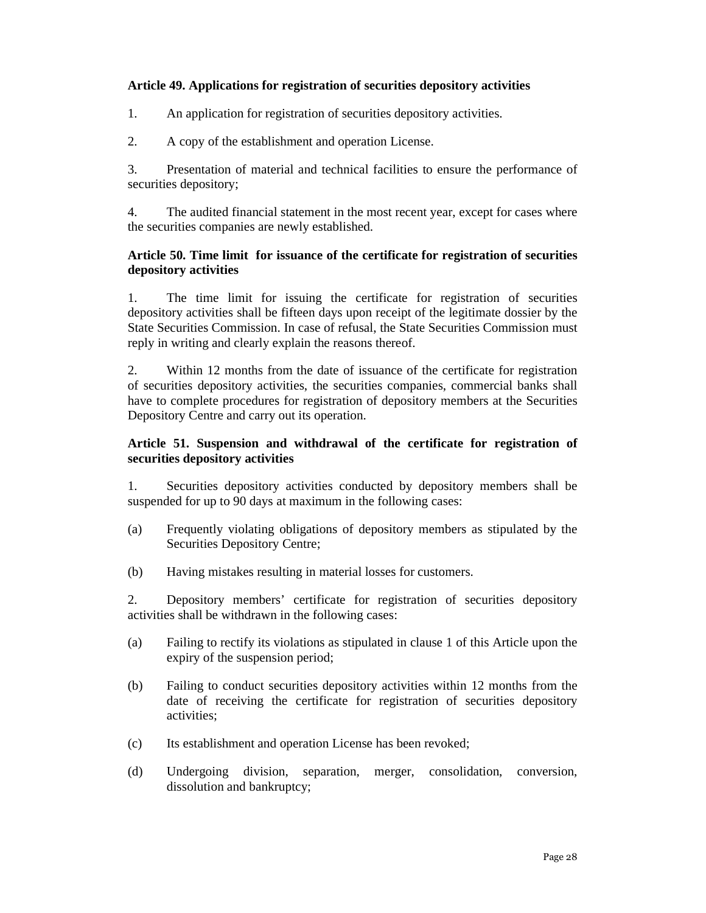**Article 49. Applications for registration of securities depository activities**

1. An application for registration of securities depository activities.

2. A copy of the establishment and operation License.

3. Presentation of material and technical facilities to ensure the performance of securities depository;

4. The audited financial statement in the most recent year, except for cases where the securities companies are newly established.

**Article 50. Time limit for issuance of the certificate for registration of securities depository activities**

1. The time limit for issuing the certificate for registration of securities depository activities shall be fifteen days upon receipt of the legitimate dossier by the State Securities Commission. In case of refusal, the State Securities Commission must reply in writing and clearly explain the reasons thereof.

2. Within 12 months from the date of issuance of the certificate for registration of securities depository activities, the securities companies, commercial banks shall have to complete procedures for registration of depository members at the Securities Depository Centre and carry out its operation.

**Article 51. Suspension and withdrawal of the certificate for registration of securities depository activities**

1. Securities depository activities conducted by depository members shall be suspended for up to 90 days at maximum in the following cases:

(a) Frequently violating obligations of depository members as stipulated by the Securities Depository Centre;

(b) Having mistakes resulting in material losses for customers.

2. Depository members' certificate for registration of securities depository activities shall be withdrawn in the following cases:

(a) Failing to rectify its violations as stipulated in clause 1 of this Article upon the expiry of the suspension period;

(b) Failing to conduct securities depository activities within 12 months from the date of receiving the certificate for registration of securities depository activities;

(c) Its establishment and operation License has been revoked;

(d) Undergoing division, separation, merger, consolidation, conversion, dissolution and bankruptcy;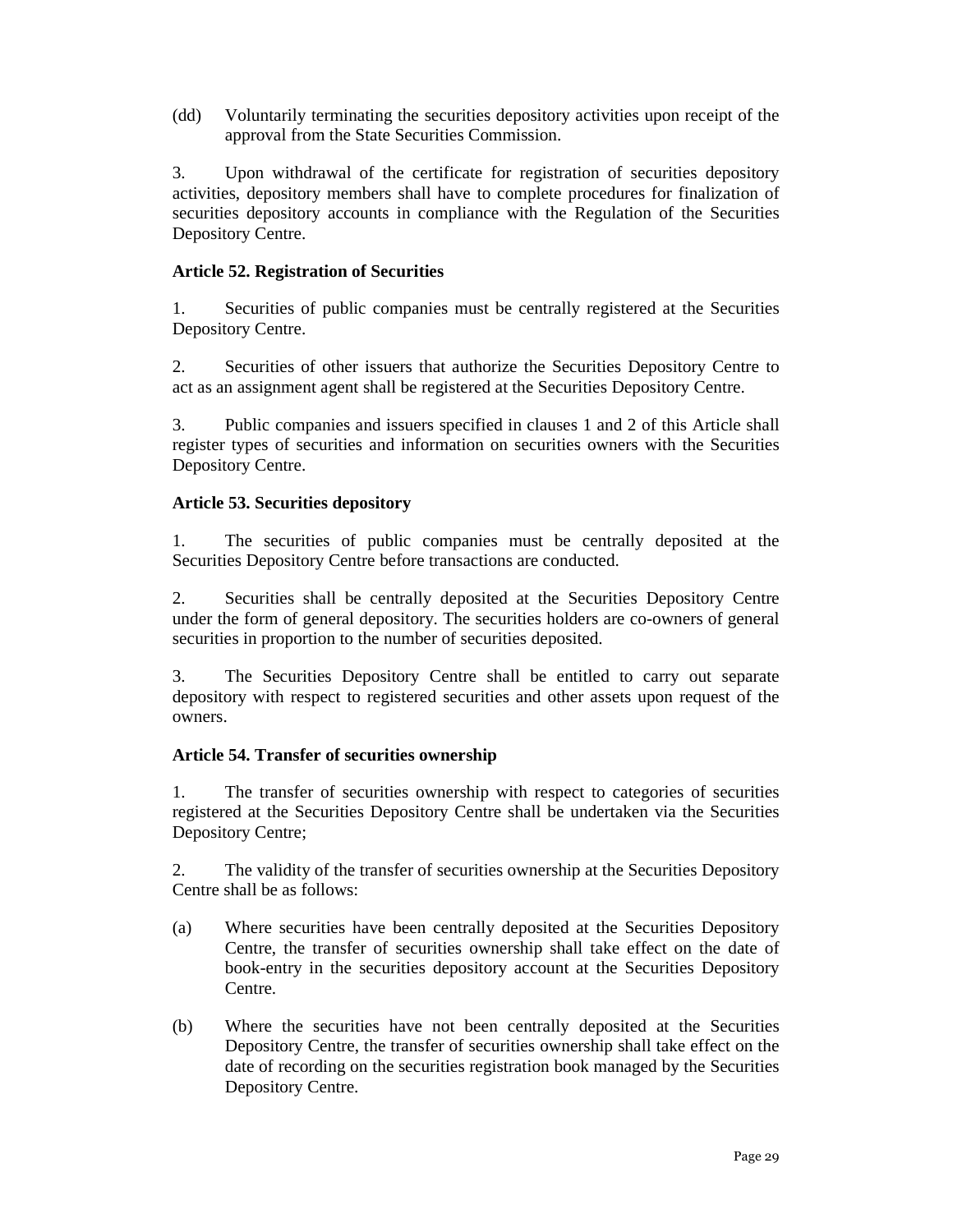(dd) Voluntarily terminating the securities depository activities upon receipt of the approval from the State Securities Commission.

3. Upon withdrawal of the certificate for registration of securities depository activities, depository members shall have to complete procedures for finalization of securities depository accounts in compliance with the Regulation of the Securities Depository Centre.

**Article 52. Registration of Securities**

1. Securities of public companies must be centrally registered at the Securities Depository Centre.

2. Securities of other issuers that authorize the Securities Depository Centre to act as an assignment agent shall be registered at the Securities Depository Centre.

3. Public companies and issuers specified in clauses 1 and 2 of this Article shall register types of securities and information on securities owners with the Securities Depository Centre.

**Article 53. Securities depository**

1. The securities of public companies must be centrally deposited at the Securities Depository Centre before transactions are conducted.

2. Securities shall be centrally deposited at the Securities Depository Centre under the form of general depository. The securities holders are co-owners of general securities in proportion to the number of securities deposited.

3. The Securities Depository Centre shall be entitled to carry out separate depository with respect to registered securities and other assets upon request of the owners.

**Article 54. Transfer of securities ownership**

1. The transfer of securities ownership with respect to categories of securities registered at the Securities Depository Centre shall be undertaken via the Securities Depository Centre;

2. The validity of the transfer of securities ownership at the Securities Depository Centre shall be as follows:

(a) Where securities have been centrally deposited at the Securities Depository Centre, the transfer of securities ownership shall take effect on the date of book-entry in the securities depository account at the Securities Depository Centre.

(b) Where the securities have not been centrally deposited at the Securities Depository Centre, the transfer of securities ownership shall take effect on the date of recording on the securities registration book managed by the Securities Depository Centre.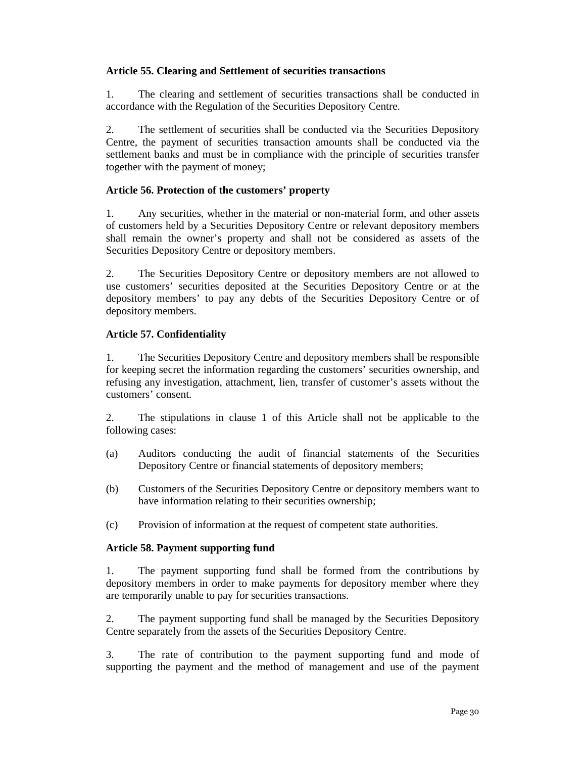**Article 55. Clearing and Settlement of securities transactions**

1. The clearing and settlement of securities transactions shall be conducted in accordance with the Regulation of the Securities Depository Centre.

2. The settlement of securities shall be conducted via the Securities Depository Centre, the payment of securities transaction amounts shall be conducted via the settlement banks and must be in compliance with the principle of securities transfer together with the payment of money;

**Article 56. Protection of the customers' property**

1. Any securities, whether in the material or non-material form, and other assets of customers held by a Securities Depository Centre or relevant depository members shall remain the owner's property and shall not be considered as assets of the Securities Depository Centre or depository members.

2. The Securities Depository Centre or depository members are not allowed to use customers' securities deposited at the Securities Depository Centre or at the depository members' to pay any debts of the Securities Depository Centre or of depository members.

**Article 57. Confidentiality**

1. The Securities Depository Centre and depository members shall be responsible for keeping secret the information regarding the customers' securities ownership, and refusing any investigation, attachment, lien, transfer of customer's assets without the customers' consent.

2. The stipulations in clause 1 of this Article shall not be applicable to the following cases:

(a) Auditors conducting the audit of financial statements of the Securities Depository Centre or financial statements of depository members;

(b) Customers of the Securities Depository Centre or depository members want to have information relating to their securities ownership;

(c) Provision of information at the request of competent state authorities.

**Article 58. Payment supporting fund**

1. The payment supporting fund shall be formed from the contributions by depository members in order to make payments for depository member where they are temporarily unable to pay for securities transactions.

2. The payment supporting fund shall be managed by the Securities Depository Centre separately from the assets of the Securities Depository Centre.

3. The rate of contribution to the payment supporting fund and mode of supporting the payment and the method of management and use of the payment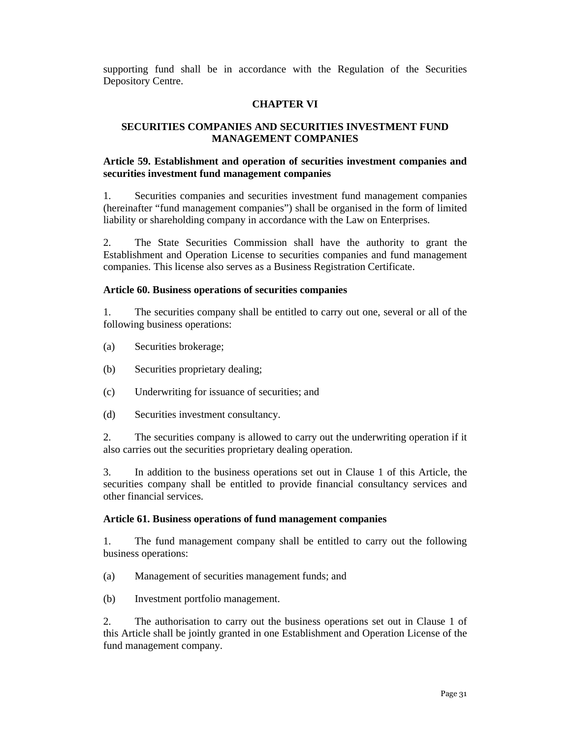supporting fund shall be in accordance with the Regulation of the Securities Depository Centre.

## CHAPTER VI

## SECURITIES COMPANIES AND SECURITIES INVESTMENT FUND MANAGEMENT COMPANIES

### Article 59. Establishment and operation of securities investment companies and securities investment fund management companies

1. Securities companies and securities investment fund management companies (hereinafter "fund management companies") shall be organised in the form of limited liability or shareholding company in accordance with the Law on Enterprises.

2. The State Securities Commission shall have the authority to grant the Establishment and Operation License to securities companies and fund management companies. This license also serves as a Business Registration Certificate.

### Article 60. Business operations of securities companies

1. The securities company shall be entitled to carry out one, several or all of the following business operations:

(a) Securities brokerage;

(b) Securities proprietary dealing;

(c) Underwriting for issuance of securities; and

(d) Securities investment consultancy.

2. The securities company is allowed to carry out the underwriting operation if it also carries out the securities proprietary dealing operation.

3. In addition to the business operations set out in Clause 1 of this Article, the securities company shall be entitled to provide financial consultancy services and other financial services.

### Article 61. Business operations of fund management companies

1. The fund management company shall be entitled to carry out the following business operations:

(a) Management of securities management funds; and

(b) Investment portfolio management.

2. The authorisation to carry out the business operations set out in Clause 1 of this Article shall be jointly granted in one Establishment and Operation License of the fund management company.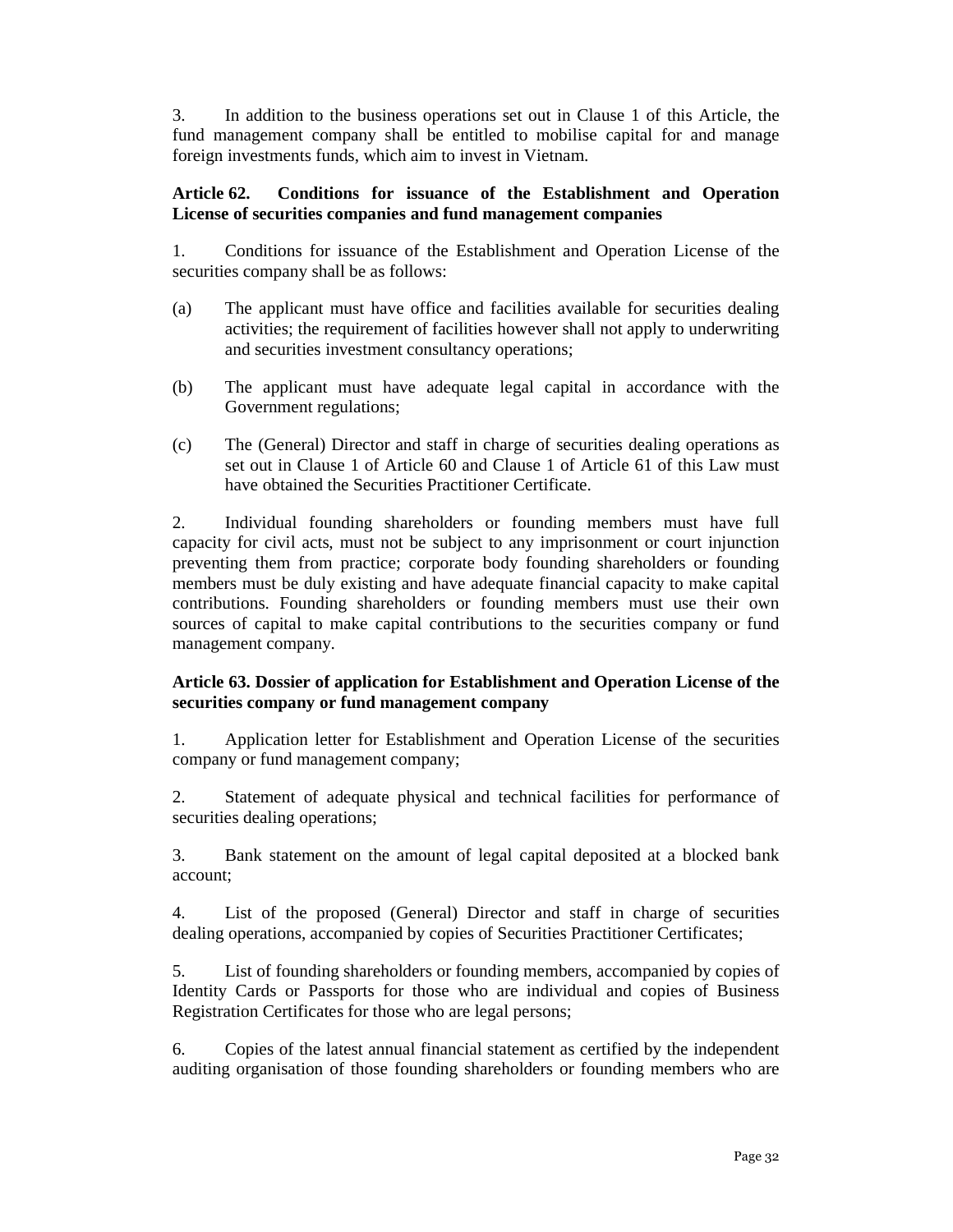3. In addition to the business operations set out in Clause 1 of this Article, the fund management company shall be entitled to mobilise capital for and manage foreign investments funds, which aim to invest in Vietnam.

**Article 62. Conditions for issuance of the Establishment and Operation License of securities companies and fund management companies**

1. Conditions for issuance of the Establishment and Operation License of the securities company shall be as follows:

(a) The applicant must have office and facilities available for securities dealing activities; the requirement of facilities however shall not apply to underwriting and securities investment consultancy operations;

(b) The applicant must have adequate legal capital in accordance with the Government regulations;

(c) The (General) Director and staff in charge of securities dealing operations as set out in Clause 1 of Article 60 and Clause 1 of Article 61 of this Law must have obtained the Securities Practitioner Certificate.

2. Individual founding shareholders or founding members must have full capacity for civil acts, must not be subject to any imprisonment or court injunction preventing them from practice; corporate body founding shareholders or founding members must be duly existing and have adequate financial capacity to make capital contributions. Founding shareholders or founding members must use their own sources of capital to make capital contributions to the securities company or fund management company.

**Article 63. Dossier of application for Establishment and Operation License of the securities company or fund management company**

1. Application letter for Establishment and Operation License of the securities company or fund management company;

2. Statement of adequate physical and technical facilities for performance of securities dealing operations;

3. Bank statement on the amount of legal capital deposited at a blocked bank account;

4. List of the proposed (General) Director and staff in charge of securities dealing operations, accompanied by copies of Securities Practitioner Certificates;

5. List of founding shareholders or founding members, accompanied by copies of Identity Cards or Passports for those who are individual and copies of Business Registration Certificates for those who are legal persons;

6. Copies of the latest annual financial statement as certified by the independent auditing organisation of those founding shareholders or founding members who are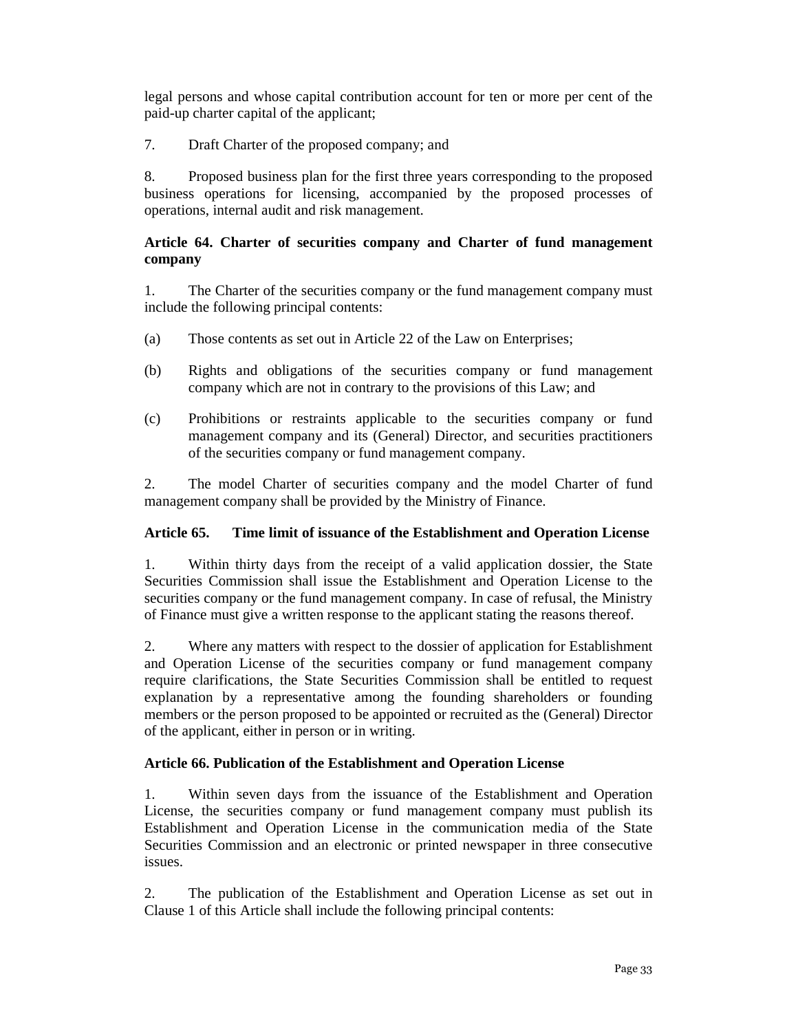legal persons and whose capital contribution account for ten or more per cent of the paid-up charter capital of the applicant;

7. Draft Charter of the proposed company; and

8. Proposed business plan for the first three years corresponding to the proposed business operations for licensing, accompanied by the proposed processes of operations, internal audit and risk management.

**Article 64. Charter of securities company and Charter of fund management company**

1. The Charter of the securities company or the fund management company must include the following principal contents:

(a) Those contents as set out in Article 22 of the Law on Enterprises;

(b) Rights and obligations of the securities company or fund management company which are not in contrary to the provisions of this Law; and

(c) Prohibitions or restraints applicable to the securities company or fund management company and its (General) Director, and securities practitioners of the securities company or fund management company.

2. The model Charter of securities company and the model Charter of fund management company shall be provided by the Ministry of Finance.

**Article 65. Time limit of issuance of the Establishment and Operation License**

1. Within thirty days from the receipt of a valid application dossier, the State Securities Commission shall issue the Establishment and Operation License to the securities company or the fund management company. In case of refusal, the Ministry of Finance must give a written response to the applicant stating the reasons thereof.

2. Where any matters with respect to the dossier of application for Establishment and Operation License of the securities company or fund management company require clarifications, the State Securities Commission shall be entitled to request explanation by a representative among the founding shareholders or founding members or the person proposed to be appointed or recruited as the (General) Director of the applicant, either in person or in writing.

**Article 66. Publication of the Establishment and Operation License**

1. Within seven days from the issuance of the Establishment and Operation License, the securities company or fund management company must publish its Establishment and Operation License in the communication media of the State Securities Commission and an electronic or printed newspaper in three consecutive issues.

2. The publication of the Establishment and Operation License as set out in Clause 1 of this Article shall include the following principal contents: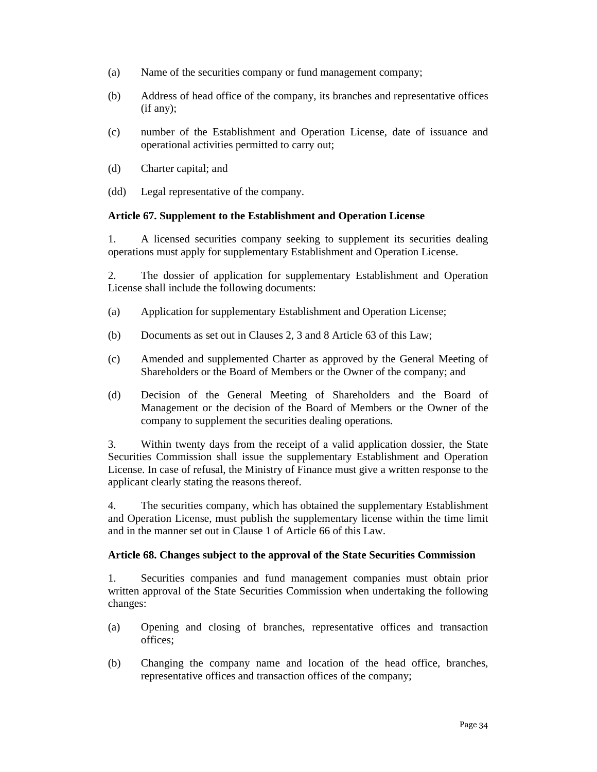(a) Name of the securities company or fund management company;

(b) Address of head office of the company, its branches and representative offices (if any);

(c) number of the Establishment and Operation License, date of issuance and operational activities permitted to carry out;

(d) Charter capital; and

(dd) Legal representative of the company.

**Article 67. Supplement to the Establishment and Operation License**

1. A licensed securities company seeking to supplement its securities dealing operations must apply for supplementary Establishment and Operation License.

2. The dossier of application for supplementary Establishment and Operation License shall include the following documents:

(a) Application for supplementary Establishment and Operation License;

(b) Documents as set out in Clauses 2, 3 and 8 Article 63 of this Law;

(c) Amended and supplemented Charter as approved by the General Meeting of Shareholders or the Board of Members or the Owner of the company; and

(d) Decision of the General Meeting of Shareholders and the Board of Management or the decision of the Board of Members or the Owner of the company to supplement the securities dealing operations.

3. Within twenty days from the receipt of a valid application dossier, the State Securities Commission shall issue the supplementary Establishment and Operation License. In case of refusal, the Ministry of Finance must give a written response to the applicant clearly stating the reasons thereof.

4. The securities company, which has obtained the supplementary Establishment and Operation License, must publish the supplementary license within the time limit and in the manner set out in Clause 1 of Article 66 of this Law.

**Article 68. Changes subject to the approval of the State Securities Commission**

1. Securities companies and fund management companies must obtain prior written approval of the State Securities Commission when undertaking the following changes:

(a) Opening and closing of branches, representative offices and transaction offices;

(b) Changing the company name and location of the head office, branches, representative offices and transaction offices of the company;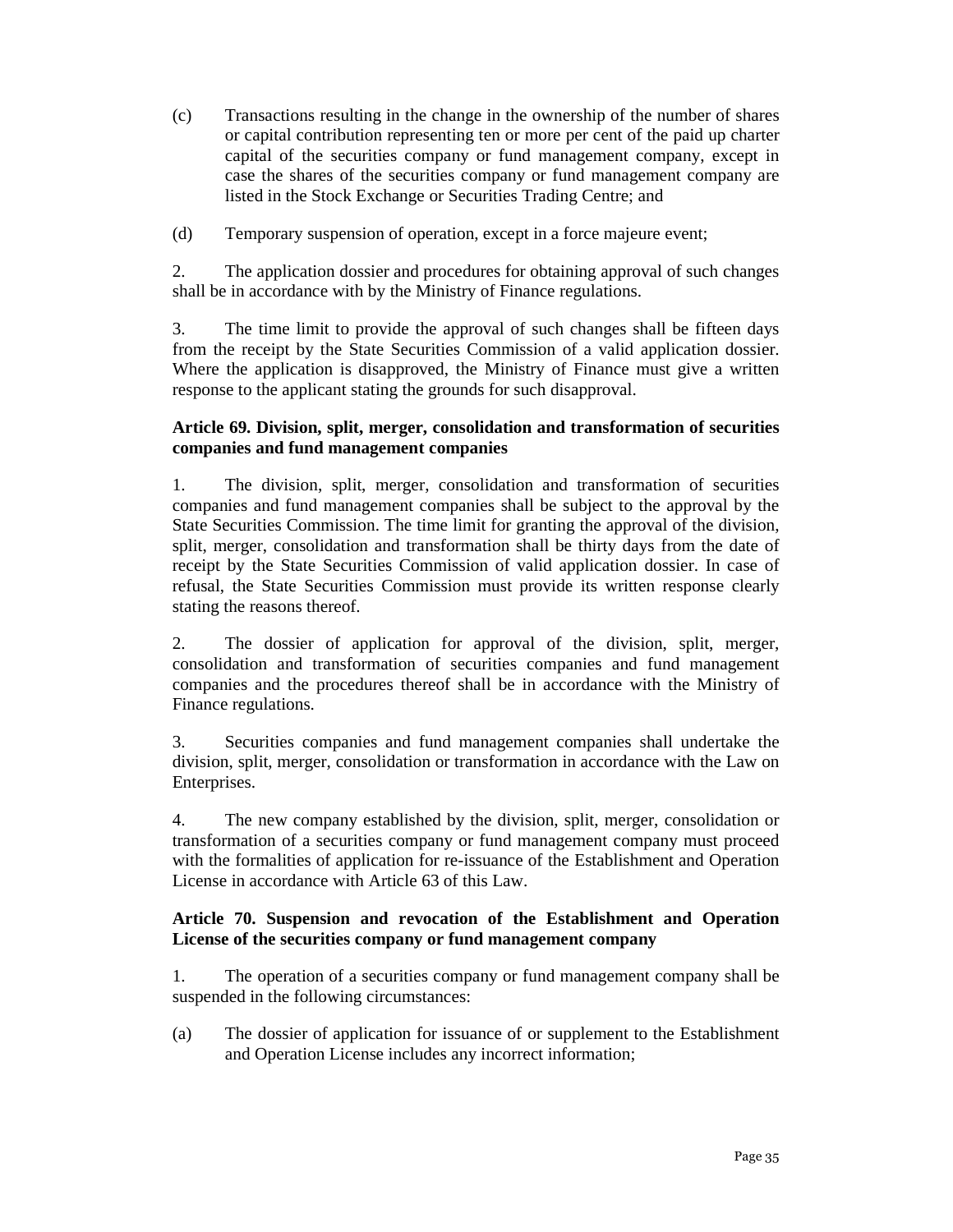(c) Transactions resulting in the change in the ownership of the number of shares or capital contribution representing ten or more per cent of the paid up charter capital of the securities company or fund management company, except in case the shares of the securities company or fund management company are listed in the Stock Exchange or Securities Trading Centre; and

(d) Temporary suspension of operation, except in a force majeure event;

2. The application dossier and procedures for obtaining approval of such changes shall be in accordance with by the Ministry of Finance regulations.

3. The time limit to provide the approval of such changes shall be fifteen days from the receipt by the State Securities Commission of a valid application dossier. Where the application is disapproved, the Ministry of Finance must give a written response to the applicant stating the grounds for such disapproval.

**Article 69. Division, split, merger, consolidation and transformation of securities companies and fund management companies**

1. The division, split, merger, consolidation and transformation of securities companies and fund management companies shall be subject to the approval by the State Securities Commission. The time limit for granting the approval of the division, split, merger, consolidation and transformation shall be thirty days from the date of receipt by the State Securities Commission of valid application dossier. In case of refusal, the State Securities Commission must provide its written response clearly stating the reasons thereof.

2. The dossier of application for approval of the division, split, merger, consolidation and transformation of securities companies and fund management companies and the procedures thereof shall be in accordance with the Ministry of Finance regulations.

3. Securities companies and fund management companies shall undertake the division, split, merger, consolidation or transformation in accordance with the Law on Enterprises.

4. The new company established by the division, split, merger, consolidation or transformation of a securities company or fund management company must proceed with the formalities of application for re-issuance of the Establishment and Operation License in accordance with Article 63 of this Law.

**Article 70. Suspension and revocation of the Establishment and Operation License of the securities company or fund management company**

1. The operation of a securities company or fund management company shall be suspended in the following circumstances:

(a) The dossier of application for issuance of or supplement to the Establishment and Operation License includes any incorrect information;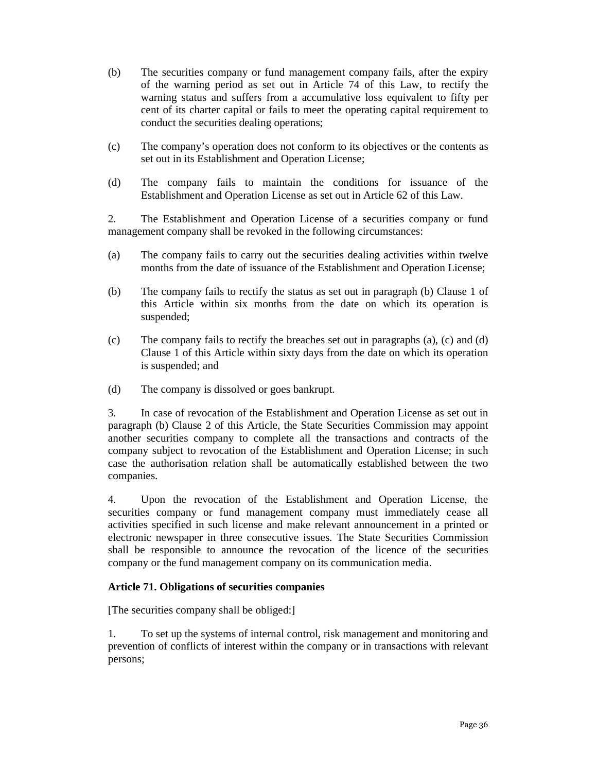(b) The securities company or fund management company fails, after the expiry of the warning period as set out in Article 74 of this Law, to rectify the warning status and suffers from a accumulative loss equivalent to fifty per cent of its charter capital or fails to meet the operating capital requirement to conduct the securities dealing operations;

(c) The company's operation does not conform to its objectives or the contents as set out in its Establishment and Operation License;

(d) The company fails to maintain the conditions for issuance of the Establishment and Operation License as set out in Article 62 of this Law.

2. The Establishment and Operation License of a securities company or fund management company shall be revoked in the following circumstances:

(a) The company fails to carry out the securities dealing activities within twelve months from the date of issuance of the Establishment and Operation License;

(b) The company fails to rectify the status as set out in paragraph (b) Clause 1 of this Article within six months from the date on which its operation is suspended;

(c) The company fails to rectify the breaches set out in paragraphs (a), (c) and (d) Clause 1 of this Article within sixty days from the date on which its operation is suspended; and

(d) The company is dissolved or goes bankrupt.

3. In case of revocation of the Establishment and Operation License as set out in paragraph (b) Clause 2 of this Article, the State Securities Commission may appoint another securities company to complete all the transactions and contracts of the company subject to revocation of the Establishment and Operation License; in such case the authorisation relation shall be automatically established between the two companies.

4. Upon the revocation of the Establishment and Operation License, the securities company or fund management company must immediately cease all activities specified in such license and make relevant announcement in a printed or electronic newspaper in three consecutive issues. The State Securities Commission shall be responsible to announce the revocation of the licence of the securities company or the fund management company on its communication media.

**Article 71. Obligations of securities companies**

[The securities company shall be obliged:]

1. To set up the systems of internal control, risk management and monitoring and prevention of conflicts of interest within the company or in transactions with relevant persons;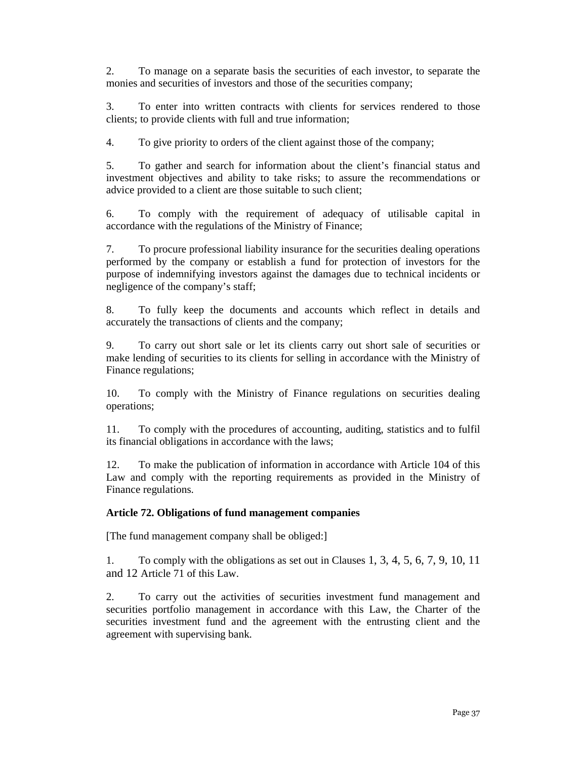2. To manage on a separate basis the securities of each investor, to separate the monies and securities of investors and those of the securities company;

3. To enter into written contracts with clients for services rendered to those clients; to provide clients with full and true information;

4. To give priority to orders of the client against those of the company;

5. To gather and search for information about the client's financial status and investment objectives and ability to take risks; to assure the recommendations or advice provided to a client are those suitable to such client;

6. To comply with the requirement of adequacy of utilisable capital in accordance with the regulations of the Ministry of Finance;

7. To procure professional liability insurance for the securities dealing operations performed by the company or establish a fund for protection of investors for the purpose of indemnifying investors against the damages due to technical incidents or negligence of the company's staff;

8. To fully keep the documents and accounts which reflect in details and accurately the transactions of clients and the company;

9. To carry out short sale or let its clients carry out short sale of securities or make lending of securities to its clients for selling in accordance with the Ministry of Finance regulations;

10. To comply with the Ministry of Finance regulations on securities dealing operations;

11. To comply with the procedures of accounting, auditing, statistics and to fulfil its financial obligations in accordance with the laws;

12. To make the publication of information in accordance with Article 104 of this Law and comply with the reporting requirements as provided in the Ministry of Finance regulations.

**Article 72. Obligations of fund management companies**

[The fund management company shall be obliged:]

1. To comply with the obligations as set out in Clauses 1, 3, 4, 5, 6, 7, 9, 10, 11 and 12 Article 71 of this Law.

2. To carry out the activities of securities investment fund management and securities portfolio management in accordance with this Law, the Charter of the securities investment fund and the agreement with the entrusting client and the agreement with supervising bank.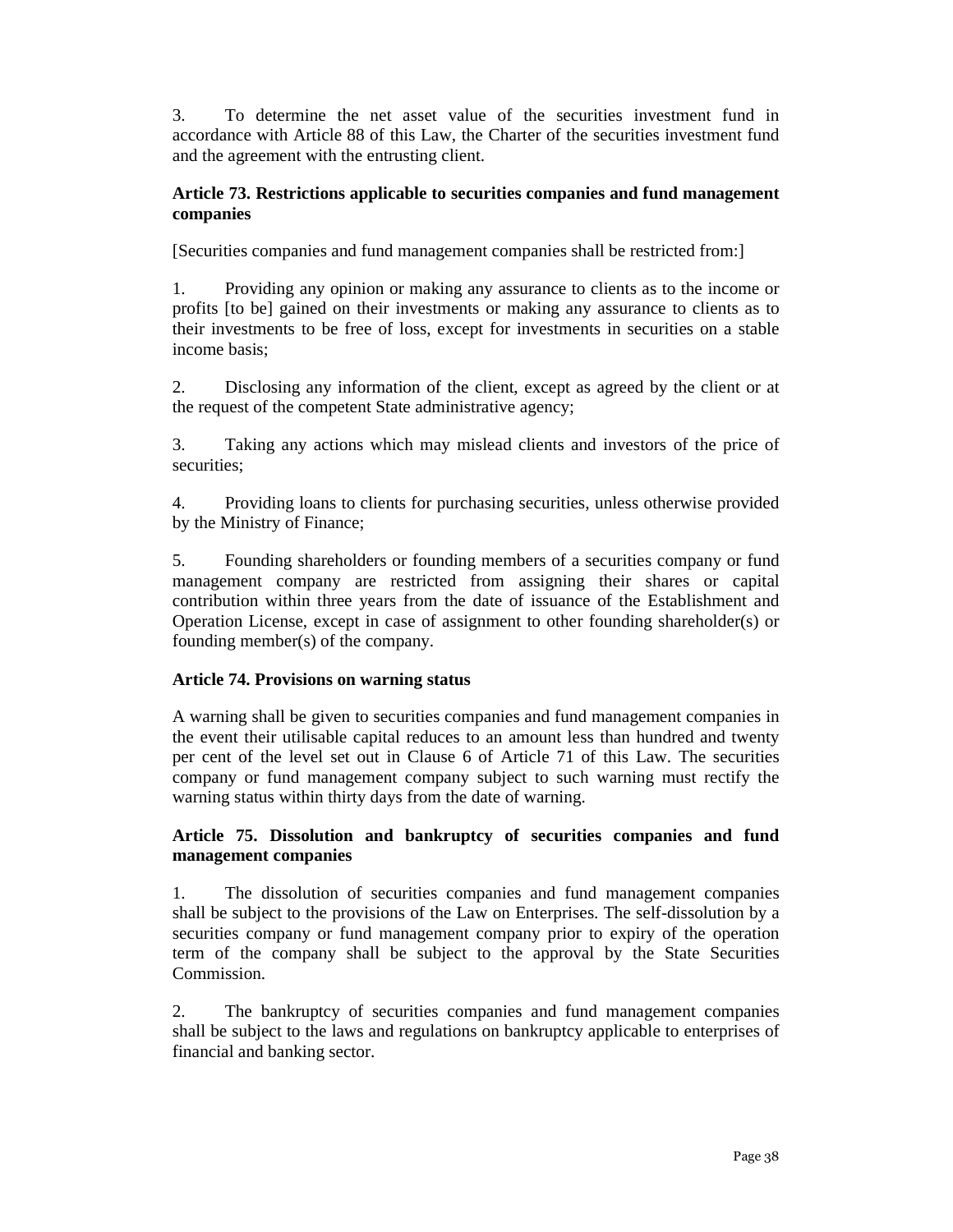3. To determine the net asset value of the securities investment fund in accordance with Article 88 of this Law, the Charter of the securities investment fund and the agreement with the entrusting client.

**Article 73. Restrictions applicable to securities companies and fund management companies**

[Securities companies and fund management companies shall be restricted from:]

1. Providing any opinion or making any assurance to clients as to the income or profits [to be] gained on their investments or making any assurance to clients as to their investments to be free of loss, except for investments in securities on a stable income basis;

2. Disclosing any information of the client, except as agreed by the client or at the request of the competent State administrative agency;

3. Taking any actions which may mislead clients and investors of the price of securities;

4. Providing loans to clients for purchasing securities, unless otherwise provided by the Ministry of Finance;

5. Founding shareholders or founding members of a securities company or fund management company are restricted from assigning their shares or capital contribution within three years from the date of issuance of the Establishment and Operation License, except in case of assignment to other founding shareholder(s) or founding member(s) of the company.

**Article 74. Provisions on warning status**

A warning shall be given to securities companies and fund management companies in the event their utilisable capital reduces to an amount less than hundred and twenty per cent of the level set out in Clause 6 of Article 71 of this Law. The securities company or fund management company subject to such warning must rectify the warning status within thirty days from the date of warning.

**Article 75. Dissolution and bankruptcy of securities companies and fund management companies**

1. The dissolution of securities companies and fund management companies shall be subject to the provisions of the Law on Enterprises. The self-dissolution by a securities company or fund management company prior to expiry of the operation term of the company shall be subject to the approval by the State Securities Commission.

2. The bankruptcy of securities companies and fund management companies shall be subject to the laws and regulations on bankruptcy applicable to enterprises of financial and banking sector.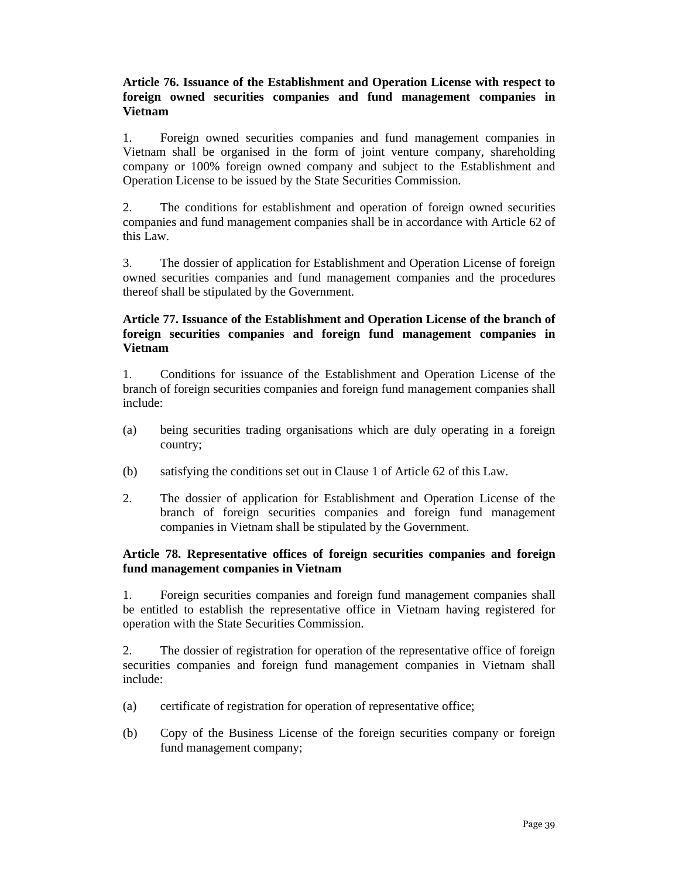**Article 76. Issuance of the Establishment and Operation License with respect to foreign owned securities companies and fund management companies in Vietnam**

1. Foreign owned securities companies and fund management companies in Vietnam shall be organised in the form of joint venture company, shareholding company or 100% foreign owned company and subject to the Establishment and Operation License to be issued by the State Securities Commission.

2. The conditions for establishment and operation of foreign owned securities companies and fund management companies shall be in accordance with Article 62 of this Law.

3. The dossier of application for Establishment and Operation License of foreign owned securities companies and fund management companies and the procedures thereof shall be stipulated by the Government.

**Article 77. Issuance of the Establishment and Operation License of the branch of foreign securities companies and foreign fund management companies in Vietnam**

1. Conditions for issuance of the Establishment and Operation License of the branch of foreign securities companies and foreign fund management companies shall include:

(a) being securities trading organisations which are duly operating in a foreign country;

(b) satisfying the conditions set out in Clause 1 of Article 62 of this Law.

2. The dossier of application for Establishment and Operation License of the branch of foreign securities companies and foreign fund management companies in Vietnam shall be stipulated by the Government.

**Article 78. Representative offices of foreign securities companies and foreign fund management companies in Vietnam**

1. Foreign securities companies and foreign fund management companies shall be entitled to establish the representative office in Vietnam having registered for operation with the State Securities Commission.

2. The dossier of registration for operation of the representative office of foreign securities companies and foreign fund management companies in Vietnam shall include:

(a) certificate of registration for operation of representative office;

(b) Copy of the Business License of the foreign securities company or foreign fund management company;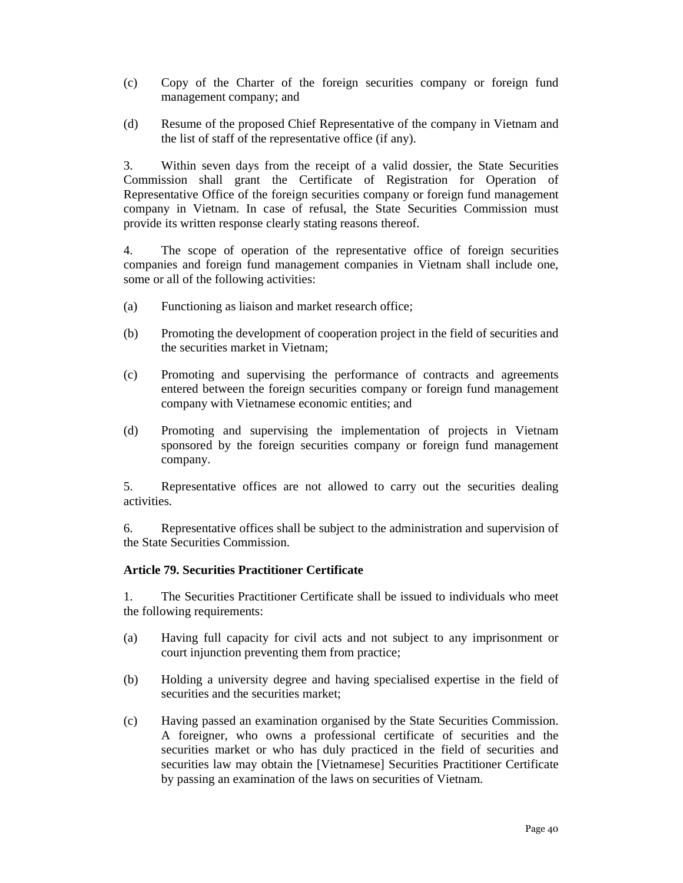(c) Copy of the Charter of the foreign securities company or foreign fund management company; and

(d) Resume of the proposed Chief Representative of the company in Vietnam and the list of staff of the representative office (if any).

3. Within seven days from the receipt of a valid dossier, the State Securities Commission shall grant the Certificate of Registration for Operation of Representative Office of the foreign securities company or foreign fund management company in Vietnam. In case of refusal, the State Securities Commission must provide its written response clearly stating reasons thereof.

4. The scope of operation of the representative office of foreign securities companies and foreign fund management companies in Vietnam shall include one, some or all of the following activities:

(a) Functioning as liaison and market research office;

(b) Promoting the development of cooperation project in the field of securities and the securities market in Vietnam;

(c) Promoting and supervising the performance of contracts and agreements entered between the foreign securities company or foreign fund management company with Vietnamese economic entities; and

(d) Promoting and supervising the implementation of projects in Vietnam sponsored by the foreign securities company or foreign fund management company.

5. Representative offices are not allowed to carry out the securities dealing activities.

6. Representative offices shall be subject to the administration and supervision of the State Securities Commission.

**Article 79. Securities Practitioner Certificate**

1. The Securities Practitioner Certificate shall be issued to individuals who meet the following requirements:

(a) Having full capacity for civil acts and not subject to any imprisonment or court injunction preventing them from practice;

(b) Holding a university degree and having specialised expertise in the field of securities and the securities market;

(c) Having passed an examination organised by the State Securities Commission. A foreigner, who owns a professional certificate of securities and the securities market or who has duly practiced in the field of securities and securities law may obtain the [Vietnamese] Securities Practitioner Certificate by passing an examination of the laws on securities of Vietnam.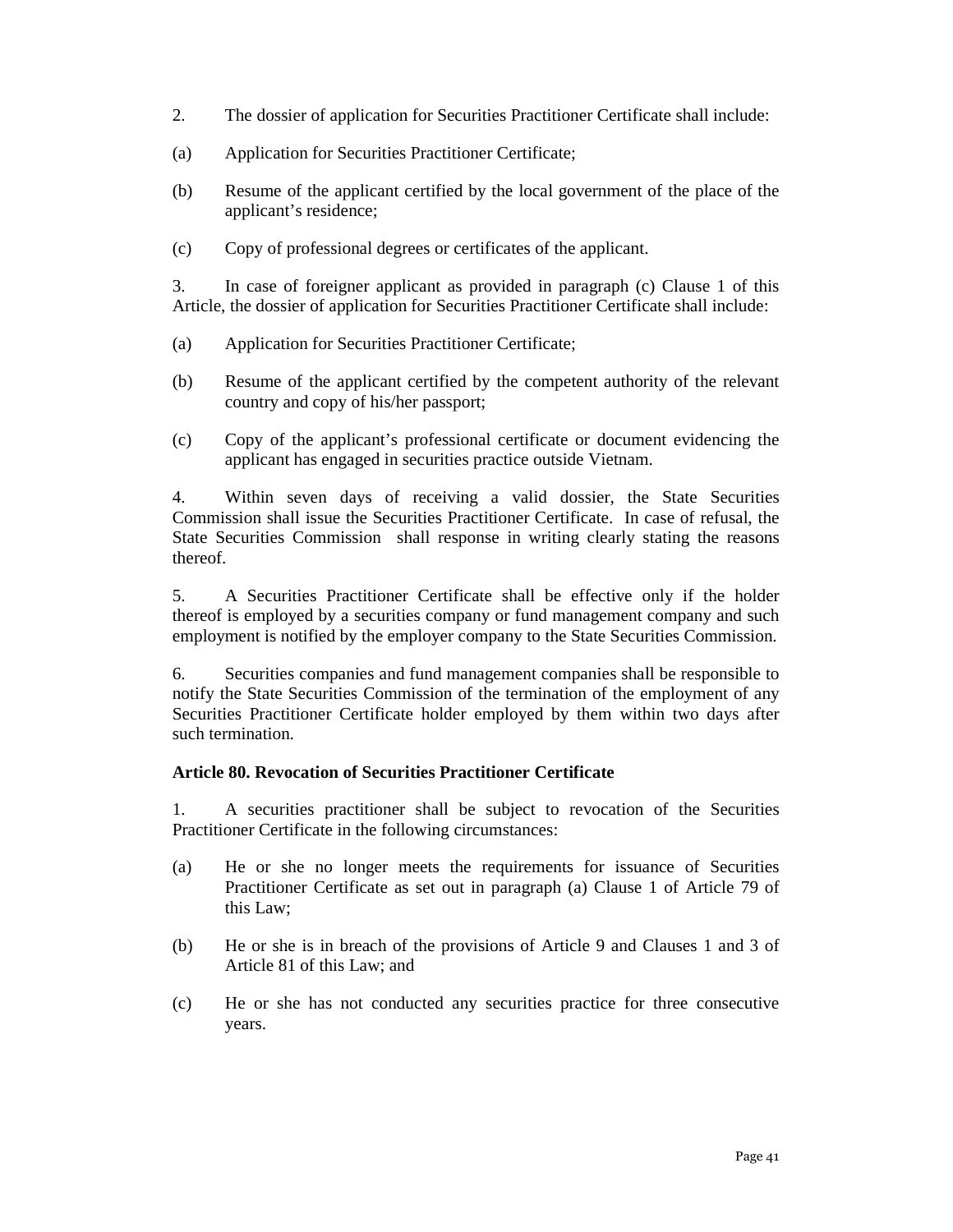2. The dossier of application for Securities Practitioner Certificate shall include:

(a) Application for Securities Practitioner Certificate;

(b) Resume of the applicant certified by the local government of the place of the applicant's residence;

(c) Copy of professional degrees or certificates of the applicant.

3. In case of foreigner applicant as provided in paragraph (c) Clause 1 of this Article, the dossier of application for Securities Practitioner Certificate shall include:

(a) Application for Securities Practitioner Certificate;

(b) Resume of the applicant certified by the competent authority of the relevant country and copy of his/her passport;

(c) Copy of the applicant's professional certificate or document evidencing the applicant has engaged in securities practice outside Vietnam.

4. Within seven days of receiving a valid dossier, the State Securities Commission shall issue the Securities Practitioner Certificate. In case of refusal, the State Securities Commission shall response in writing clearly stating the reasons thereof.

5. A Securities Practitioner Certificate shall be effective only if the holder thereof is employed by a securities company or fund management company and such employment is notified by the employer company to the State Securities Commission.

6. Securities companies and fund management companies shall be responsible to notify the State Securities Commission of the termination of the employment of any Securities Practitioner Certificate holder employed by them within two days after such termination.

**Article 80. Revocation of Securities Practitioner Certificate**

1. A securities practitioner shall be subject to revocation of the Securities Practitioner Certificate in the following circumstances:

(a) He or she no longer meets the requirements for issuance of Securities Practitioner Certificate as set out in paragraph (a) Clause 1 of Article 79 of this Law;

(b) He or she is in breach of the provisions of Article 9 and Clauses 1 and 3 of Article 81 of this Law; and

(c) He or she has not conducted any securities practice for three consecutive years.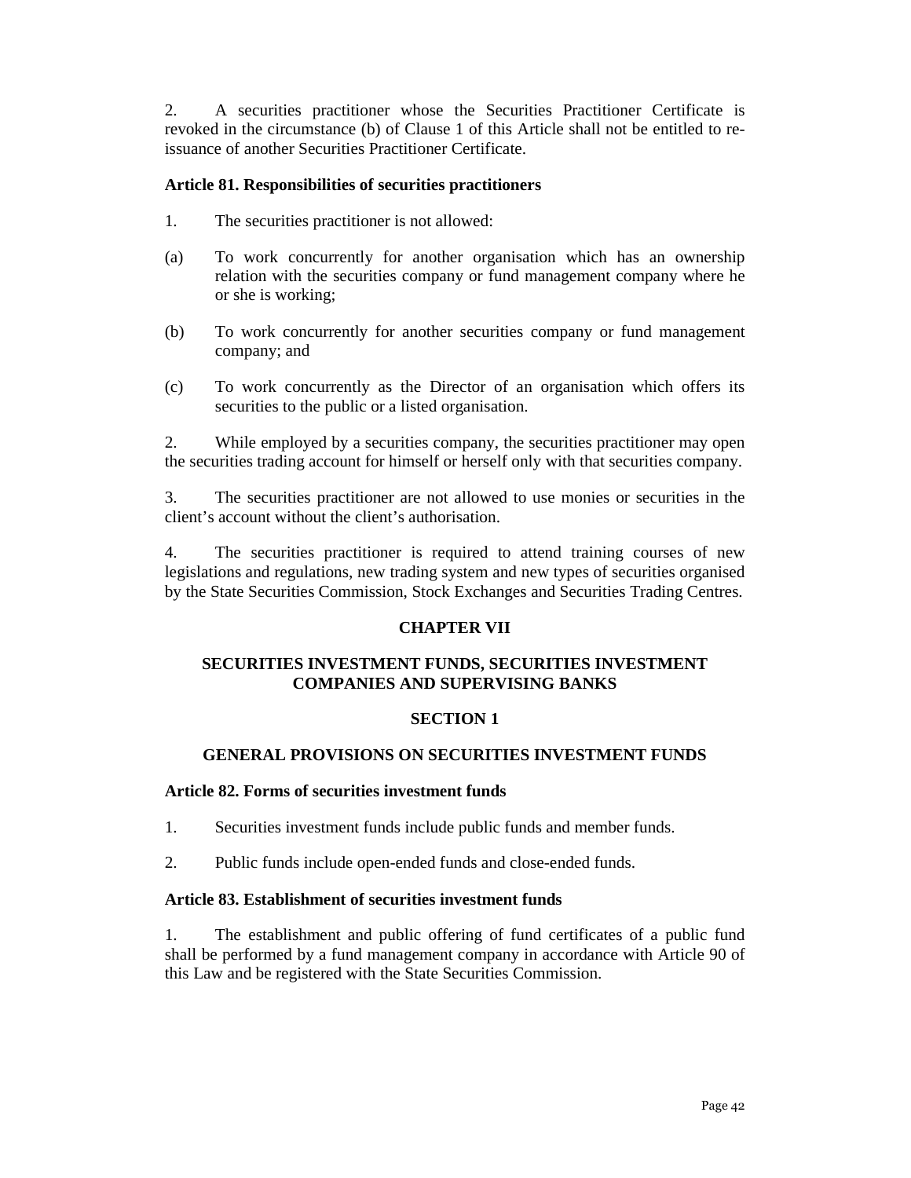2. A securities practitioner whose the Securities Practitioner Certificate is revoked in the circumstance (b) of Clause 1 of this Article shall not be entitled to re-issuance of another Securities Practitioner Certificate.

### Article 81. Responsibilities of securities practitioners

1. The securities practitioner is not allowed:

(a) To work concurrently for another organisation which has an ownership relation with the securities company or fund management company where he or she is working;

(b) To work concurrently for another securities company or fund management company; and

(c) To work concurrently as the Director of an organisation which offers its securities to the public or a listed organisation.

2. While employed by a securities company, the securities practitioner may open the securities trading account for himself or herself only with that securities company.

3. The securities practitioner are not allowed to use monies or securities in the client's account without the client's authorisation.

4. The securities practitioner is required to attend training courses of new legislations and regulations, new trading system and new types of securities organised by the State Securities Commission, Stock Exchanges and Securities Trading Centres.

## CHAPTER VII

## SECURITIES INVESTMENT FUNDS, SECURITIES INVESTMENT COMPANIES AND SUPERVISING BANKS

## SECTION 1

## GENERAL PROVISIONS ON SECURITIES INVESTMENT FUNDS

### Article 82. Forms of securities investment funds

1. Securities investment funds include public funds and member funds.

2. Public funds include open-ended funds and close-ended funds.

### Article 83. Establishment of securities investment funds

1. The establishment and public offering of fund certificates of a public fund shall be performed by a fund management company in accordance with Article 90 of this Law and be registered with the State Securities Commission.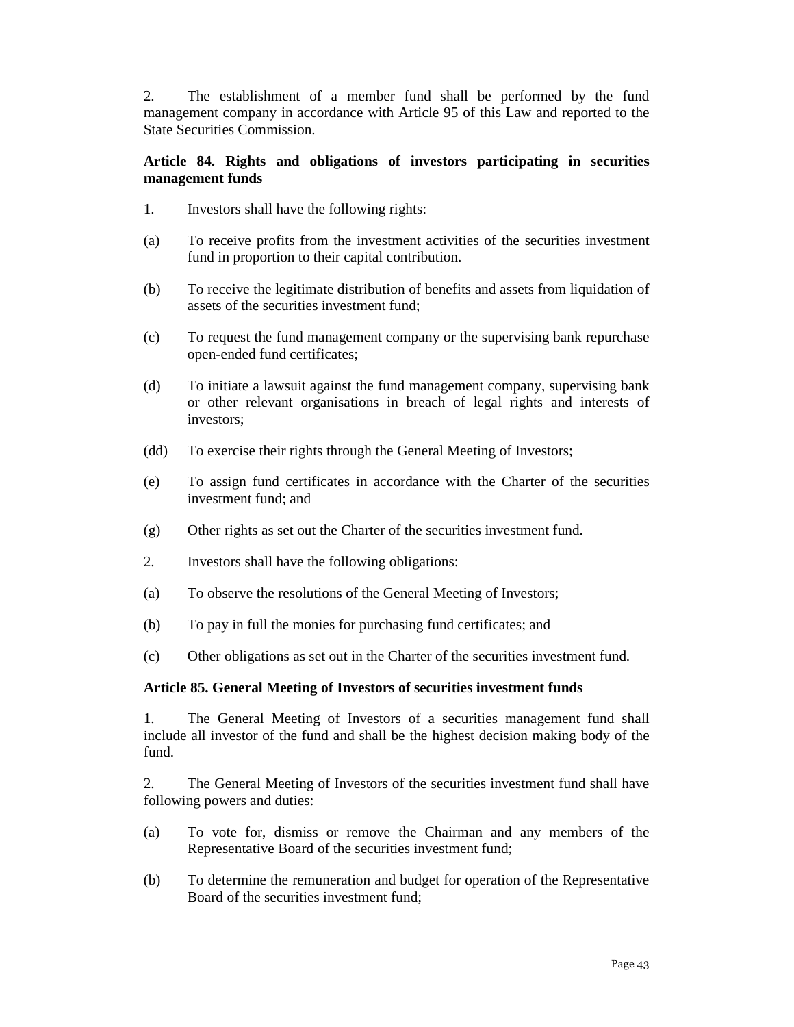2. The establishment of a member fund shall be performed by the fund management company in accordance with Article 95 of this Law and reported to the State Securities Commission.

**Article 84. Rights and obligations of investors participating in securities management funds**

1. Investors shall have the following rights:

(a) To receive profits from the investment activities of the securities investment fund in proportion to their capital contribution.

(b) To receive the legitimate distribution of benefits and assets from liquidation of assets of the securities investment fund;

(c) To request the fund management company or the supervising bank repurchase open-ended fund certificates;

(d) To initiate a lawsuit against the fund management company, supervising bank or other relevant organisations in breach of legal rights and interests of investors;

(dd) To exercise their rights through the General Meeting of Investors;

(e) To assign fund certificates in accordance with the Charter of the securities investment fund; and

(g) Other rights as set out the Charter of the securities investment fund.

2. Investors shall have the following obligations:

(a) To observe the resolutions of the General Meeting of Investors;

(b) To pay in full the monies for purchasing fund certificates; and

(c) Other obligations as set out in the Charter of the securities investment fund.

**Article 85. General Meeting of Investors of securities investment funds**

1. The General Meeting of Investors of a securities management fund shall include all investor of the fund and shall be the highest decision making body of the fund.

2. The General Meeting of Investors of the securities investment fund shall have following powers and duties:

(a) To vote for, dismiss or remove the Chairman and any members of the Representative Board of the securities investment fund;

(b) To determine the remuneration and budget for operation of the Representative Board of the securities investment fund;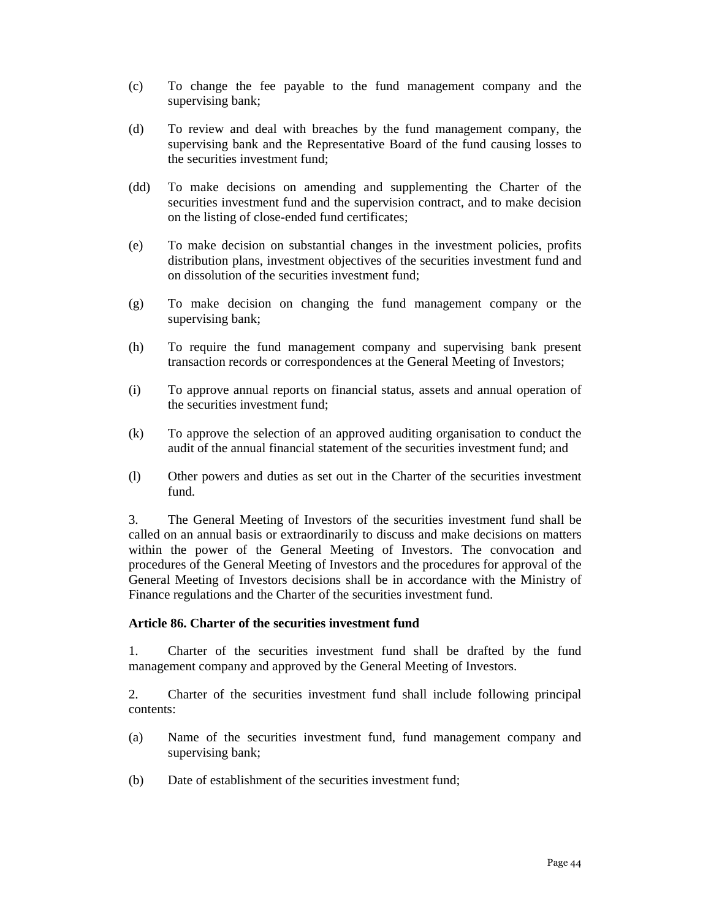(c) To change the fee payable to the fund management company and the supervising bank;

(d) To review and deal with breaches by the fund management company, the supervising bank and the Representative Board of the fund causing losses to the securities investment fund;

(dd) To make decisions on amending and supplementing the Charter of the securities investment fund and the supervision contract, and to make decision on the listing of close-ended fund certificates;

(e) To make decision on substantial changes in the investment policies, profits distribution plans, investment objectives of the securities investment fund and on dissolution of the securities investment fund;

(g) To make decision on changing the fund management company or the supervising bank;

(h) To require the fund management company and supervising bank present transaction records or correspondences at the General Meeting of Investors;

(i) To approve annual reports on financial status, assets and annual operation of the securities investment fund;

(k) To approve the selection of an approved auditing organisation to conduct the audit of the annual financial statement of the securities investment fund; and

(l) Other powers and duties as set out in the Charter of the securities investment fund.

3. The General Meeting of Investors of the securities investment fund shall be called on an annual basis or extraordinarily to discuss and make decisions on matters within the power of the General Meeting of Investors. The convocation and procedures of the General Meeting of Investors and the procedures for approval of the General Meeting of Investors decisions shall be in accordance with the Ministry of Finance regulations and the Charter of the securities investment fund.

**Article 86. Charter of the securities investment fund**

1. Charter of the securities investment fund shall be drafted by the fund management company and approved by the General Meeting of Investors.

2. Charter of the securities investment fund shall include following principal contents:

(a) Name of the securities investment fund, fund management company and supervising bank;

(b) Date of establishment of the securities investment fund;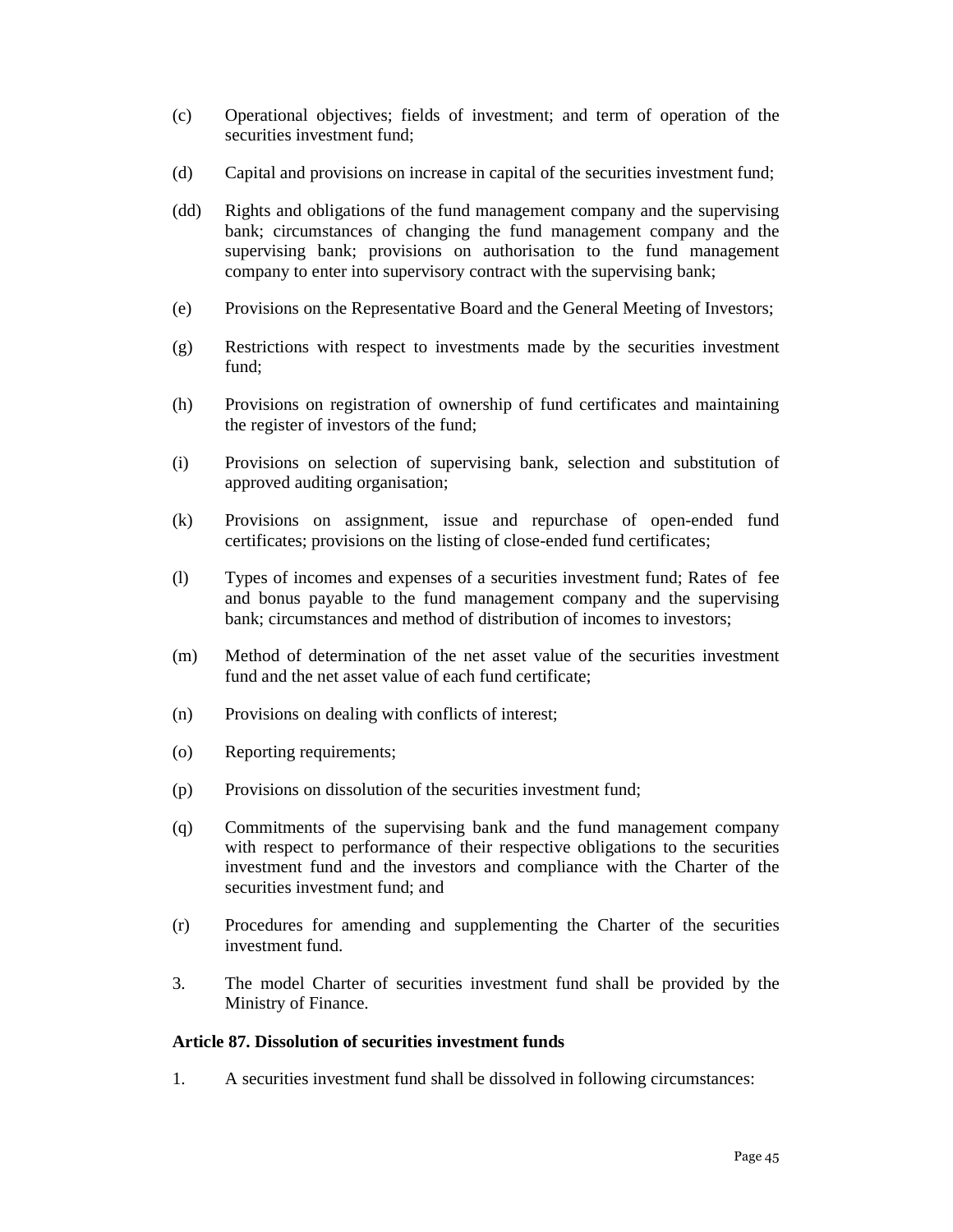(c) Operational objectives; fields of investment; and term of operation of the securities investment fund;

(d) Capital and provisions on increase in capital of the securities investment fund;

(dd) Rights and obligations of the fund management company and the supervising bank; circumstances of changing the fund management company and the supervising bank; provisions on authorisation to the fund management company to enter into supervisory contract with the supervising bank;

(e) Provisions on the Representative Board and the General Meeting of Investors;

(g) Restrictions with respect to investments made by the securities investment fund;

(h) Provisions on registration of ownership of fund certificates and maintaining the register of investors of the fund;

(i) Provisions on selection of supervising bank, selection and substitution of approved auditing organisation;

(k) Provisions on assignment, issue and repurchase of open-ended fund certificates; provisions on the listing of close-ended fund certificates;

(l) Types of incomes and expenses of a securities investment fund; Rates of fee and bonus payable to the fund management company and the supervising bank; circumstances and method of distribution of incomes to investors;

(m) Method of determination of the net asset value of the securities investment fund and the net asset value of each fund certificate;

(n) Provisions on dealing with conflicts of interest;

(o) Reporting requirements;

(p) Provisions on dissolution of the securities investment fund;

(q) Commitments of the supervising bank and the fund management company with respect to performance of their respective obligations to the securities investment fund and the investors and compliance with the Charter of the securities investment fund; and

(r) Procedures for amending and supplementing the Charter of the securities investment fund.

3. The model Charter of securities investment fund shall be provided by the Ministry of Finance.

**Article 87. Dissolution of securities investment funds**

1. A securities investment fund shall be dissolved in following circumstances: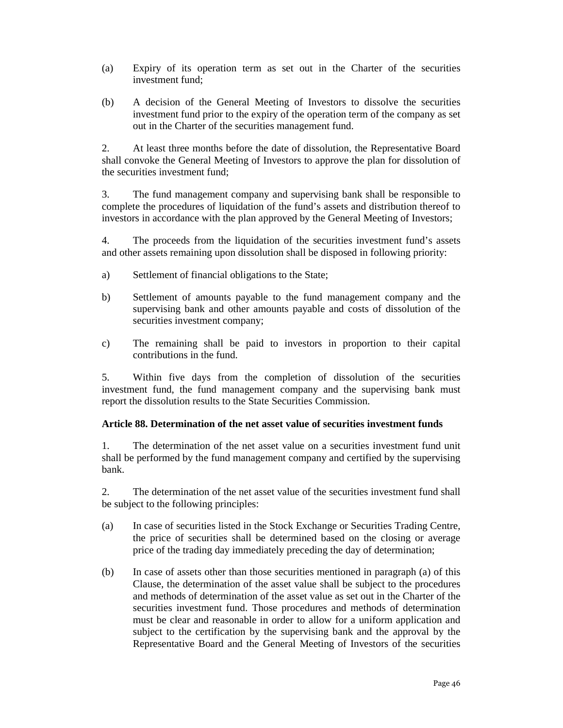(a) Expiry of its operation term as set out in the Charter of the securities investment fund;

(b) A decision of the General Meeting of Investors to dissolve the securities investment fund prior to the expiry of the operation term of the company as set out in the Charter of the securities management fund.

2. At least three months before the date of dissolution, the Representative Board shall convoke the General Meeting of Investors to approve the plan for dissolution of the securities investment fund;

3. The fund management company and supervising bank shall be responsible to complete the procedures of liquidation of the fund's assets and distribution thereof to investors in accordance with the plan approved by the General Meeting of Investors;

4. The proceeds from the liquidation of the securities investment fund's assets and other assets remaining upon dissolution shall be disposed in following priority:

a) Settlement of financial obligations to the State;

b) Settlement of amounts payable to the fund management company and the supervising bank and other amounts payable and costs of dissolution of the securities investment company;

c) The remaining shall be paid to investors in proportion to their capital contributions in the fund.

5. Within five days from the completion of dissolution of the securities investment fund, the fund management company and the supervising bank must report the dissolution results to the State Securities Commission.

**Article 88. Determination of the net asset value of securities investment funds**

1. The determination of the net asset value on a securities investment fund unit shall be performed by the fund management company and certified by the supervising bank.

2. The determination of the net asset value of the securities investment fund shall be subject to the following principles:

(a) In case of securities listed in the Stock Exchange or Securities Trading Centre, the price of securities shall be determined based on the closing or average price of the trading day immediately preceding the day of determination;

(b) In case of assets other than those securities mentioned in paragraph (a) of this Clause, the determination of the asset value shall be subject to the procedures and methods of determination of the asset value as set out in the Charter of the securities investment fund. Those procedures and methods of determination must be clear and reasonable in order to allow for a uniform application and subject to the certification by the supervising bank and the approval by the Representative Board and the General Meeting of Investors of the securities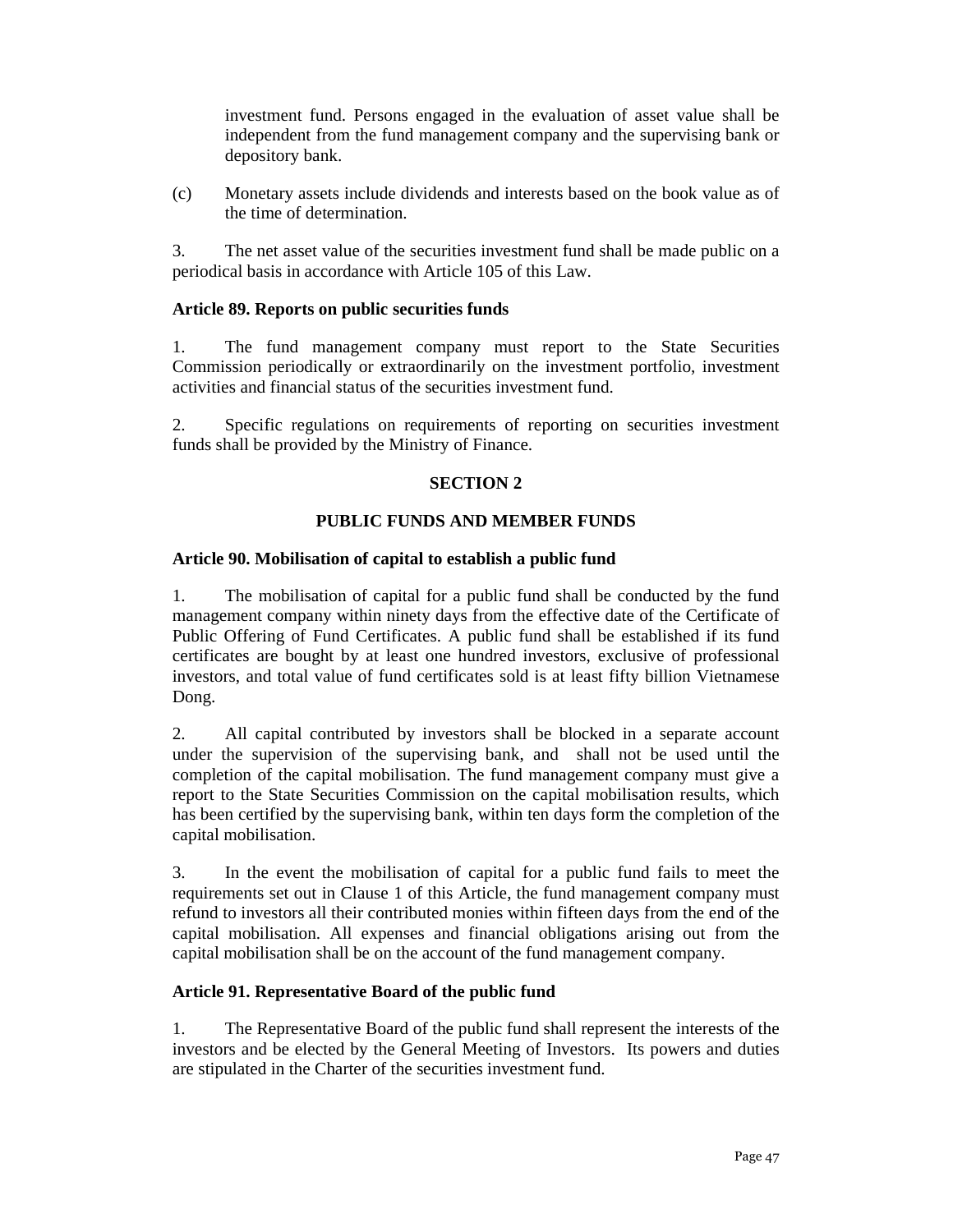investment fund. Persons engaged in the evaluation of asset value shall be independent from the fund management company and the supervising bank or depository bank.

(c) Monetary assets include dividends and interests based on the book value as of the time of determination.

3. The net asset value of the securities investment fund shall be made public on a periodical basis in accordance with Article 105 of this Law.

**Article 89. Reports on public securities funds**

1. The fund management company must report to the State Securities Commission periodically or extraordinarily on the investment portfolio, investment activities and financial status of the securities investment fund.

2. Specific regulations on requirements of reporting on securities investment funds shall be provided by the Ministry of Finance.

## SECTION 2

## PUBLIC FUNDS AND MEMBER FUNDS

**Article 90. Mobilisation of capital to establish a public fund**

1. The mobilisation of capital for a public fund shall be conducted by the fund management company within ninety days from the effective date of the Certificate of Public Offering of Fund Certificates. A public fund shall be established if its fund certificates are bought by at least one hundred investors, exclusive of professional investors, and total value of fund certificates sold is at least fifty billion Vietnamese Dong.

2. All capital contributed by investors shall be blocked in a separate account under the supervision of the supervising bank, and shall not be used until the completion of the capital mobilisation. The fund management company must give a report to the State Securities Commission on the capital mobilisation results, which has been certified by the supervising bank, within ten days form the completion of the capital mobilisation.

3. In the event the mobilisation of capital for a public fund fails to meet the requirements set out in Clause 1 of this Article, the fund management company must refund to investors all their contributed monies within fifteen days from the end of the capital mobilisation. All expenses and financial obligations arising out from the capital mobilisation shall be on the account of the fund management company.

**Article 91. Representative Board of the public fund**

1. The Representative Board of the public fund shall represent the interests of the investors and be elected by the General Meeting of Investors. Its powers and duties are stipulated in the Charter of the securities investment fund.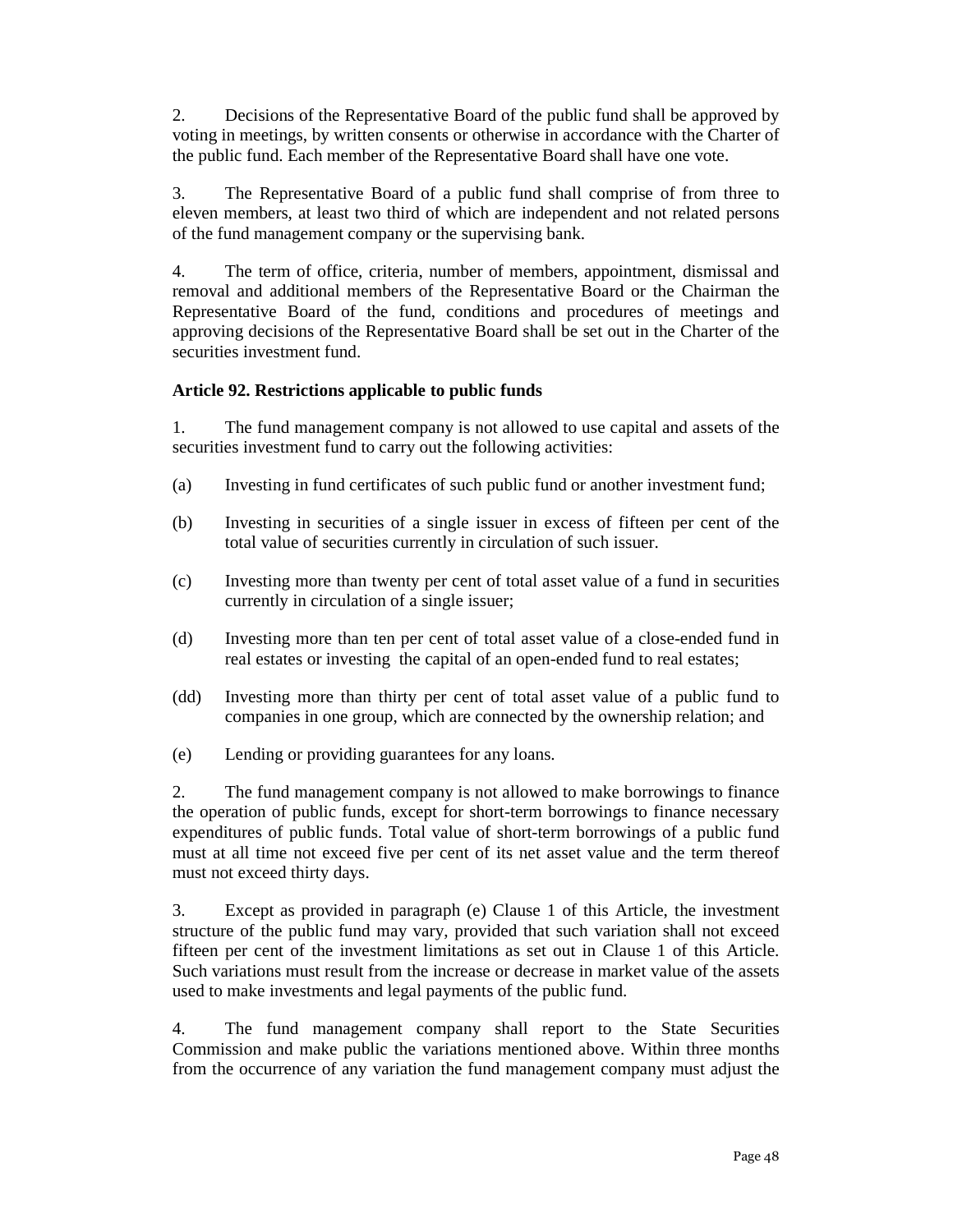2. Decisions of the Representative Board of the public fund shall be approved by voting in meetings, by written consents or otherwise in accordance with the Charter of the public fund. Each member of the Representative Board shall have one vote.

3. The Representative Board of a public fund shall comprise of from three to eleven members, at least two third of which are independent and not related persons of the fund management company or the supervising bank.

4. The term of office, criteria, number of members, appointment, dismissal and removal and additional members of the Representative Board or the Chairman the Representative Board of the fund, conditions and procedures of meetings and approving decisions of the Representative Board shall be set out in the Charter of the securities investment fund.

**Article 92. Restrictions applicable to public funds**

1. The fund management company is not allowed to use capital and assets of the securities investment fund to carry out the following activities:

(a) Investing in fund certificates of such public fund or another investment fund;

(b) Investing in securities of a single issuer in excess of fifteen per cent of the total value of securities currently in circulation of such issuer.

(c) Investing more than twenty per cent of total asset value of a fund in securities currently in circulation of a single issuer;

(d) Investing more than ten per cent of total asset value of a close-ended fund in real estates or investing the capital of an open-ended fund to real estates;

(dd) Investing more than thirty per cent of total asset value of a public fund to companies in one group, which are connected by the ownership relation; and

(e) Lending or providing guarantees for any loans.

2. The fund management company is not allowed to make borrowings to finance the operation of public funds, except for short-term borrowings to finance necessary expenditures of public funds. Total value of short-term borrowings of a public fund must at all time not exceed five per cent of its net asset value and the term thereof must not exceed thirty days.

3. Except as provided in paragraph (e) Clause 1 of this Article, the investment structure of the public fund may vary, provided that such variation shall not exceed fifteen per cent of the investment limitations as set out in Clause 1 of this Article. Such variations must result from the increase or decrease in market value of the assets used to make investments and legal payments of the public fund.

4. The fund management company shall report to the State Securities Commission and make public the variations mentioned above. Within three months from the occurrence of any variation the fund management company must adjust the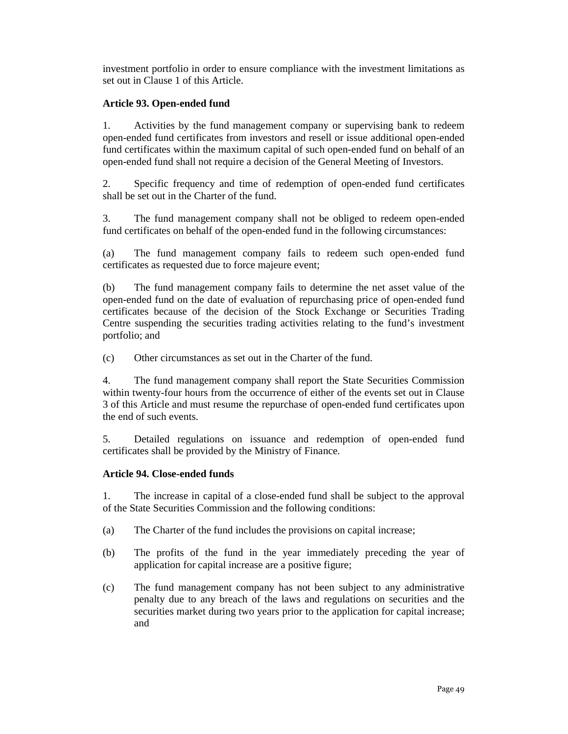investment portfolio in order to ensure compliance with the investment limitations as set out in Clause 1 of this Article.

**Article 93. Open-ended fund**

1. Activities by the fund management company or supervising bank to redeem open-ended fund certificates from investors and resell or issue additional open-ended fund certificates within the maximum capital of such open-ended fund on behalf of an open-ended fund shall not require a decision of the General Meeting of Investors.

2. Specific frequency and time of redemption of open-ended fund certificates shall be set out in the Charter of the fund.

3. The fund management company shall not be obliged to redeem open-ended fund certificates on behalf of the open-ended fund in the following circumstances:

(a) The fund management company fails to redeem such open-ended fund certificates as requested due to force majeure event;

(b) The fund management company fails to determine the net asset value of the open-ended fund on the date of evaluation of repurchasing price of open-ended fund certificates because of the decision of the Stock Exchange or Securities Trading Centre suspending the securities trading activities relating to the fund's investment portfolio; and

(c) Other circumstances as set out in the Charter of the fund.

4. The fund management company shall report the State Securities Commission within twenty-four hours from the occurrence of either of the events set out in Clause 3 of this Article and must resume the repurchase of open-ended fund certificates upon the end of such events.

5. Detailed regulations on issuance and redemption of open-ended fund certificates shall be provided by the Ministry of Finance.

**Article 94. Close-ended funds**

1. The increase in capital of a close-ended fund shall be subject to the approval of the State Securities Commission and the following conditions:

(a) The Charter of the fund includes the provisions on capital increase;

(b) The profits of the fund in the year immediately preceding the year of application for capital increase are a positive figure;

(c) The fund management company has not been subject to any administrative penalty due to any breach of the laws and regulations on securities and the securities market during two years prior to the application for capital increase; and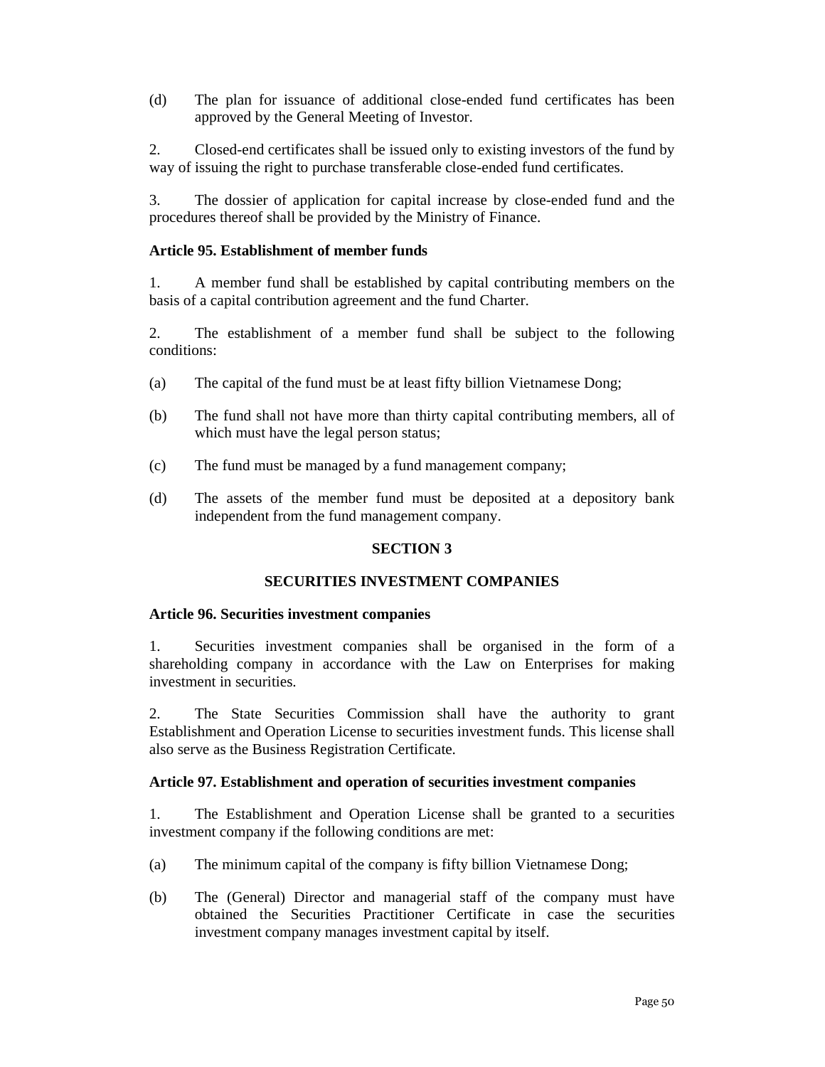(d) The plan for issuance of additional close-ended fund certificates has been approved by the General Meeting of Investor.

2. Closed-end certificates shall be issued only to existing investors of the fund by way of issuing the right to purchase transferable close-ended fund certificates.

3. The dossier of application for capital increase by close-ended fund and the procedures thereof shall be provided by the Ministry of Finance.

**Article 95. Establishment of member funds**

1. A member fund shall be established by capital contributing members on the basis of a capital contribution agreement and the fund Charter.

2. The establishment of a member fund shall be subject to the following conditions:

(a) The capital of the fund must be at least fifty billion Vietnamese Dong;

(b) The fund shall not have more than thirty capital contributing members, all of which must have the legal person status;

(c) The fund must be managed by a fund management company;

(d) The assets of the member fund must be deposited at a depository bank independent from the fund management company.

## SECTION 3

## SECURITIES INVESTMENT COMPANIES

**Article 96. Securities investment companies**

1. Securities investment companies shall be organised in the form of a shareholding company in accordance with the Law on Enterprises for making investment in securities.

2. The State Securities Commission shall have the authority to grant Establishment and Operation License to securities investment funds. This license shall also serve as the Business Registration Certificate.

**Article 97. Establishment and operation of securities investment companies**

1. The Establishment and Operation License shall be granted to a securities investment company if the following conditions are met:

(a) The minimum capital of the company is fifty billion Vietnamese Dong;

(b) The (General) Director and managerial staff of the company must have obtained the Securities Practitioner Certificate in case the securities investment company manages investment capital by itself.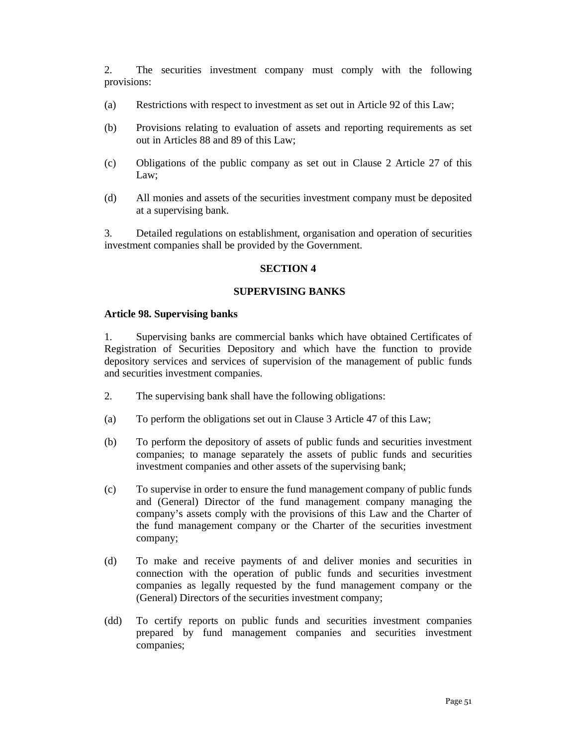2. The securities investment company must comply with the following provisions:

(a) Restrictions with respect to investment as set out in Article 92 of this Law;

(b) Provisions relating to evaluation of assets and reporting requirements as set out in Articles 88 and 89 of this Law;

(c) Obligations of the public company as set out in Clause 2 Article 27 of this Law;

(d) All monies and assets of the securities investment company must be deposited at a supervising bank.

3. Detailed regulations on establishment, organisation and operation of securities investment companies shall be provided by the Government.

## SECTION 4

## SUPERVISING BANKS

### Article 98. Supervising banks

1. Supervising banks are commercial banks which have obtained Certificates of Registration of Securities Depository and which have the function to provide depository services and services of supervision of the management of public funds and securities investment companies.

2. The supervising bank shall have the following obligations:

(a) To perform the obligations set out in Clause 3 Article 47 of this Law;

(b) To perform the depository of assets of public funds and securities investment companies; to manage separately the assets of public funds and securities investment companies and other assets of the supervising bank;

(c) To supervise in order to ensure the fund management company of public funds and (General) Director of the fund management company managing the company's assets comply with the provisions of this Law and the Charter of the fund management company or the Charter of the securities investment company;

(d) To make and receive payments of and deliver monies and securities in connection with the operation of public funds and securities investment companies as legally requested by the fund management company or the (General) Directors of the securities investment company;

(dd) To certify reports on public funds and securities investment companies prepared by fund management companies and securities investment companies;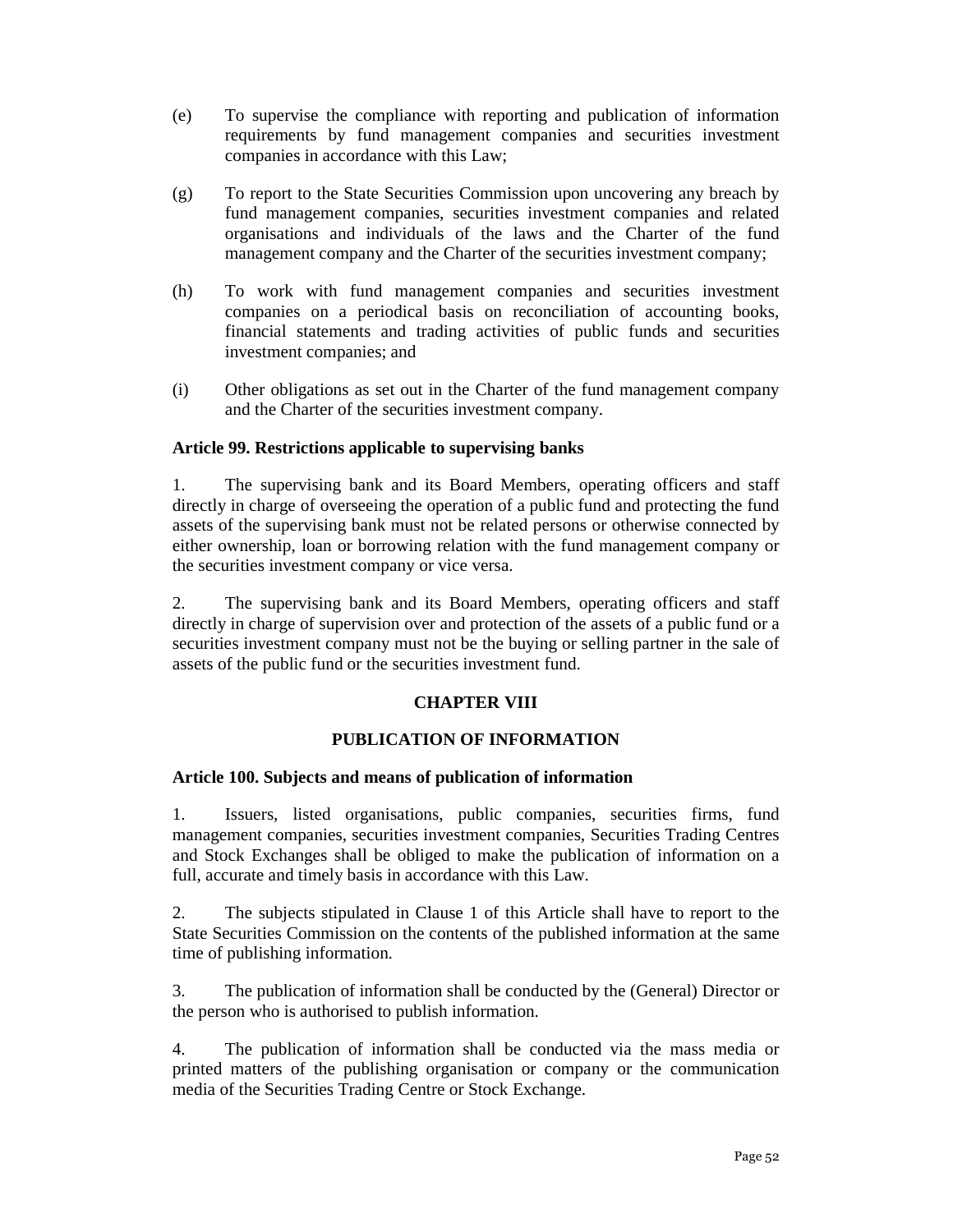(e) To supervise the compliance with reporting and publication of information requirements by fund management companies and securities investment companies in accordance with this Law;

(g) To report to the State Securities Commission upon uncovering any breach by fund management companies, securities investment companies and related organisations and individuals of the laws and the Charter of the fund management company and the Charter of the securities investment company;

(h) To work with fund management companies and securities investment companies on a periodical basis on reconciliation of accounting books, financial statements and trading activities of public funds and securities investment companies; and

(i) Other obligations as set out in the Charter of the fund management company and the Charter of the securities investment company.

**Article 99. Restrictions applicable to supervising banks**

1. The supervising bank and its Board Members, operating officers and staff directly in charge of overseeing the operation of a public fund and protecting the fund assets of the supervising bank must not be related persons or otherwise connected by either ownership, loan or borrowing relation with the fund management company or the securities investment company or vice versa.

2. The supervising bank and its Board Members, operating officers and staff directly in charge of supervision over and protection of the assets of a public fund or a securities investment company must not be the buying or selling partner in the sale of assets of the public fund or the securities investment fund.

## CHAPTER VIII

## PUBLICATION OF INFORMATION

**Article 100. Subjects and means of publication of information**

1. Issuers, listed organisations, public companies, securities firms, fund management companies, securities investment companies, Securities Trading Centres and Stock Exchanges shall be obliged to make the publication of information on a full, accurate and timely basis in accordance with this Law.

2. The subjects stipulated in Clause 1 of this Article shall have to report to the State Securities Commission on the contents of the published information at the same time of publishing information.

3. The publication of information shall be conducted by the (General) Director or the person who is authorised to publish information.

4. The publication of information shall be conducted via the mass media or printed matters of the publishing organisation or company or the communication media of the Securities Trading Centre or Stock Exchange.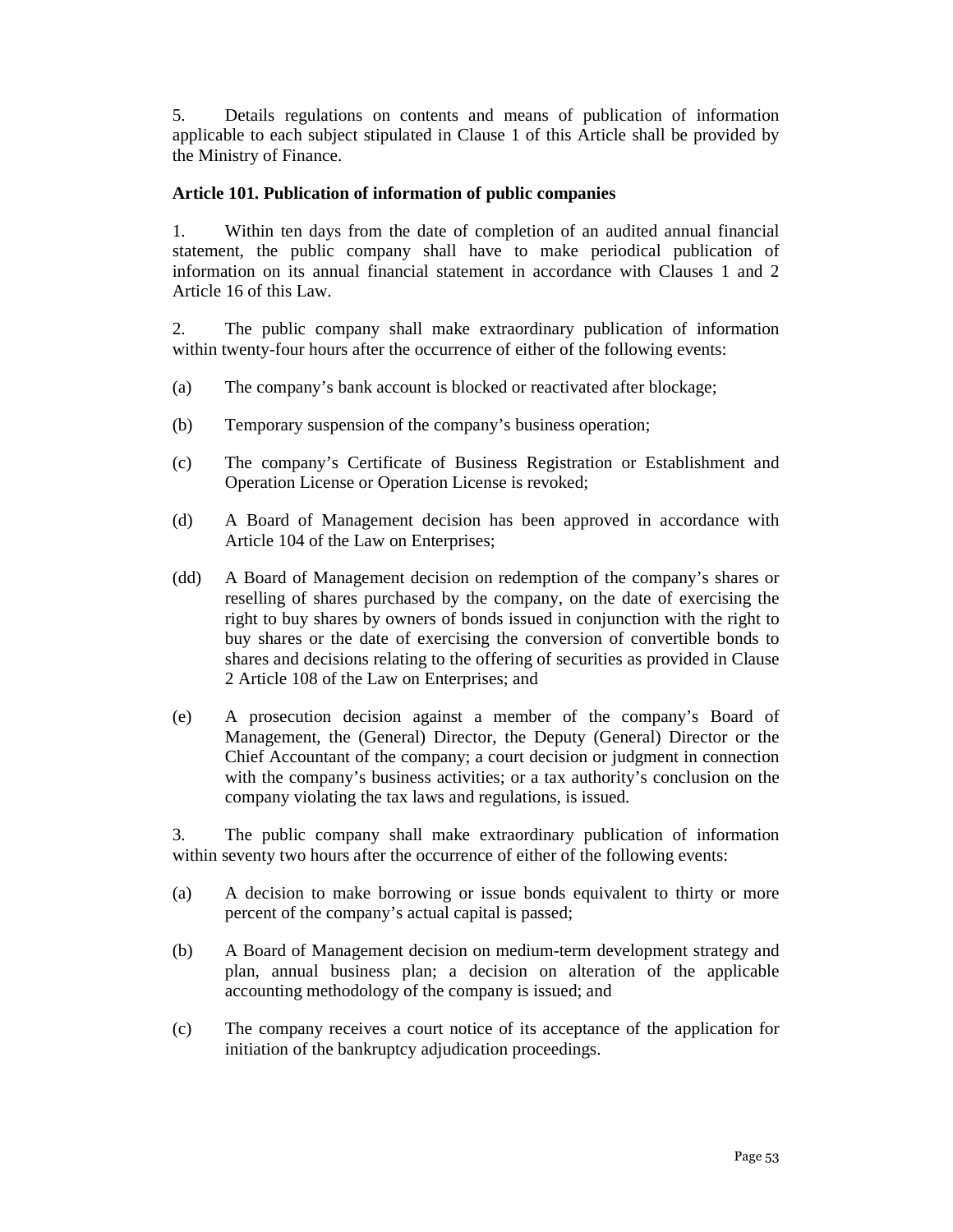5. Details regulations on contents and means of publication of information applicable to each subject stipulated in Clause 1 of this Article shall be provided by the Ministry of Finance.

**Article 101. Publication of information of public companies**

1. Within ten days from the date of completion of an audited annual financial statement, the public company shall have to make periodical publication of information on its annual financial statement in accordance with Clauses 1 and 2 Article 16 of this Law.

2. The public company shall make extraordinary publication of information within twenty-four hours after the occurrence of either of the following events:

(a) The company's bank account is blocked or reactivated after blockage;

(b) Temporary suspension of the company's business operation;

(c) The company's Certificate of Business Registration or Establishment and Operation License or Operation License is revoked;

(d) A Board of Management decision has been approved in accordance with Article 104 of the Law on Enterprises;

(dd) A Board of Management decision on redemption of the company's shares or reselling of shares purchased by the company, on the date of exercising the right to buy shares by owners of bonds issued in conjunction with the right to buy shares or the date of exercising the conversion of convertible bonds to shares and decisions relating to the offering of securities as provided in Clause 2 Article 108 of the Law on Enterprises; and

(e) A prosecution decision against a member of the company's Board of Management, the (General) Director, the Deputy (General) Director or the Chief Accountant of the company; a court decision or judgment in connection with the company's business activities; or a tax authority's conclusion on the company violating the tax laws and regulations, is issued.

3. The public company shall make extraordinary publication of information within seventy two hours after the occurrence of either of the following events:

(a) A decision to make borrowing or issue bonds equivalent to thirty or more percent of the company's actual capital is passed;

(b) A Board of Management decision on medium-term development strategy and plan, annual business plan; a decision on alteration of the applicable accounting methodology of the company is issued; and

(c) The company receives a court notice of its acceptance of the application for initiation of the bankruptcy adjudication proceedings.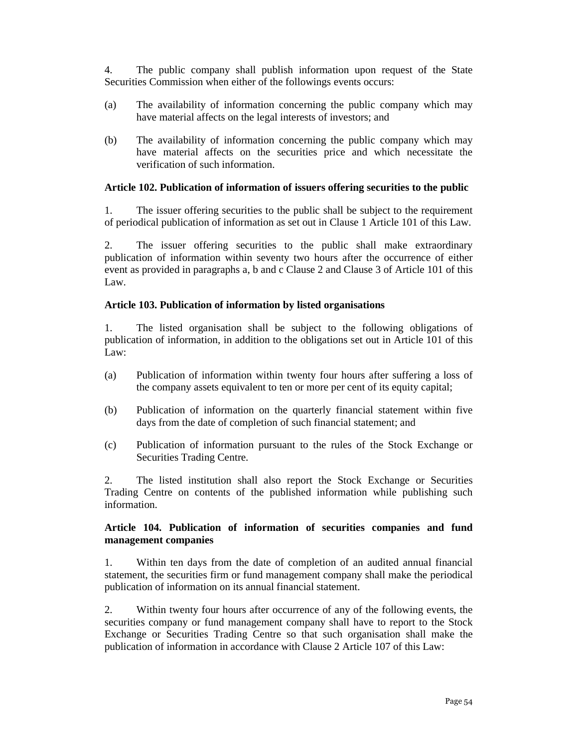4. The public company shall publish information upon request of the State Securities Commission when either of the followings events occurs:

(a) The availability of information concerning the public company which may have material affects on the legal interests of investors; and

(b) The availability of information concerning the public company which may have material affects on the securities price and which necessitate the verification of such information.

**Article 102. Publication of information of issuers offering securities to the public**

1. The issuer offering securities to the public shall be subject to the requirement of periodical publication of information as set out in Clause 1 Article 101 of this Law.

2. The issuer offering securities to the public shall make extraordinary publication of information within seventy two hours after the occurrence of either event as provided in paragraphs a, b and c Clause 2 and Clause 3 of Article 101 of this Law.

**Article 103. Publication of information by listed organisations**

1. The listed organisation shall be subject to the following obligations of publication of information, in addition to the obligations set out in Article 101 of this Law:

(a) Publication of information within twenty four hours after suffering a loss of the company assets equivalent to ten or more per cent of its equity capital;

(b) Publication of information on the quarterly financial statement within five days from the date of completion of such financial statement; and

(c) Publication of information pursuant to the rules of the Stock Exchange or Securities Trading Centre.

2. The listed institution shall also report the Stock Exchange or Securities Trading Centre on contents of the published information while publishing such information.

**Article 104. Publication of information of securities companies and fund management companies**

1. Within ten days from the date of completion of an audited annual financial statement, the securities firm or fund management company shall make the periodical publication of information on its annual financial statement.

2. Within twenty four hours after occurrence of any of the following events, the securities company or fund management company shall have to report to the Stock Exchange or Securities Trading Centre so that such organisation shall make the publication of information in accordance with Clause 2 Article 107 of this Law: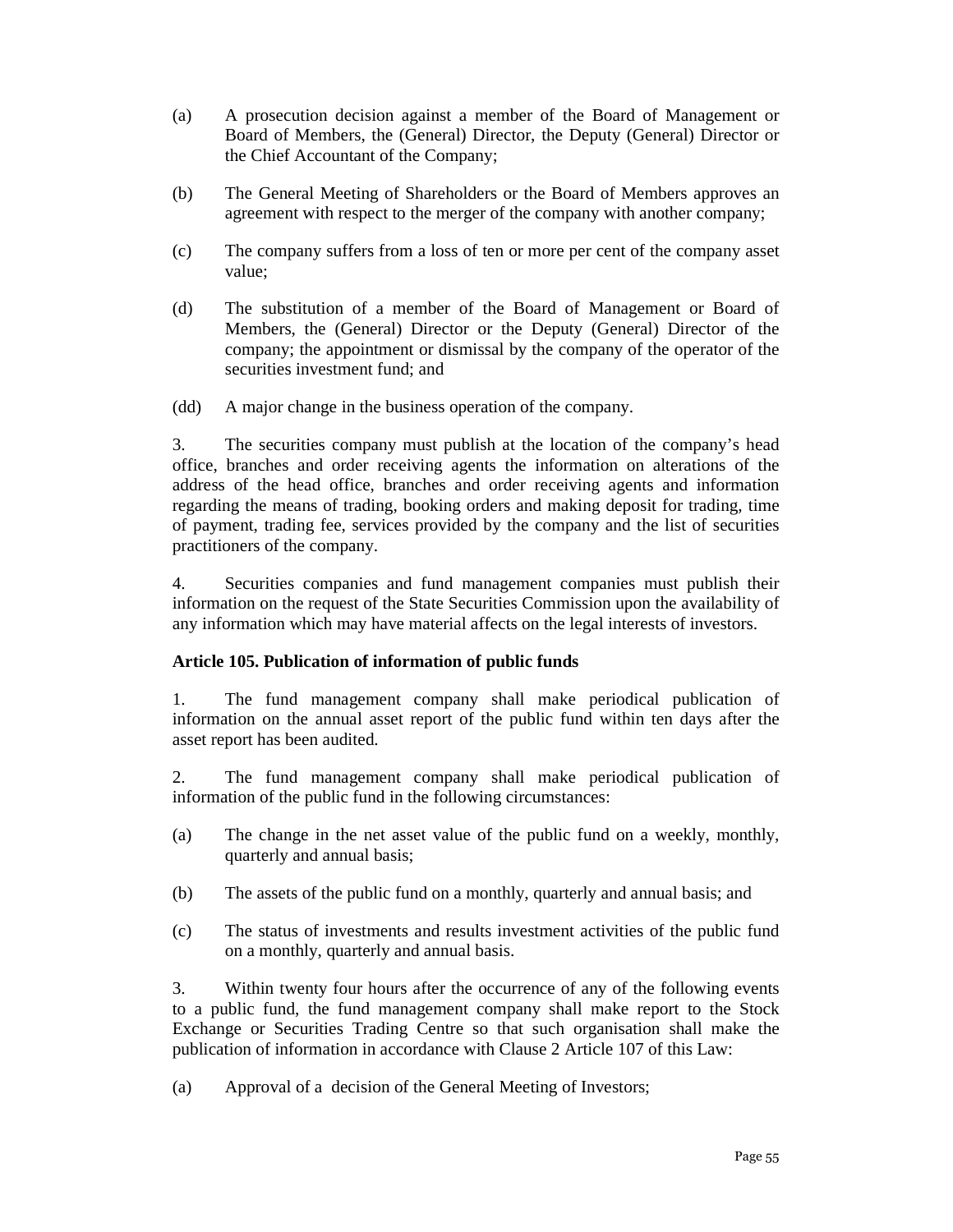(a) A prosecution decision against a member of the Board of Management or Board of Members, the (General) Director, the Deputy (General) Director or the Chief Accountant of the Company;

(b) The General Meeting of Shareholders or the Board of Members approves an agreement with respect to the merger of the company with another company;

(c) The company suffers from a loss of ten or more per cent of the company asset value;

(d) The substitution of a member of the Board of Management or Board of Members, the (General) Director or the Deputy (General) Director of the company; the appointment or dismissal by the company of the operator of the securities investment fund; and

(dd) A major change in the business operation of the company.

3. The securities company must publish at the location of the company's head office, branches and order receiving agents the information on alterations of the address of the head office, branches and order receiving agents and information regarding the means of trading, booking orders and making deposit for trading, time of payment, trading fee, services provided by the company and the list of securities practitioners of the company.

4. Securities companies and fund management companies must publish their information on the request of the State Securities Commission upon the availability of any information which may have material affects on the legal interests of investors.

**Article 105. Publication of information of public funds**

1. The fund management company shall make periodical publication of information on the annual asset report of the public fund within ten days after the asset report has been audited.

2. The fund management company shall make periodical publication of information of the public fund in the following circumstances:

(a) The change in the net asset value of the public fund on a weekly, monthly, quarterly and annual basis;

(b) The assets of the public fund on a monthly, quarterly and annual basis; and

(c) The status of investments and results investment activities of the public fund on a monthly, quarterly and annual basis.

3. Within twenty four hours after the occurrence of any of the following events to a public fund, the fund management company shall make report to the Stock Exchange or Securities Trading Centre so that such organisation shall make the publication of information in accordance with Clause 2 Article 107 of this Law:

(a) Approval of a decision of the General Meeting of Investors;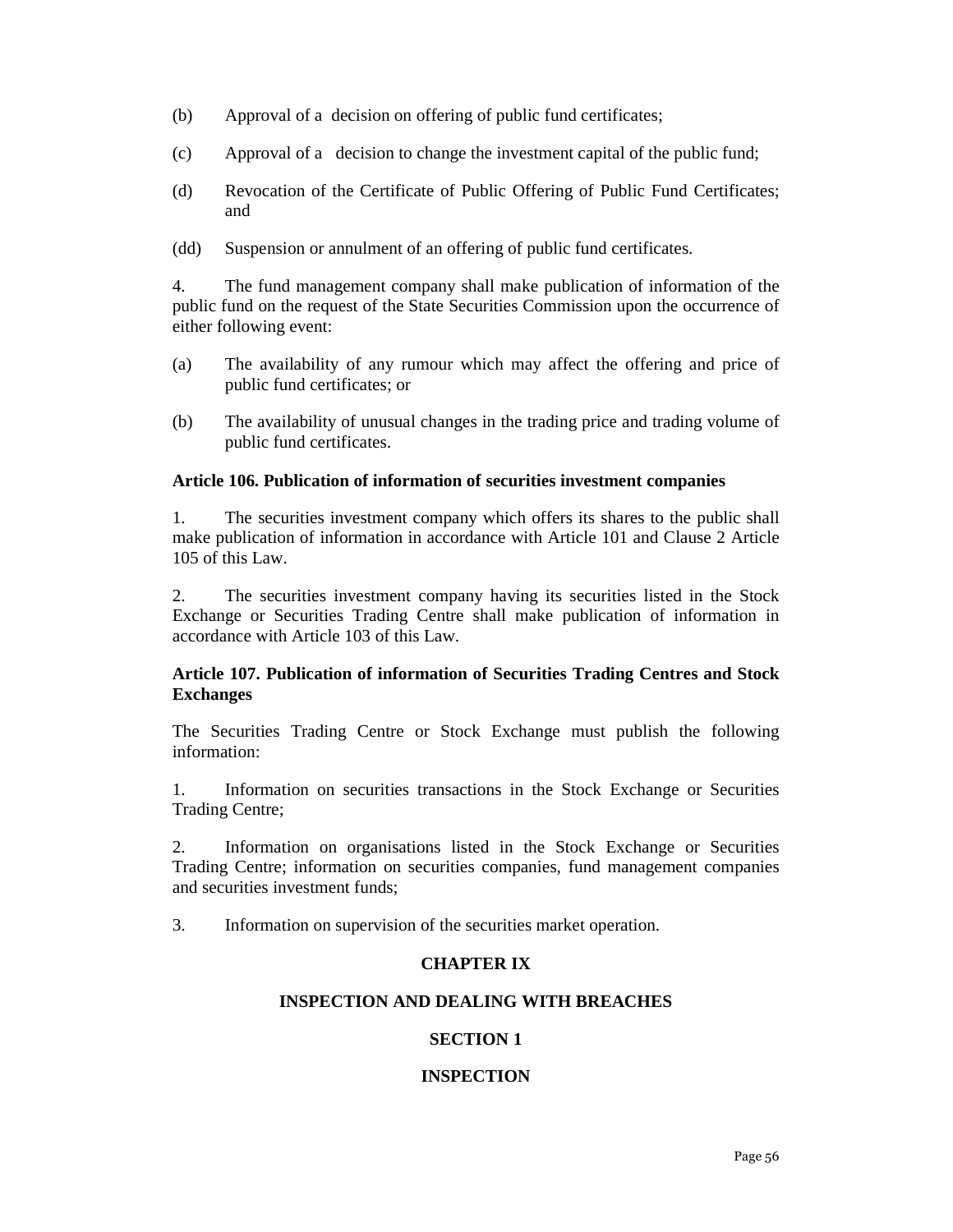(b) Approval of a decision on offering of public fund certificates;

(c) Approval of a decision to change the investment capital of the public fund;

(d) Revocation of the Certificate of Public Offering of Public Fund Certificates; and

(dd) Suspension or annulment of an offering of public fund certificates.

4. The fund management company shall make publication of information of the public fund on the request of the State Securities Commission upon the occurrence of either following event:

(a) The availability of any rumour which may affect the offering and price of public fund certificates; or

(b) The availability of unusual changes in the trading price and trading volume of public fund certificates.

**Article 106. Publication of information of securities investment companies**

1. The securities investment company which offers its shares to the public shall make publication of information in accordance with Article 101 and Clause 2 Article 105 of this Law.

2. The securities investment company having its securities listed in the Stock Exchange or Securities Trading Centre shall make publication of information in accordance with Article 103 of this Law.

**Article 107. Publication of information of Securities Trading Centres and Stock Exchanges**

The Securities Trading Centre or Stock Exchange must publish the following information:

1. Information on securities transactions in the Stock Exchange or Securities Trading Centre;

2. Information on organisations listed in the Stock Exchange or Securities Trading Centre; information on securities companies, fund management companies and securities investment funds;

3. Information on supervision of the securities market operation.

## CHAPTER IX

## INSPECTION AND DEALING WITH BREACHES

### SECTION 1

### INSPECTION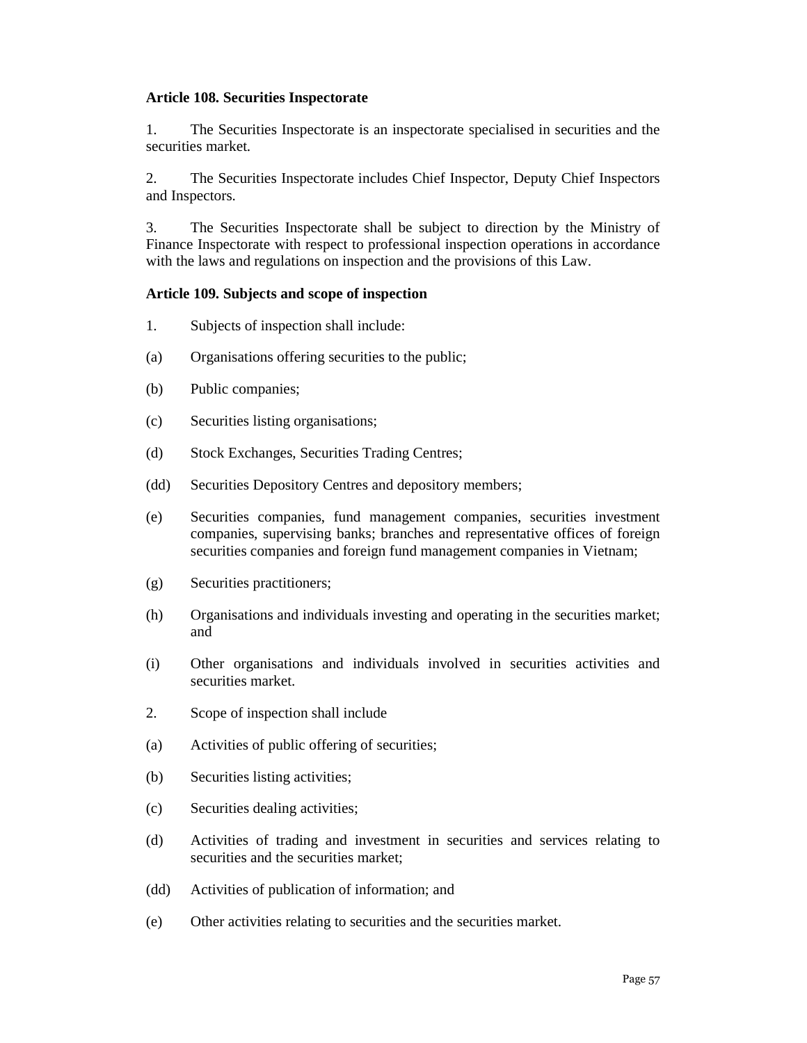**Article 108. Securities Inspectorate**

1. The Securities Inspectorate is an inspectorate specialised in securities and the securities market.

2. The Securities Inspectorate includes Chief Inspector, Deputy Chief Inspectors and Inspectors.

3. The Securities Inspectorate shall be subject to direction by the Ministry of Finance Inspectorate with respect to professional inspection operations in accordance with the laws and regulations on inspection and the provisions of this Law.

**Article 109. Subjects and scope of inspection**

1. Subjects of inspection shall include:

(a) Organisations offering securities to the public;

(b) Public companies;

(c) Securities listing organisations;

(d) Stock Exchanges, Securities Trading Centres;

(dd) Securities Depository Centres and depository members;

(e) Securities companies, fund management companies, securities investment companies, supervising banks; branches and representative offices of foreign securities companies and foreign fund management companies in Vietnam;

(g) Securities practitioners;

(h) Organisations and individuals investing and operating in the securities market; and

(i) Other organisations and individuals involved in securities activities and securities market.

2. Scope of inspection shall include

(a) Activities of public offering of securities;

(b) Securities listing activities;

(c) Securities dealing activities;

(d) Activities of trading and investment in securities and services relating to securities and the securities market;

(dd) Activities of publication of information; and

(e) Other activities relating to securities and the securities market.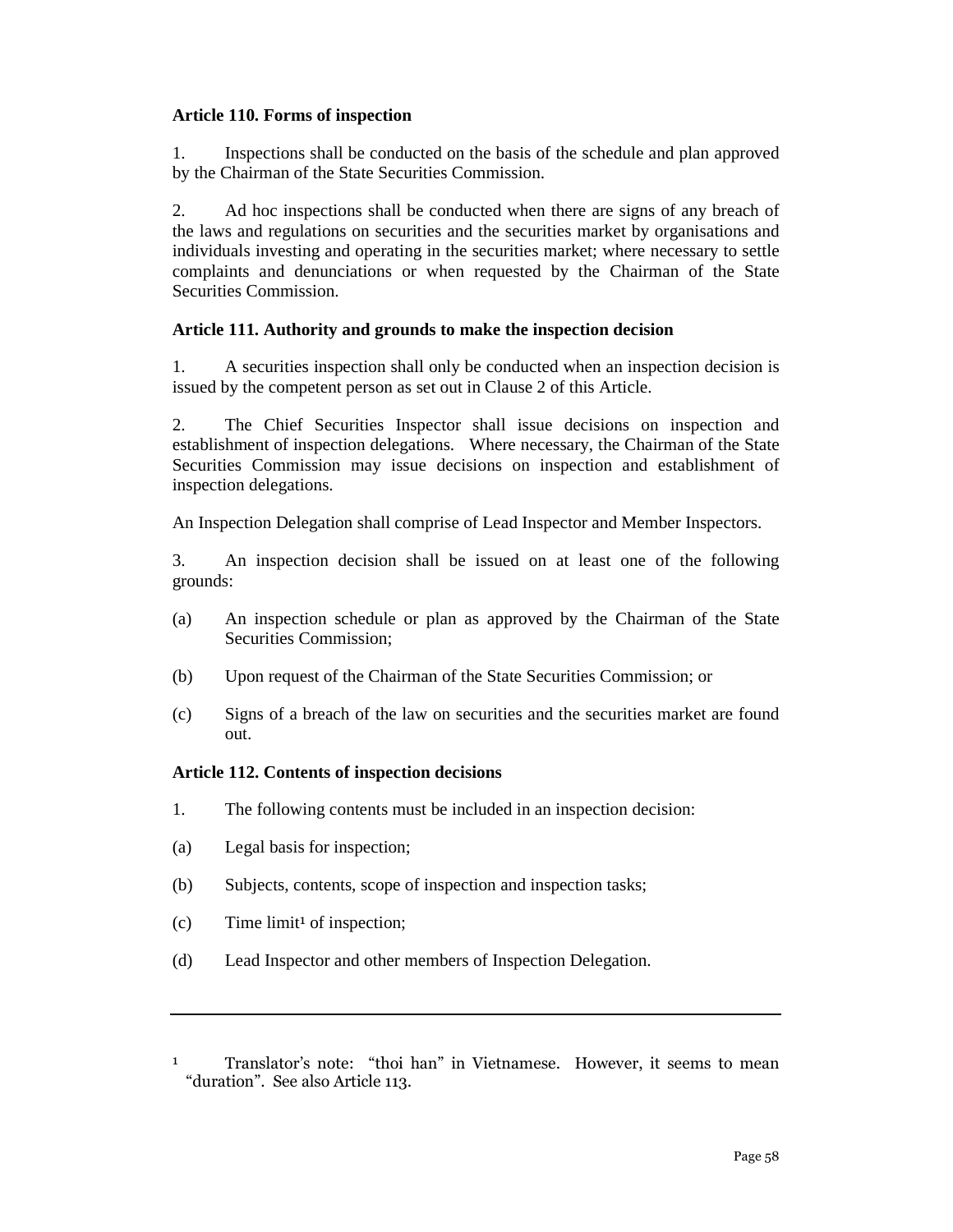**Article 110. Forms of inspection**

1. Inspections shall be conducted on the basis of the schedule and plan approved by the Chairman of the State Securities Commission.

2. Ad hoc inspections shall be conducted when there are signs of any breach of the laws and regulations on securities and the securities market by organisations and individuals investing and operating in the securities market; where necessary to settle complaints and denunciations or when requested by the Chairman of the State Securities Commission.

**Article 111. Authority and grounds to make the inspection decision**

1. A securities inspection shall only be conducted when an inspection decision is issued by the competent person as set out in Clause 2 of this Article.

2. The Chief Securities Inspector shall issue decisions on inspection and establishment of inspection delegations. Where necessary, the Chairman of the State Securities Commission may issue decisions on inspection and establishment of inspection delegations.

An Inspection Delegation shall comprise of Lead Inspector and Member Inspectors.

3. An inspection decision shall be issued on at least one of the following grounds:

(a) An inspection schedule or plan as approved by the Chairman of the State Securities Commission;

(b) Upon request of the Chairman of the State Securities Commission; or

(c) Signs of a breach of the law on securities and the securities market are found out.

**Article 112. Contents of inspection decisions**

1. The following contents must be included in an inspection decision:

(a) Legal basis for inspection;

(b) Subjects, contents, scope of inspection and inspection tasks;

(c) Time limit[1] of inspection;

(d) Lead Inspector and other members of Inspection Delegation.

---

[1] Translator's note: "thoi han" in Vietnamese. However, it seems to mean "duration". See also Article 113.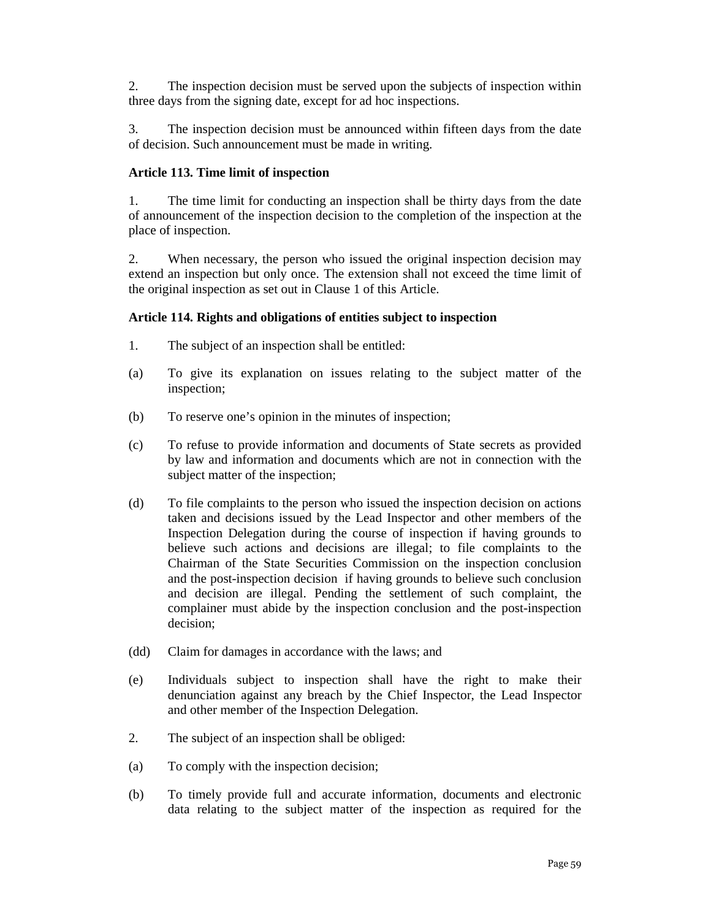2. The inspection decision must be served upon the subjects of inspection within three days from the signing date, except for ad hoc inspections.

3. The inspection decision must be announced within fifteen days from the date of decision. Such announcement must be made in writing.

**Article 113. Time limit of inspection**

1. The time limit for conducting an inspection shall be thirty days from the date of announcement of the inspection decision to the completion of the inspection at the place of inspection.

2. When necessary, the person who issued the original inspection decision may extend an inspection but only once. The extension shall not exceed the time limit of the original inspection as set out in Clause 1 of this Article.

**Article 114. Rights and obligations of entities subject to inspection**

1. The subject of an inspection shall be entitled:

(a) To give its explanation on issues relating to the subject matter of the inspection;

(b) To reserve one's opinion in the minutes of inspection;

(c) To refuse to provide information and documents of State secrets as provided by law and information and documents which are not in connection with the subject matter of the inspection;

(d) To file complaints to the person who issued the inspection decision on actions taken and decisions issued by the Lead Inspector and other members of the Inspection Delegation during the course of inspection if having grounds to believe such actions and decisions are illegal; to file complaints to the Chairman of the State Securities Commission on the inspection conclusion and the post-inspection decision if having grounds to believe such conclusion and decision are illegal. Pending the settlement of such complaint, the complainer must abide by the inspection conclusion and the post-inspection decision;

(dd) Claim for damages in accordance with the laws; and

(e) Individuals subject to inspection shall have the right to make their denunciation against any breach by the Chief Inspector, the Lead Inspector and other member of the Inspection Delegation.

2. The subject of an inspection shall be obliged:

(a) To comply with the inspection decision;

(b) To timely provide full and accurate information, documents and electronic data relating to the subject matter of the inspection as required for the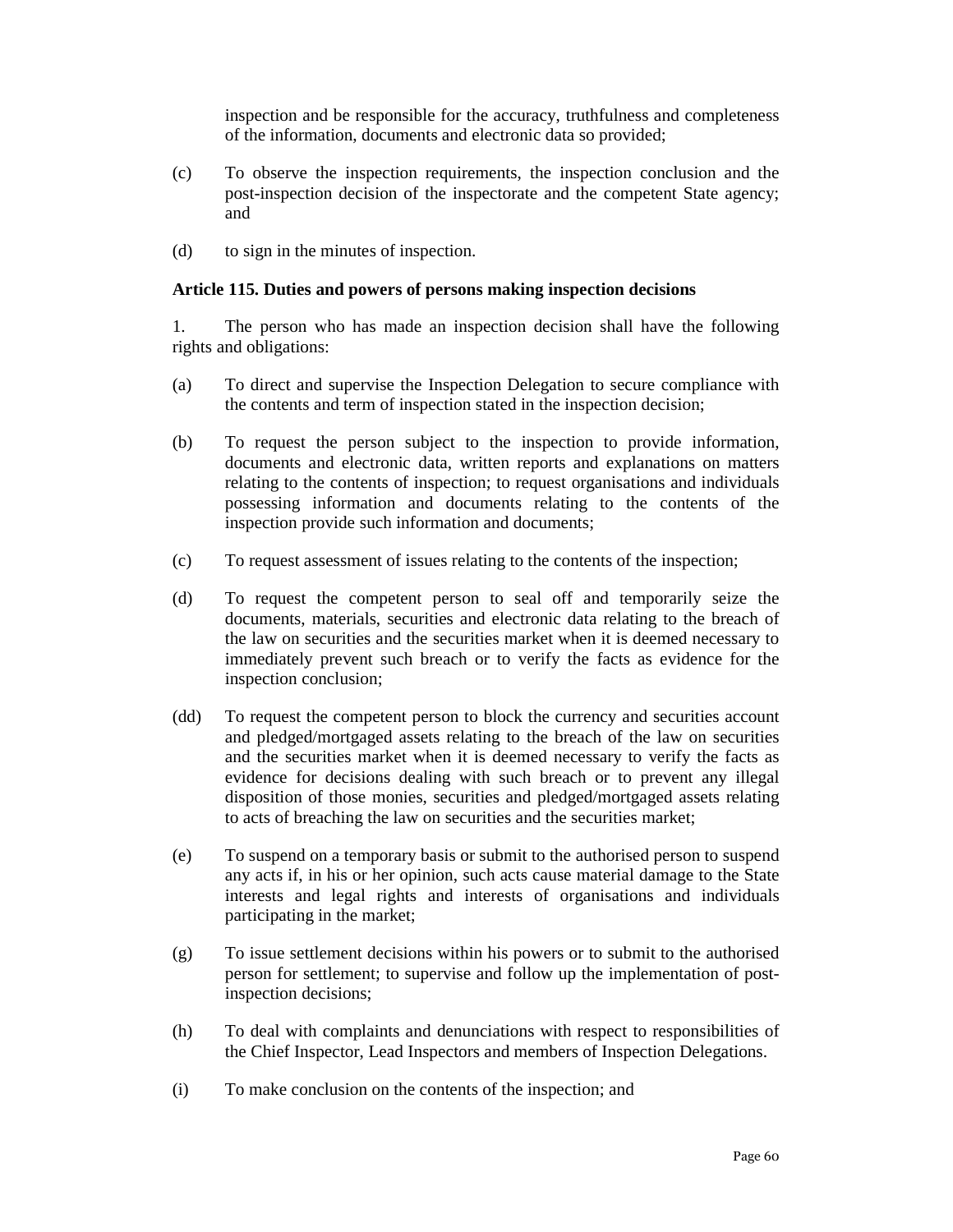inspection and be responsible for the accuracy, truthfulness and completeness of the information, documents and electronic data so provided;

(c) To observe the inspection requirements, the inspection conclusion and the post-inspection decision of the inspectorate and the competent State agency; and

(d) to sign in the minutes of inspection.

**Article 115. Duties and powers of persons making inspection decisions**

1. The person who has made an inspection decision shall have the following rights and obligations:

(a) To direct and supervise the Inspection Delegation to secure compliance with the contents and term of inspection stated in the inspection decision;

(b) To request the person subject to the inspection to provide information, documents and electronic data, written reports and explanations on matters relating to the contents of inspection; to request organisations and individuals possessing information and documents relating to the contents of the inspection provide such information and documents;

(c) To request assessment of issues relating to the contents of the inspection;

(d) To request the competent person to seal off and temporarily seize the documents, materials, securities and electronic data relating to the breach of the law on securities and the securities market when it is deemed necessary to immediately prevent such breach or to verify the facts as evidence for the inspection conclusion;

(dd) To request the competent person to block the currency and securities account and pledged/mortgaged assets relating to the breach of the law on securities and the securities market when it is deemed necessary to verify the facts as evidence for decisions dealing with such breach or to prevent any illegal disposition of those monies, securities and pledged/mortgaged assets relating to acts of breaching the law on securities and the securities market;

(e) To suspend on a temporary basis or submit to the authorised person to suspend any acts if, in his or her opinion, such acts cause material damage to the State interests and legal rights and interests of organisations and individuals participating in the market;

(g) To issue settlement decisions within his powers or to submit to the authorised person for settlement; to supervise and follow up the implementation of post-inspection decisions;

(h) To deal with complaints and denunciations with respect to responsibilities of the Chief Inspector, Lead Inspectors and members of Inspection Delegations.

(i) To make conclusion on the contents of the inspection; and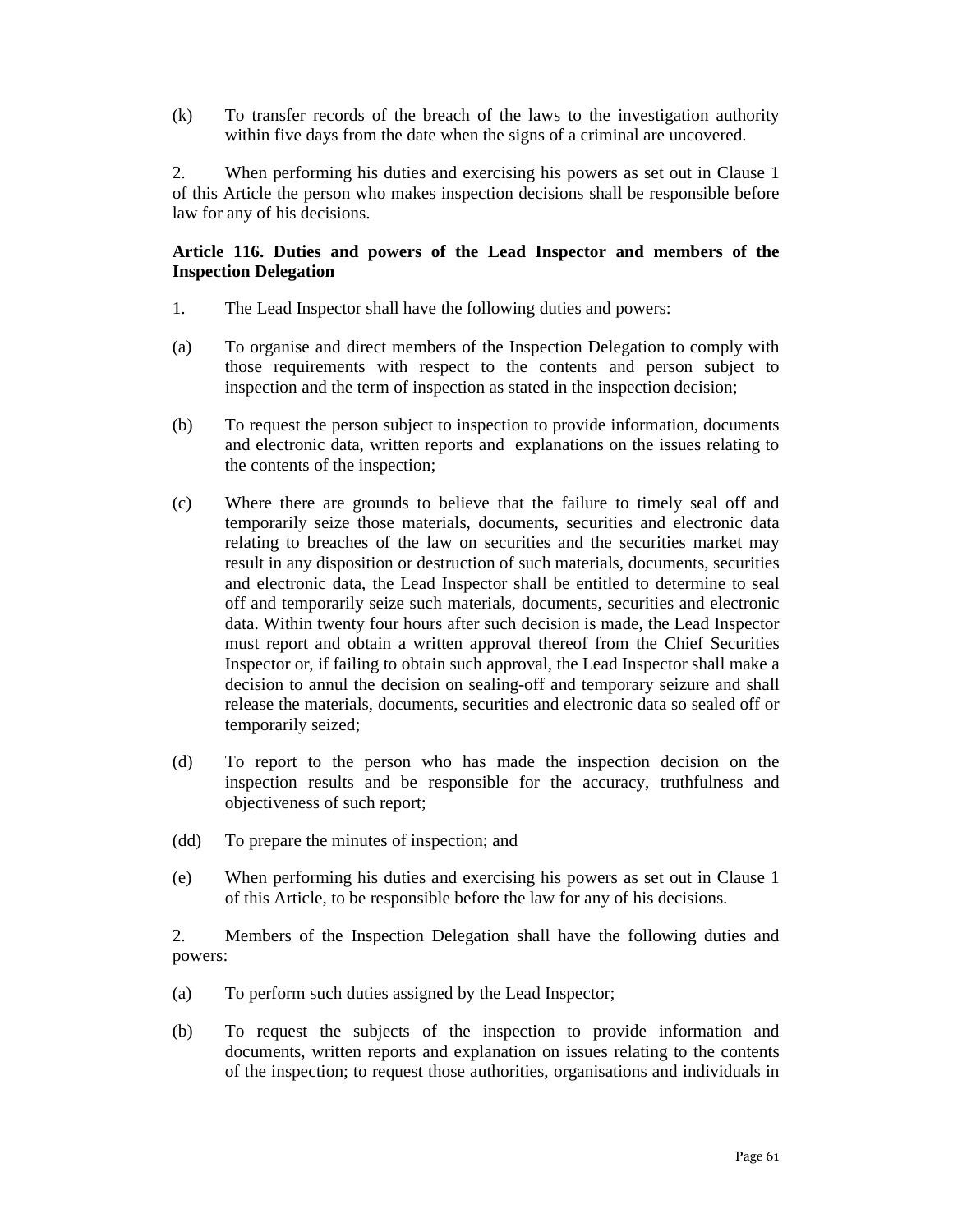(k) To transfer records of the breach of the laws to the investigation authority within five days from the date when the signs of a criminal are uncovered.

2. When performing his duties and exercising his powers as set out in Clause 1 of this Article the person who makes inspection decisions shall be responsible before law for any of his decisions.

**Article 116. Duties and powers of the Lead Inspector and members of the Inspection Delegation**

1. The Lead Inspector shall have the following duties and powers:

(a) To organise and direct members of the Inspection Delegation to comply with those requirements with respect to the contents and person subject to inspection and the term of inspection as stated in the inspection decision;

(b) To request the person subject to inspection to provide information, documents and electronic data, written reports and explanations on the issues relating to the contents of the inspection;

(c) Where there are grounds to believe that the failure to timely seal off and temporarily seize those materials, documents, securities and electronic data relating to breaches of the law on securities and the securities market may result in any disposition or destruction of such materials, documents, securities and electronic data, the Lead Inspector shall be entitled to determine to seal off and temporarily seize such materials, documents, securities and electronic data. Within twenty four hours after such decision is made, the Lead Inspector must report and obtain a written approval thereof from the Chief Securities Inspector or, if failing to obtain such approval, the Lead Inspector shall make a decision to annul the decision on sealing-off and temporary seizure and shall release the materials, documents, securities and electronic data so sealed off or temporarily seized;

(d) To report to the person who has made the inspection decision on the inspection results and be responsible for the accuracy, truthfulness and objectiveness of such report;

(dd) To prepare the minutes of inspection; and

(e) When performing his duties and exercising his powers as set out in Clause 1 of this Article, to be responsible before the law for any of his decisions.

2. Members of the Inspection Delegation shall have the following duties and powers:

(a) To perform such duties assigned by the Lead Inspector;

(b) To request the subjects of the inspection to provide information and documents, written reports and explanation on issues relating to the contents of the inspection; to request those authorities, organisations and individuals in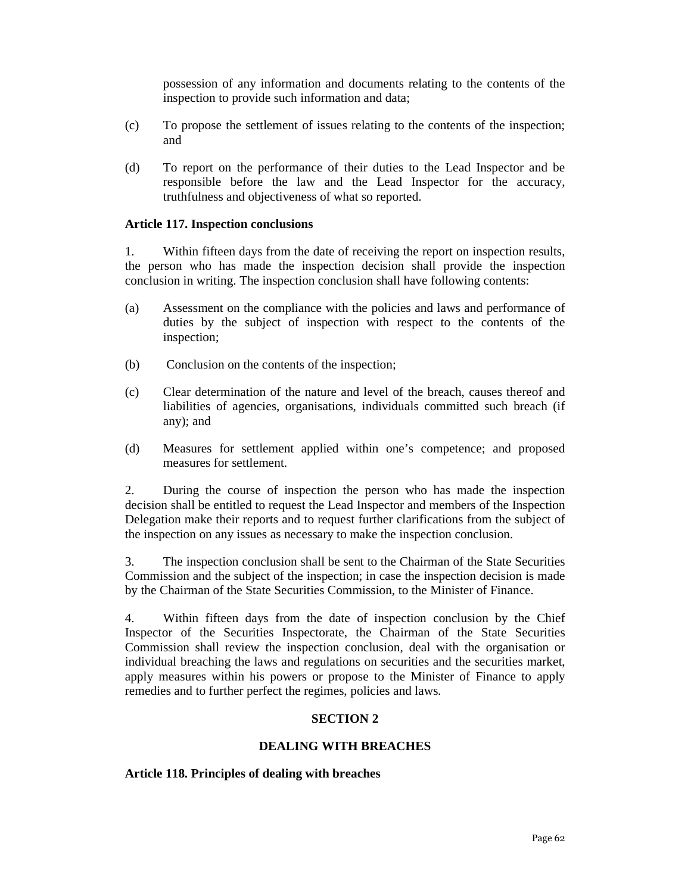possession of any information and documents relating to the contents of the inspection to provide such information and data;

(c) To propose the settlement of issues relating to the contents of the inspection; and

(d) To report on the performance of their duties to the Lead Inspector and be responsible before the law and the Lead Inspector for the accuracy, truthfulness and objectiveness of what so reported.

**Article 117. Inspection conclusions**

1. Within fifteen days from the date of receiving the report on inspection results, the person who has made the inspection decision shall provide the inspection conclusion in writing. The inspection conclusion shall have following contents:

(a) Assessment on the compliance with the policies and laws and performance of duties by the subject of inspection with respect to the contents of the inspection;

(b) Conclusion on the contents of the inspection;

(c) Clear determination of the nature and level of the breach, causes thereof and liabilities of agencies, organisations, individuals committed such breach (if any); and

(d) Measures for settlement applied within one's competence; and proposed measures for settlement.

2. During the course of inspection the person who has made the inspection decision shall be entitled to request the Lead Inspector and members of the Inspection Delegation make their reports and to request further clarifications from the subject of the inspection on any issues as necessary to make the inspection conclusion.

3. The inspection conclusion shall be sent to the Chairman of the State Securities Commission and the subject of the inspection; in case the inspection decision is made by the Chairman of the State Securities Commission, to the Minister of Finance.

4. Within fifteen days from the date of inspection conclusion by the Chief Inspector of the Securities Inspectorate, the Chairman of the State Securities Commission shall review the inspection conclusion, deal with the organisation or individual breaching the laws and regulations on securities and the securities market, apply measures within his powers or propose to the Minister of Finance to apply remedies and to further perfect the regimes, policies and laws.

## SECTION 2

## DEALING WITH BREACHES

**Article 118. Principles of dealing with breaches**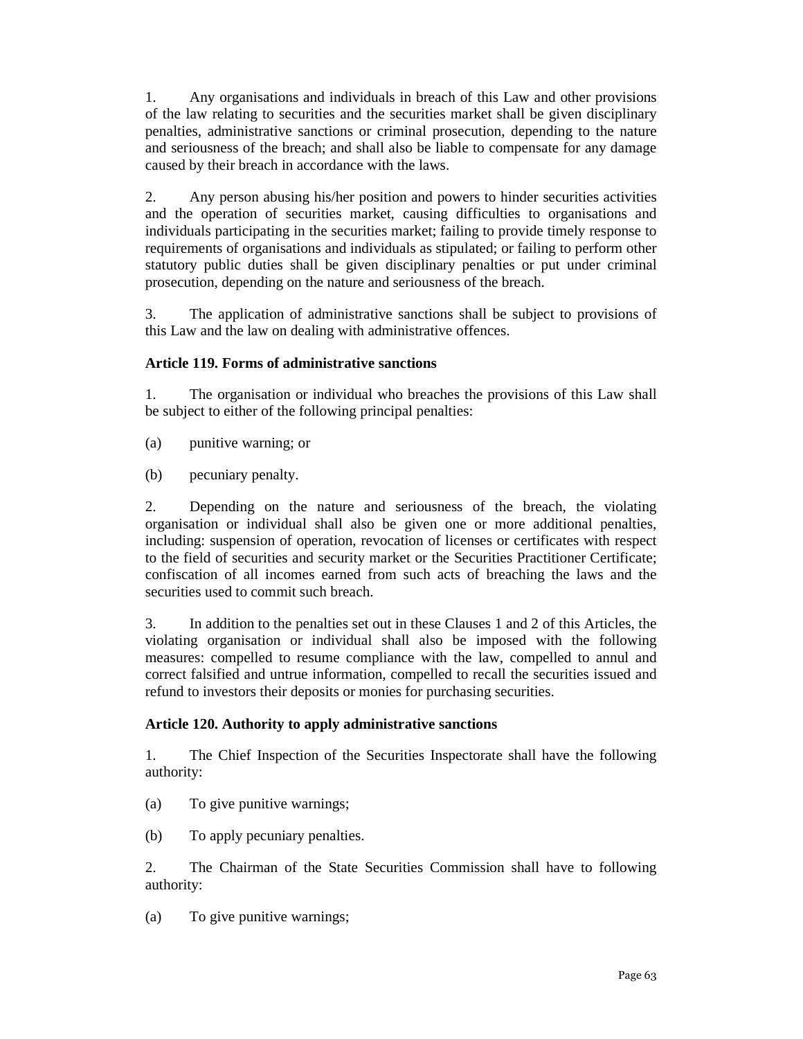1. Any organisations and individuals in breach of this Law and other provisions of the law relating to securities and the securities market shall be given disciplinary penalties, administrative sanctions or criminal prosecution, depending to the nature and seriousness of the breach; and shall also be liable to compensate for any damage caused by their breach in accordance with the laws.

2. Any person abusing his/her position and powers to hinder securities activities and the operation of securities market, causing difficulties to organisations and individuals participating in the securities market; failing to provide timely response to requirements of organisations and individuals as stipulated; or failing to perform other statutory public duties shall be given disciplinary penalties or put under criminal prosecution, depending on the nature and seriousness of the breach.

3. The application of administrative sanctions shall be subject to provisions of this Law and the law on dealing with administrative offences.

**Article 119. Forms of administrative sanctions**

1. The organisation or individual who breaches the provisions of this Law shall be subject to either of the following principal penalties:

(a) punitive warning; or

(b) pecuniary penalty.

2. Depending on the nature and seriousness of the breach, the violating organisation or individual shall also be given one or more additional penalties, including: suspension of operation, revocation of licenses or certificates with respect to the field of securities and security market or the Securities Practitioner Certificate; confiscation of all incomes earned from such acts of breaching the laws and the securities used to commit such breach.

3. In addition to the penalties set out in these Clauses 1 and 2 of this Articles, the violating organisation or individual shall also be imposed with the following measures: compelled to resume compliance with the law, compelled to annul and correct falsified and untrue information, compelled to recall the securities issued and refund to investors their deposits or monies for purchasing securities.

**Article 120. Authority to apply administrative sanctions**

1. The Chief Inspection of the Securities Inspectorate shall have the following authority:

(a) To give punitive warnings;

(b) To apply pecuniary penalties.

2. The Chairman of the State Securities Commission shall have to following authority:

(a) To give punitive warnings;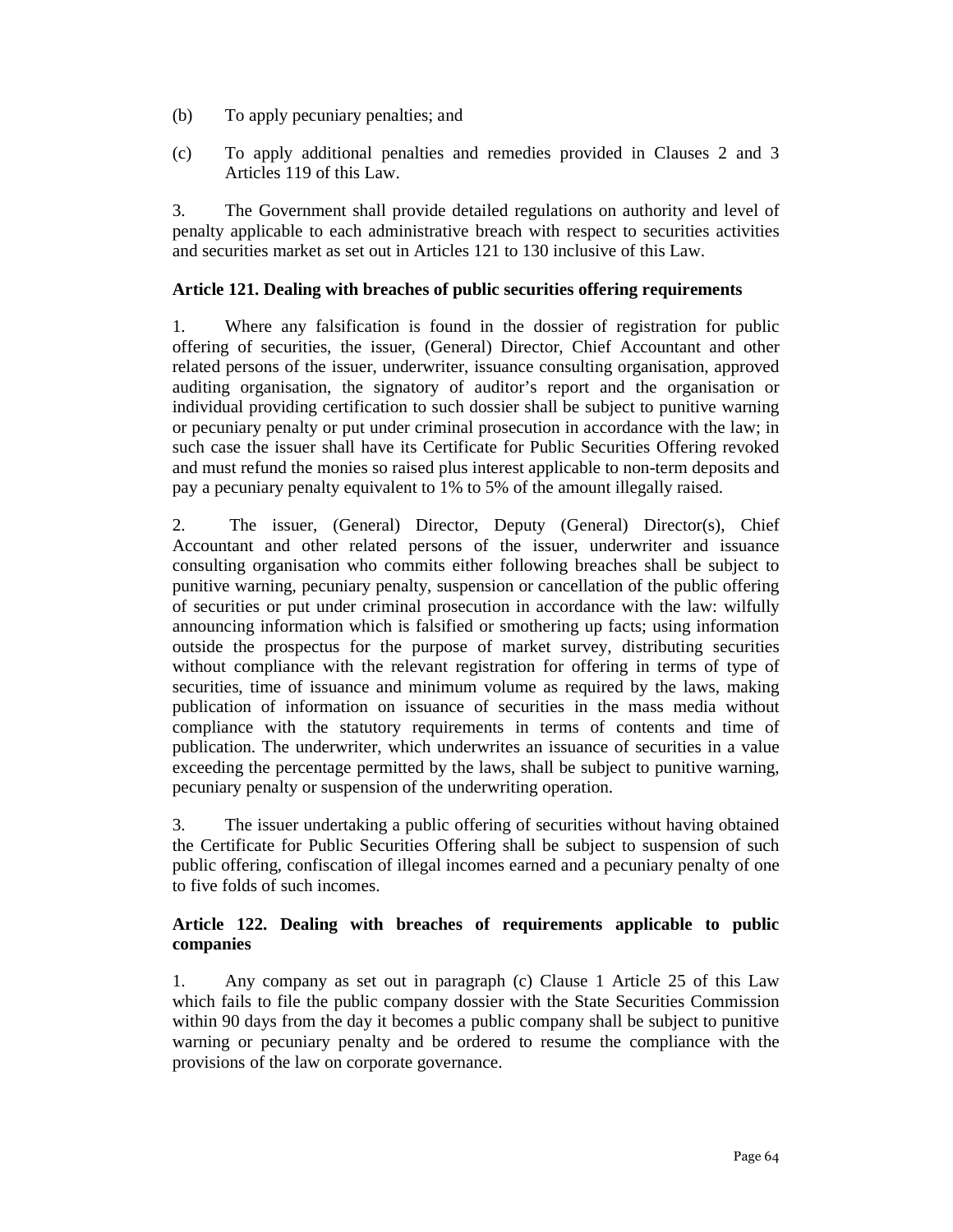(b) To apply pecuniary penalties; and

(c) To apply additional penalties and remedies provided in Clauses 2 and 3 Articles 119 of this Law.

3. The Government shall provide detailed regulations on authority and level of penalty applicable to each administrative breach with respect to securities activities and securities market as set out in Articles 121 to 130 inclusive of this Law.

**Article 121. Dealing with breaches of public securities offering requirements**

1. Where any falsification is found in the dossier of registration for public offering of securities, the issuer, (General) Director, Chief Accountant and other related persons of the issuer, underwriter, issuance consulting organisation, approved auditing organisation, the signatory of auditor's report and the organisation or individual providing certification to such dossier shall be subject to punitive warning or pecuniary penalty or put under criminal prosecution in accordance with the law; in such case the issuer shall have its Certificate for Public Securities Offering revoked and must refund the monies so raised plus interest applicable to non-term deposits and pay a pecuniary penalty equivalent to 1% to 5% of the amount illegally raised.

2. The issuer, (General) Director, Deputy (General) Director(s), Chief Accountant and other related persons of the issuer, underwriter and issuance consulting organisation who commits either following breaches shall be subject to punitive warning, pecuniary penalty, suspension or cancellation of the public offering of securities or put under criminal prosecution in accordance with the law: wilfully announcing information which is falsified or smothering up facts; using information outside the prospectus for the purpose of market survey, distributing securities without compliance with the relevant registration for offering in terms of type of securities, time of issuance and minimum volume as required by the laws, making publication of information on issuance of securities in the mass media without compliance with the statutory requirements in terms of contents and time of publication. The underwriter, which underwrites an issuance of securities in a value exceeding the percentage permitted by the laws, shall be subject to punitive warning, pecuniary penalty or suspension of the underwriting operation.

3. The issuer undertaking a public offering of securities without having obtained the Certificate for Public Securities Offering shall be subject to suspension of such public offering, confiscation of illegal incomes earned and a pecuniary penalty of one to five folds of such incomes.

**Article 122. Dealing with breaches of requirements applicable to public companies**

1. Any company as set out in paragraph (c) Clause 1 Article 25 of this Law which fails to file the public company dossier with the State Securities Commission within 90 days from the day it becomes a public company shall be subject to punitive warning or pecuniary penalty and be ordered to resume the compliance with the provisions of the law on corporate governance.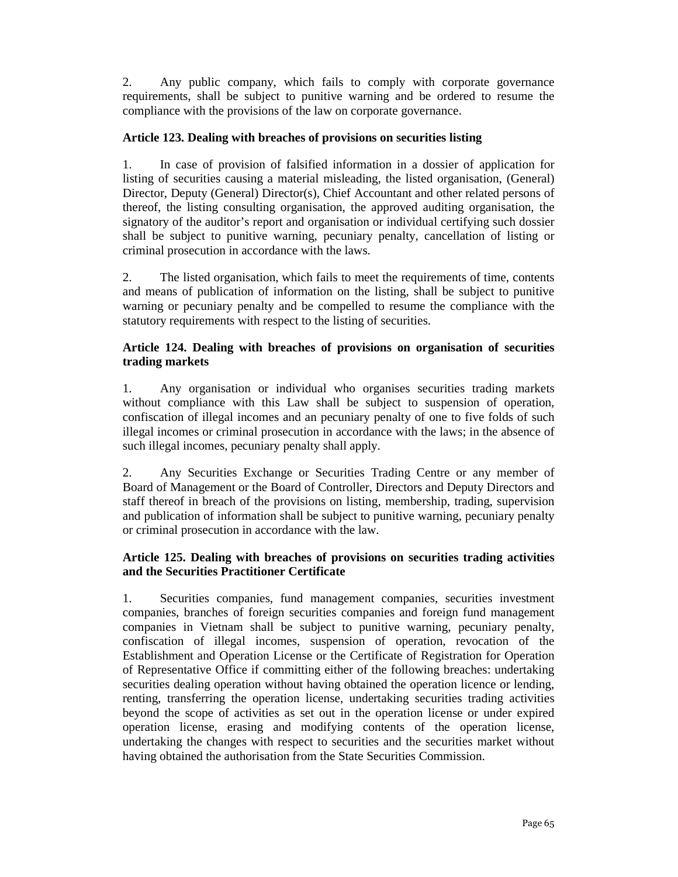2. Any public company, which fails to comply with corporate governance requirements, shall be subject to punitive warning and be ordered to resume the compliance with the provisions of the law on corporate governance.

**Article 123. Dealing with breaches of provisions on securities listing**

1. In case of provision of falsified information in a dossier of application for listing of securities causing a material misleading, the listed organisation, (General) Director, Deputy (General) Director(s), Chief Accountant and other related persons of thereof, the listing consulting organisation, the approved auditing organisation, the signatory of the auditor's report and organisation or individual certifying such dossier shall be subject to punitive warning, pecuniary penalty, cancellation of listing or criminal prosecution in accordance with the laws.

2. The listed organisation, which fails to meet the requirements of time, contents and means of publication of information on the listing, shall be subject to punitive warning or pecuniary penalty and be compelled to resume the compliance with the statutory requirements with respect to the listing of securities.

**Article 124. Dealing with breaches of provisions on organisation of securities trading markets**

1. Any organisation or individual who organises securities trading markets without compliance with this Law shall be subject to suspension of operation, confiscation of illegal incomes and an pecuniary penalty of one to five folds of such illegal incomes or criminal prosecution in accordance with the laws; in the absence of such illegal incomes, pecuniary penalty shall apply.

2. Any Securities Exchange or Securities Trading Centre or any member of Board of Management or the Board of Controller, Directors and Deputy Directors and staff thereof in breach of the provisions on listing, membership, trading, supervision and publication of information shall be subject to punitive warning, pecuniary penalty or criminal prosecution in accordance with the law.

**Article 125. Dealing with breaches of provisions on securities trading activities and the Securities Practitioner Certificate**

1. Securities companies, fund management companies, securities investment companies, branches of foreign securities companies and foreign fund management companies in Vietnam shall be subject to punitive warning, pecuniary penalty, confiscation of illegal incomes, suspension of operation, revocation of the Establishment and Operation License or the Certificate of Registration for Operation of Representative Office if committing either of the following breaches: undertaking securities dealing operation without having obtained the operation licence or lending, renting, transferring the operation license, undertaking securities trading activities beyond the scope of activities as set out in the operation license or under expired operation license, erasing and modifying contents of the operation license, undertaking the changes with respect to securities and the securities market without having obtained the authorisation from the State Securities Commission.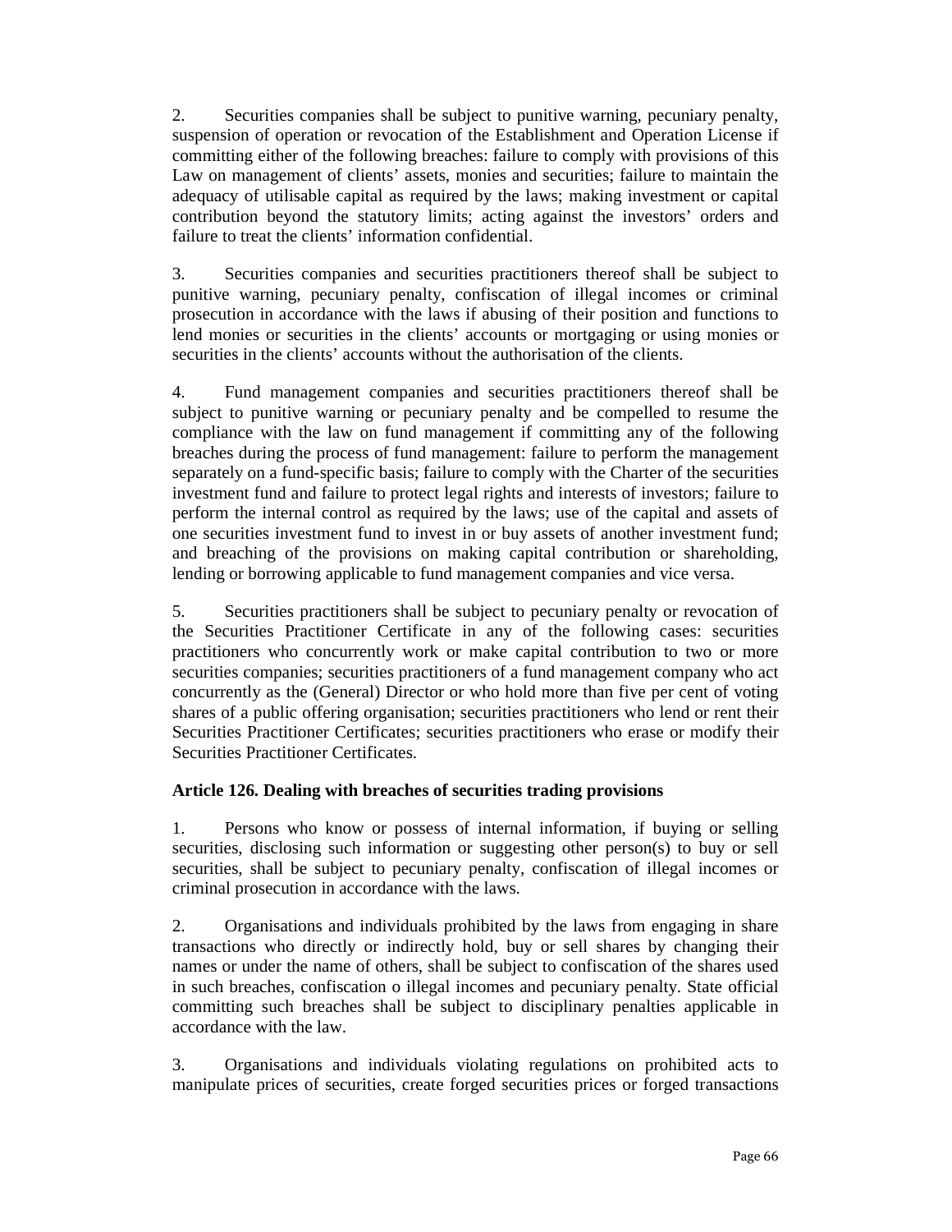2. Securities companies shall be subject to punitive warning, pecuniary penalty, suspension of operation or revocation of the Establishment and Operation License if committing either of the following breaches: failure to comply with provisions of this Law on management of clients' assets, monies and securities; failure to maintain the adequacy of utilisable capital as required by the laws; making investment or capital contribution beyond the statutory limits; acting against the investors' orders and failure to treat the clients' information confidential.

3. Securities companies and securities practitioners thereof shall be subject to punitive warning, pecuniary penalty, confiscation of illegal incomes or criminal prosecution in accordance with the laws if abusing of their position and functions to lend monies or securities in the clients' accounts or mortgaging or using monies or securities in the clients' accounts without the authorisation of the clients.

4. Fund management companies and securities practitioners thereof shall be subject to punitive warning or pecuniary penalty and be compelled to resume the compliance with the law on fund management if committing any of the following breaches during the process of fund management: failure to perform the management separately on a fund-specific basis; failure to comply with the Charter of the securities investment fund and failure to protect legal rights and interests of investors; failure to perform the internal control as required by the laws; use of the capital and assets of one securities investment fund to invest in or buy assets of another investment fund; and breaching of the provisions on making capital contribution or shareholding, lending or borrowing applicable to fund management companies and vice versa.

5. Securities practitioners shall be subject to pecuniary penalty or revocation of the Securities Practitioner Certificate in any of the following cases: securities practitioners who concurrently work or make capital contribution to two or more securities companies; securities practitioners of a fund management company who act concurrently as the (General) Director or who hold more than five per cent of voting shares of a public offering organisation; securities practitioners who lend or rent their Securities Practitioner Certificates; securities practitioners who erase or modify their Securities Practitioner Certificates.

**Article 126. Dealing with breaches of securities trading provisions**

1. Persons who know or possess of internal information, if buying or selling securities, disclosing such information or suggesting other person(s) to buy or sell securities, shall be subject to pecuniary penalty, confiscation of illegal incomes or criminal prosecution in accordance with the laws.

2. Organisations and individuals prohibited by the laws from engaging in share transactions who directly or indirectly hold, buy or sell shares by changing their names or under the name of others, shall be subject to confiscation of the shares used in such breaches, confiscation o illegal incomes and pecuniary penalty. State official committing such breaches shall be subject to disciplinary penalties applicable in accordance with the law.

3. Organisations and individuals violating regulations on prohibited acts to manipulate prices of securities, create forged securities prices or forged transactions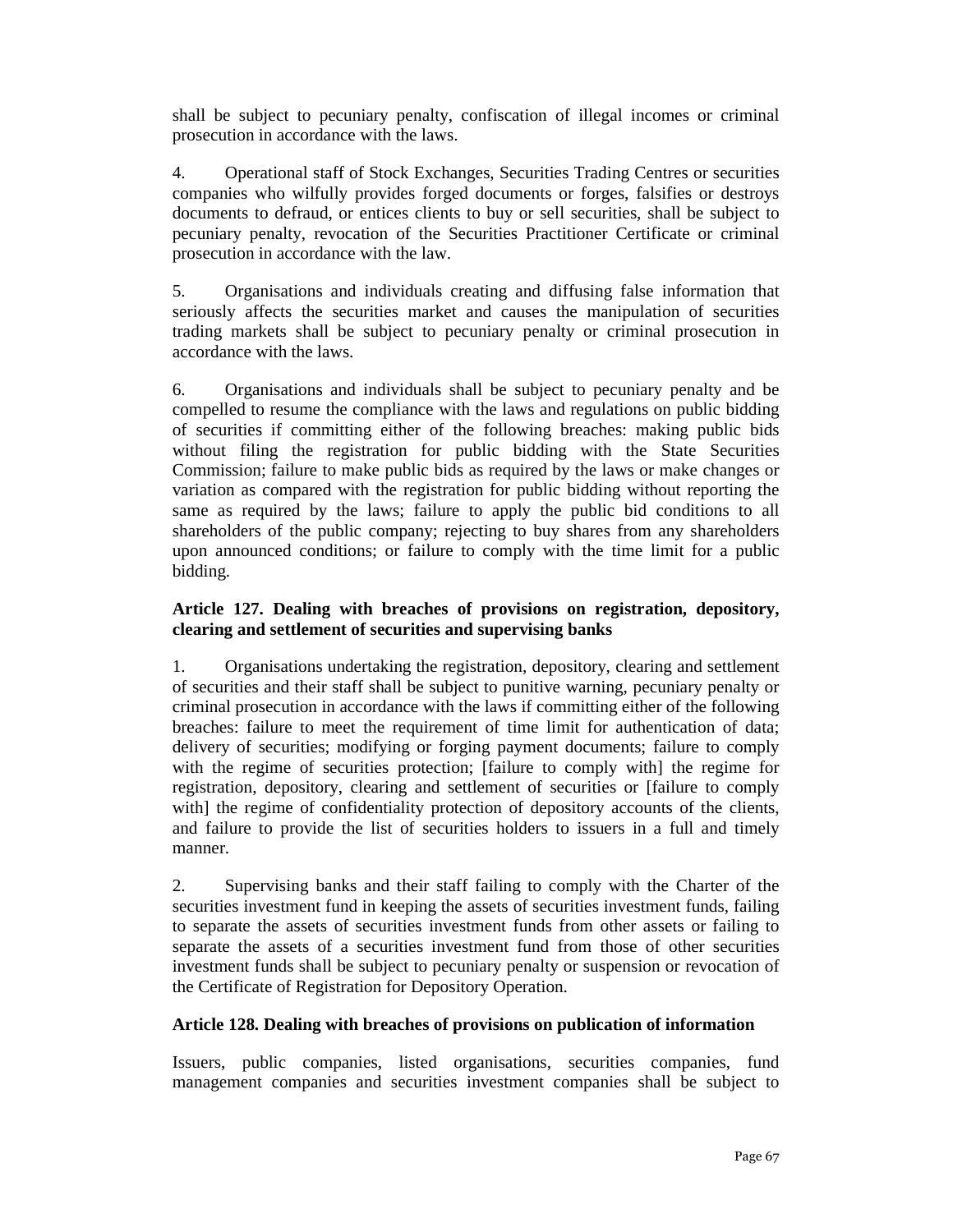shall be subject to pecuniary penalty, confiscation of illegal incomes or criminal prosecution in accordance with the laws.

4. Operational staff of Stock Exchanges, Securities Trading Centres or securities companies who wilfully provides forged documents or forges, falsifies or destroys documents to defraud, or entices clients to buy or sell securities, shall be subject to pecuniary penalty, revocation of the Securities Practitioner Certificate or criminal prosecution in accordance with the law.

5. Organisations and individuals creating and diffusing false information that seriously affects the securities market and causes the manipulation of securities trading markets shall be subject to pecuniary penalty or criminal prosecution in accordance with the laws.

6. Organisations and individuals shall be subject to pecuniary penalty and be compelled to resume the compliance with the laws and regulations on public bidding of securities if committing either of the following breaches: making public bids without filing the registration for public bidding with the State Securities Commission; failure to make public bids as required by the laws or make changes or variation as compared with the registration for public bidding without reporting the same as required by the laws; failure to apply the public bid conditions to all shareholders of the public company; rejecting to buy shares from any shareholders upon announced conditions; or failure to comply with the time limit for a public bidding.

**Article 127. Dealing with breaches of provisions on registration, depository, clearing and settlement of securities and supervising banks**

1. Organisations undertaking the registration, depository, clearing and settlement of securities and their staff shall be subject to punitive warning, pecuniary penalty or criminal prosecution in accordance with the laws if committing either of the following breaches: failure to meet the requirement of time limit for authentication of data; delivery of securities; modifying or forging payment documents; failure to comply with the regime of securities protection; [failure to comply with] the regime for registration, depository, clearing and settlement of securities or [failure to comply with] the regime of confidentiality protection of depository accounts of the clients, and failure to provide the list of securities holders to issuers in a full and timely manner.

2. Supervising banks and their staff failing to comply with the Charter of the securities investment fund in keeping the assets of securities investment funds, failing to separate the assets of securities investment funds from other assets or failing to separate the assets of a securities investment fund from those of other securities investment funds shall be subject to pecuniary penalty or suspension or revocation of the Certificate of Registration for Depository Operation.

**Article 128. Dealing with breaches of provisions on publication of information**

Issuers, public companies, listed organisations, securities companies, fund management companies and securities investment companies shall be subject to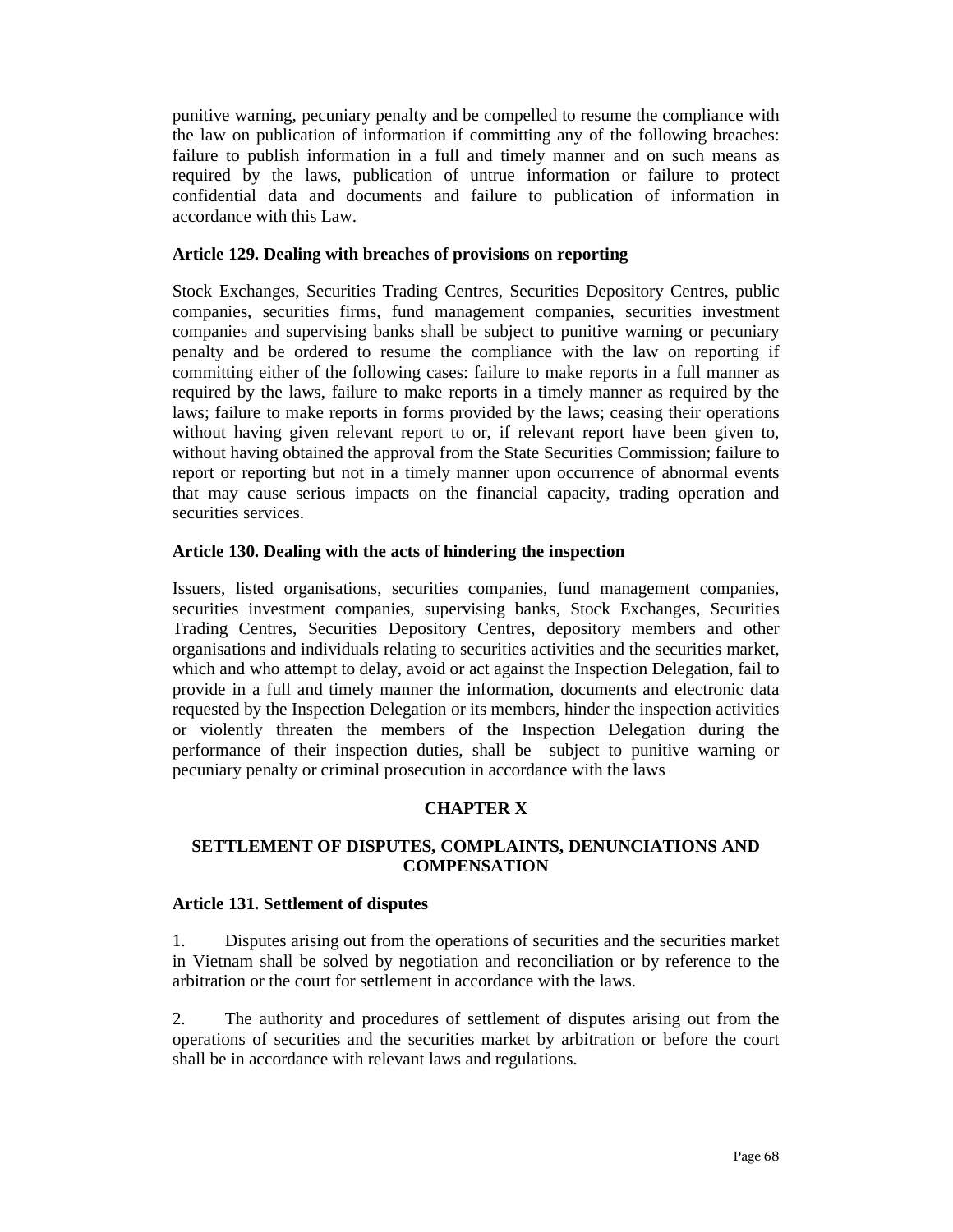punitive warning, pecuniary penalty and be compelled to resume the compliance with the law on publication of information if committing any of the following breaches: failure to publish information in a full and timely manner and on such means as required by the laws, publication of untrue information or failure to protect confidential data and documents and failure to publication of information in accordance with this Law.

**Article 129. Dealing with breaches of provisions on reporting**

Stock Exchanges, Securities Trading Centres, Securities Depository Centres, public companies, securities firms, fund management companies, securities investment companies and supervising banks shall be subject to punitive warning or pecuniary penalty and be ordered to resume the compliance with the law on reporting if committing either of the following cases: failure to make reports in a full manner as required by the laws, failure to make reports in a timely manner as required by the laws; failure to make reports in forms provided by the laws; ceasing their operations without having given relevant report to or, if relevant report have been given to, without having obtained the approval from the State Securities Commission; failure to report or reporting but not in a timely manner upon occurrence of abnormal events that may cause serious impacts on the financial capacity, trading operation and securities services.

**Article 130. Dealing with the acts of hindering the inspection**

Issuers, listed organisations, securities companies, fund management companies, securities investment companies, supervising banks, Stock Exchanges, Securities Trading Centres, Securities Depository Centres, depository members and other organisations and individuals relating to securities activities and the securities market, which and who attempt to delay, avoid or act against the Inspection Delegation, fail to provide in a full and timely manner the information, documents and electronic data requested by the Inspection Delegation or its members, hinder the inspection activities or violently threaten the members of the Inspection Delegation during the performance of their inspection duties, shall be subject to punitive warning or pecuniary penalty or criminal prosecution in accordance with the laws

## CHAPTER X

## SETTLEMENT OF DISPUTES, COMPLAINTS, DENUNCIATIONS AND COMPENSATION

**Article 131. Settlement of disputes**

1. Disputes arising out from the operations of securities and the securities market in Vietnam shall be solved by negotiation and reconciliation or by reference to the arbitration or the court for settlement in accordance with the laws.

2. The authority and procedures of settlement of disputes arising out from the operations of securities and the securities market by arbitration or before the court shall be in accordance with relevant laws and regulations.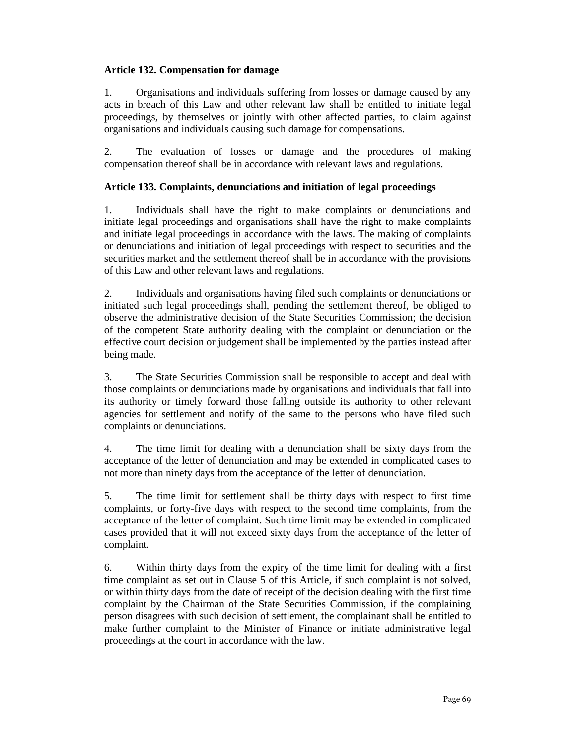**Article 132. Compensation for damage**

1. Organisations and individuals suffering from losses or damage caused by any acts in breach of this Law and other relevant law shall be entitled to initiate legal proceedings, by themselves or jointly with other affected parties, to claim against organisations and individuals causing such damage for compensations.

2. The evaluation of losses or damage and the procedures of making compensation thereof shall be in accordance with relevant laws and regulations.

**Article 133. Complaints, denunciations and initiation of legal proceedings**

1. Individuals shall have the right to make complaints or denunciations and initiate legal proceedings and organisations shall have the right to make complaints and initiate legal proceedings in accordance with the laws. The making of complaints or denunciations and initiation of legal proceedings with respect to securities and the securities market and the settlement thereof shall be in accordance with the provisions of this Law and other relevant laws and regulations.

2. Individuals and organisations having filed such complaints or denunciations or initiated such legal proceedings shall, pending the settlement thereof, be obliged to observe the administrative decision of the State Securities Commission; the decision of the competent State authority dealing with the complaint or denunciation or the effective court decision or judgement shall be implemented by the parties instead after being made.

3. The State Securities Commission shall be responsible to accept and deal with those complaints or denunciations made by organisations and individuals that fall into its authority or timely forward those falling outside its authority to other relevant agencies for settlement and notify of the same to the persons who have filed such complaints or denunciations.

4. The time limit for dealing with a denunciation shall be sixty days from the acceptance of the letter of denunciation and may be extended in complicated cases to not more than ninety days from the acceptance of the letter of denunciation.

5. The time limit for settlement shall be thirty days with respect to first time complaints, or forty-five days with respect to the second time complaints, from the acceptance of the letter of complaint. Such time limit may be extended in complicated cases provided that it will not exceed sixty days from the acceptance of the letter of complaint.

6. Within thirty days from the expiry of the time limit for dealing with a first time complaint as set out in Clause 5 of this Article, if such complaint is not solved, or within thirty days from the date of receipt of the decision dealing with the first time complaint by the Chairman of the State Securities Commission, if the complaining person disagrees with such decision of settlement, the complainant shall be entitled to make further complaint to the Minister of Finance or initiate administrative legal proceedings at the court in accordance with the law.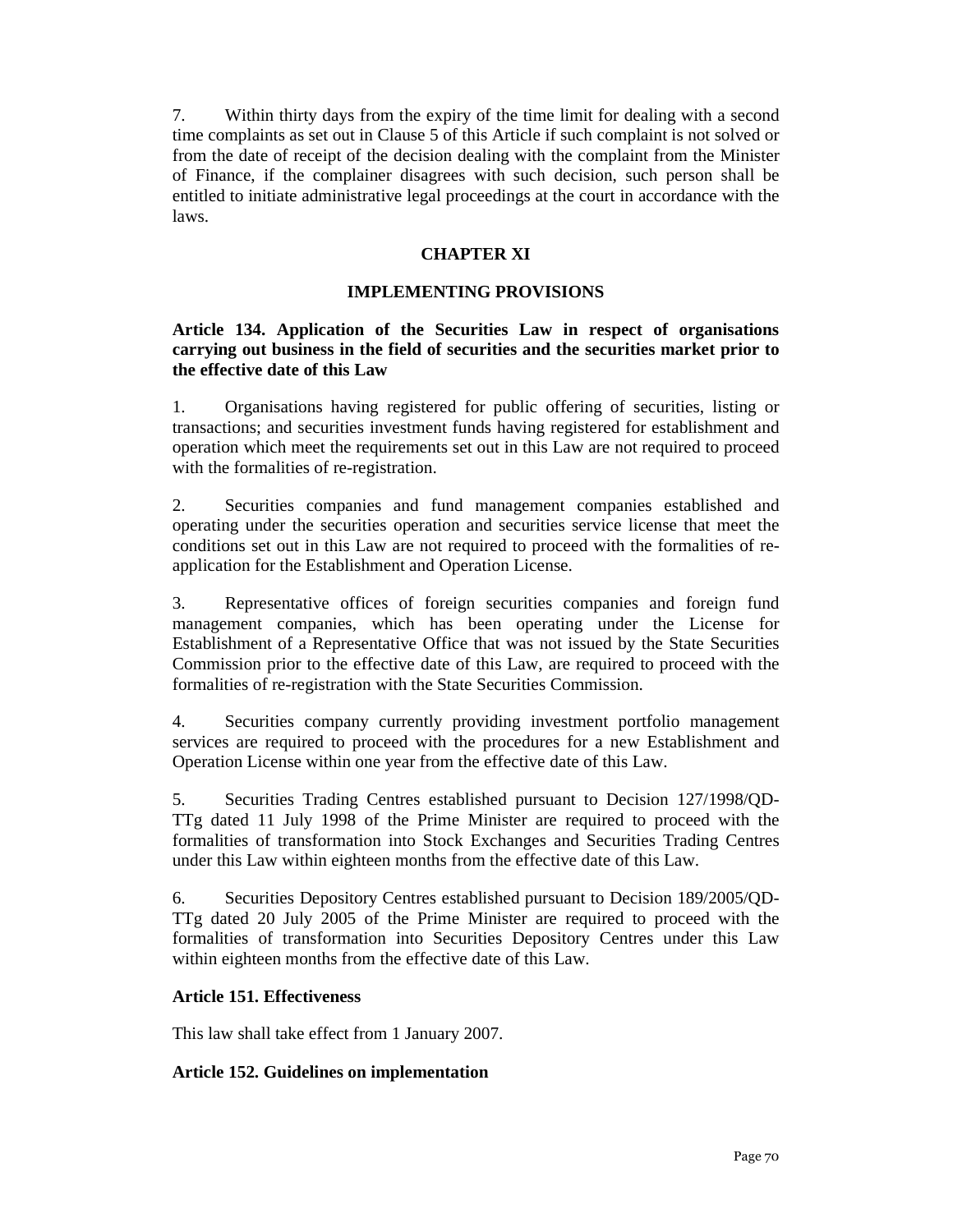7. Within thirty days from the expiry of the time limit for dealing with a second time complaints as set out in Clause 5 of this Article if such complaint is not solved or from the date of receipt of the decision dealing with the complaint from the Minister of Finance, if the complainer disagrees with such decision, such person shall be entitled to initiate administrative legal proceedings at the court in accordance with the laws.

## CHAPTER XI

## IMPLEMENTING PROVISIONS

### Article 134. Application of the Securities Law in respect of organisations carrying out business in the field of securities and the securities market prior to the effective date of this Law

1. Organisations having registered for public offering of securities, listing or transactions; and securities investment funds having registered for establishment and operation which meet the requirements set out in this Law are not required to proceed with the formalities of re-registration.

2. Securities companies and fund management companies established and operating under the securities operation and securities service license that meet the conditions set out in this Law are not required to proceed with the formalities of re-application for the Establishment and Operation License.

3. Representative offices of foreign securities companies and foreign fund management companies, which has been operating under the License for Establishment of a Representative Office that was not issued by the State Securities Commission prior to the effective date of this Law, are required to proceed with the formalities of re-registration with the State Securities Commission.

4. Securities company currently providing investment portfolio management services are required to proceed with the procedures for a new Establishment and Operation License within one year from the effective date of this Law.

5. Securities Trading Centres established pursuant to Decision 127/1998/QD-TTg dated 11 July 1998 of the Prime Minister are required to proceed with the formalities of transformation into Stock Exchanges and Securities Trading Centres under this Law within eighteen months from the effective date of this Law.

6. Securities Depository Centres established pursuant to Decision 189/2005/QD-TTg dated 20 July 2005 of the Prime Minister are required to proceed with the formalities of transformation into Securities Depository Centres under this Law within eighteen months from the effective date of this Law.

### Article 151. Effectiveness

This law shall take effect from 1 January 2007.

### Article 152. Guidelines on implementation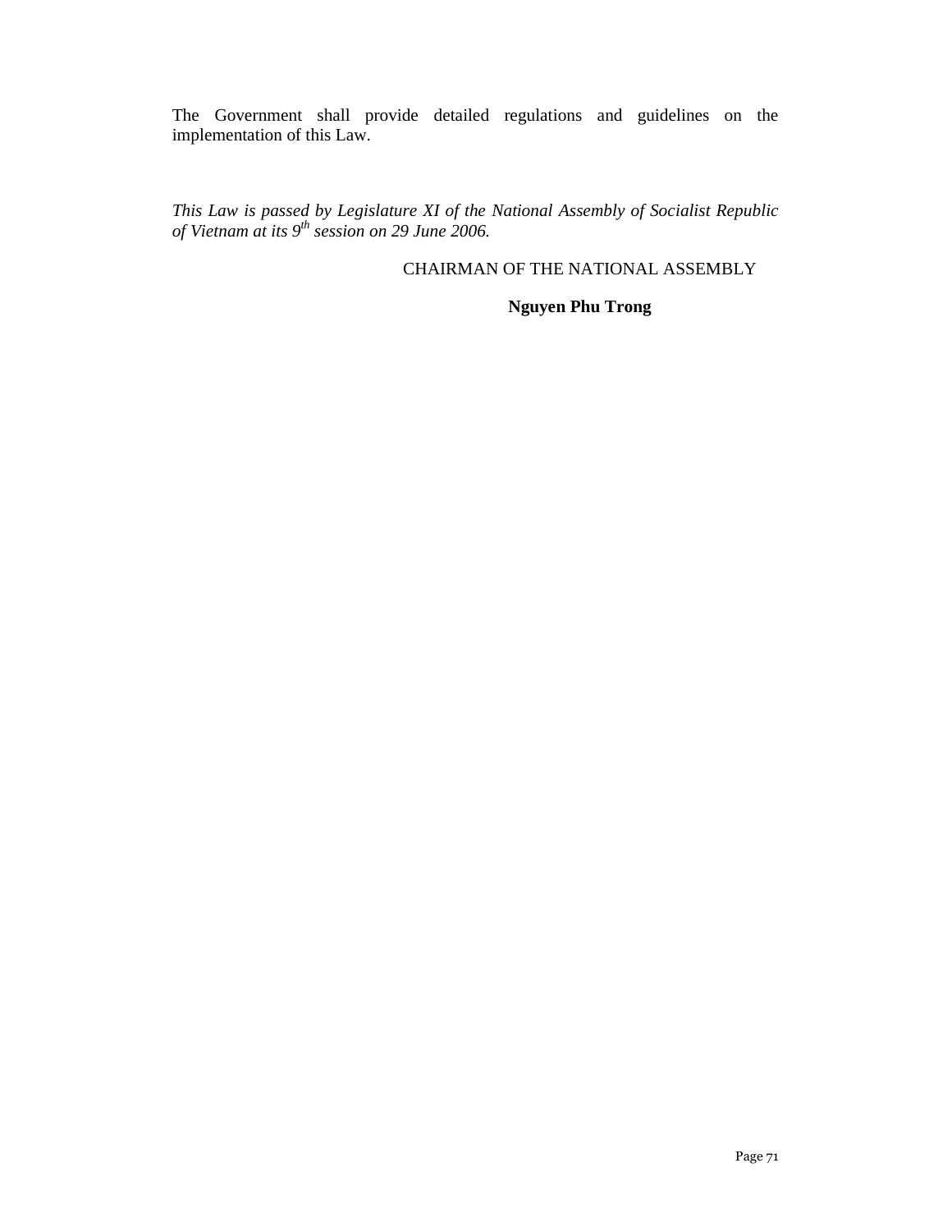The Government shall provide detailed regulations and guidelines on the implementation of this Law.

*This Law is passed by Legislature XI of the National Assembly of Socialist Republic of Vietnam at its 9th session on 29 June 2006.*

CHAIRMAN OF THE NATIONAL ASSEMBLY

**Nguyen Phu Trong**